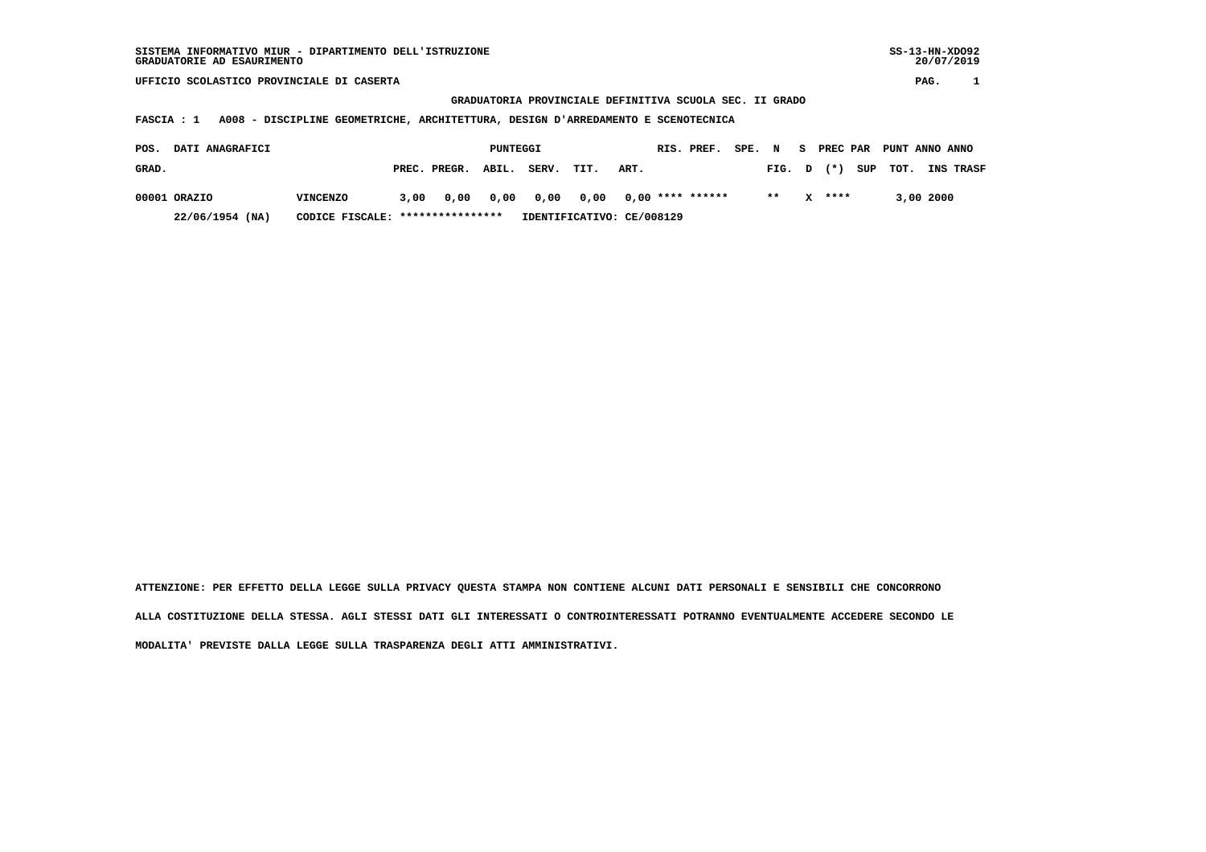SISTEMA INFORMATIVO MIUR - DIPARTIMENTO DELL'ISTRUZIONE
GRADUATORIE AD ESAURIMENTO

SS-13-HN-XDO92
20/07/2019

UFFICIO SCOLASTICO PROVINCIALE DI CASERTA

## GRADUATORIA PROVINCIALE DEFINITIVA SCUOLA SEC. II GRADO

**FASCIA : 1 A008 - DISCIPLINE GEOMETRICHE, ARCHITETTURA, DESIGN D'ARREDAMENTO E SCENOTECNICA**

| POS. GRAD. | DATI ANAGRAFICI | | PUNTEGGI PREC. | PREGR. | ABIL. | SERV. | TIT. | ART. | RIS. | PREF. | SPE. | N FIG. | S D | PREC (\*) | PAR SUP | PUNT TOT. | ANNO INS | ANNO TRASF |
|---|---|---|---|---|---|---|---|---|---|---|---|---|---|---|---|---|---|---|
| 00001 | ORAZIO | VINCENZO | 3,00 | 0,00 | 0,00 | 0,00 | 0,00 | 0,00 | **** | ****** | | ** | X | **** | | 3,00 | 2000 | |
| | 22/06/1954 (NA) | CODICE FISCALE: **************** | IDENTIFICATIVO: CE/008129 | | | | | | | | | | | | | | | |

ATTENZIONE: PER EFFETTO DELLA LEGGE SULLA PRIVACY QUESTA STAMPA NON CONTIENE ALCUNI DATI PERSONALI E SENSIBILI CHE CONCORRONO ALLA COSTITUZIONE DELLA STESSA. AGLI STESSI DATI GLI INTERESSATI O CONTROINTERESSATI POTRANNO EVENTUALMENTE ACCEDERE SECONDO LE MODALITA' PREVISTE DALLA LEGGE SULLA TRASPARENZA DEGLI ATTI AMMINISTRATIVI.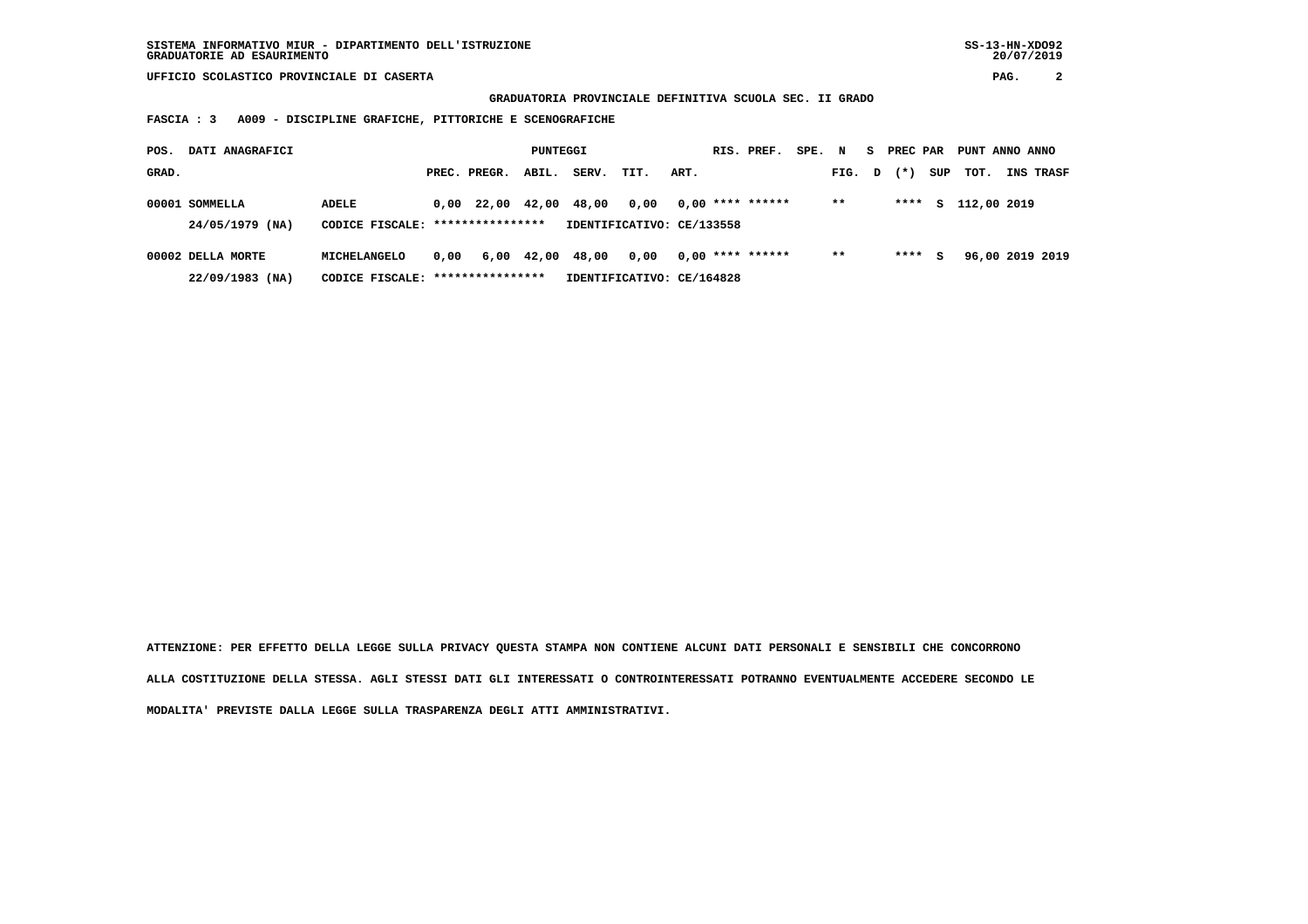SISTEMA INFORMATIVO MIUR - DIPARTIMENTO DELL'ISTRUZIONE
GRADUATORIE AD ESAURIMENTO

UFFICIO SCOLASTICO PROVINCIALE DI CASERTA

**GRADUATORIA PROVINCIALE DEFINITIVA SCUOLA SEC. II GRADO**

**FASCIA : 3 A009 - DISCIPLINE GRAFICHE, PITTORICHE E SCENOGRAFICHE**

| POS. GRAD. | DATI ANAGRAFICI | | PREC. | PREGR. | ABIL. | SERV. | TIT. | ART. | RIS. PREF. | SPE. | N FIG. | S D | PREC (*) | PAR SUP | PUNT TOT. | ANNO INS | ANNO TRASF |
|---|---|---|---|---|---|---|---|---|---|---|---|---|---|---|---|---|---|
| 00001 | SOMMELLA | ADELE | 0,00 | 22,00 | 42,00 | 48,00 | 0,00 | 0,00 | **** ****** | | ** | | **** | S | 112,00 | 2019 | |
| | 24/05/1979 (NA) | CODICE FISCALE: **************** | IDENTIFICATIVO: CE/133558 | | | | | | | | | | | | | | |
| 00002 | DELLA MORTE | MICHELANGELO | 0,00 | 6,00 | 42,00 | 48,00 | 0,00 | 0,00 | **** ****** | | ** | | **** | S | 96,00 | 2019 | 2019 |
| | 22/09/1983 (NA) | CODICE FISCALE: **************** | IDENTIFICATIVO: CE/164828 | | | | | | | | | | | | | | |

ATTENZIONE: PER EFFETTO DELLA LEGGE SULLA PRIVACY QUESTA STAMPA NON CONTIENE ALCUNI DATI PERSONALI E SENSIBILI CHE CONCORRONO ALLA COSTITUZIONE DELLA STESSA. AGLI STESSI DATI GLI INTERESSATI O CONTROINTERESSATI POTRANNO EVENTUALMENTE ACCEDERE SECONDO LE MODALITA' PREVISTE DALLA LEGGE SULLA TRASPARENZA DEGLI ATTI AMMINISTRATIVI.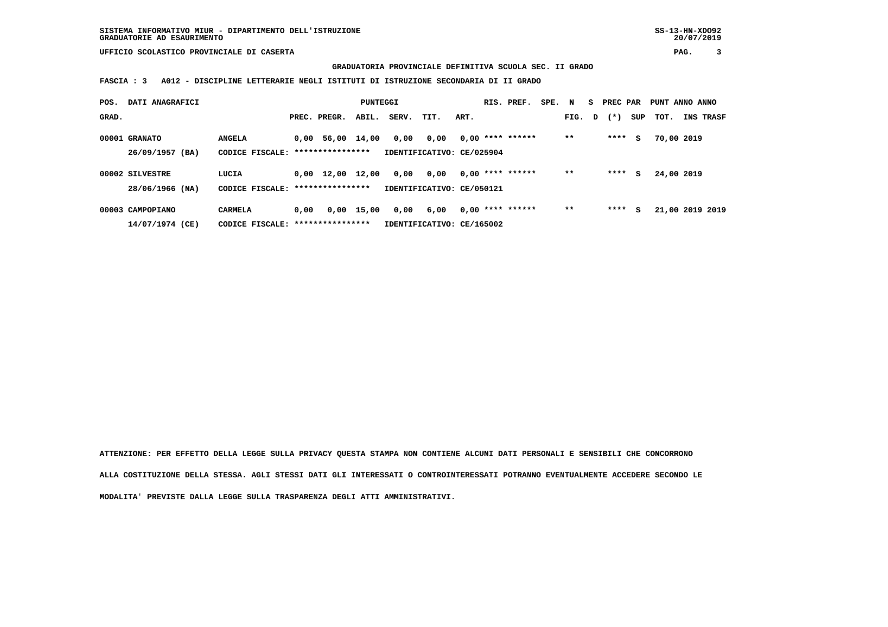SISTEMA INFORMATIVO MIUR - DIPARTIMENTO DELL'ISTRUZIONE
GRADUATORIE AD ESAURIMENTO

SS-13-HN-XDO92
20/07/2019

UFFICIO SCOLASTICO PROVINCIALE DI CASERTA

**GRADUATORIA PROVINCIALE DEFINITIVA SCUOLA SEC. II GRADO**

**FASCIA : 3 A012 - DISCIPLINE LETTERARIE NEGLI ISTITUTI DI ISTRUZIONE SECONDARIA DI II GRADO**

| POS. GRAD. | DATI ANAGRAFICI | | PREC. | PREGR. | ABIL. | SERV. | TIT. | ART. | RIS. PREF. | SPE. N FIG. | S D | PREC PAR (*) | SUP | PUNT TOT. | ANNO INS | ANNO TRASF |
|---|---|---|---|---|---|---|---|---|---|---|---|---|---|---|---|---|
| 00001 | GRANATO | ANGELA | 0,00 | 56,00 | 14,00 | 0,00 | 0,00 | 0,00 | **** ****** | ** | | **** | S | 70,00 | 2019 | |
| | 26/09/1957 (BA) | CODICE FISCALE: **************** | IDENTIFICATIVO: CE/025904 | | | | | | | | | | | | | |
| 00002 | SILVESTRE | LUCIA | 0,00 | 12,00 | 12,00 | 0,00 | 0,00 | 0,00 | **** ****** | ** | | **** | S | 24,00 | 2019 | |
| | 28/06/1966 (NA) | CODICE FISCALE: **************** | IDENTIFICATIVO: CE/050121 | | | | | | | | | | | | | |
| 00003 | CAMPOPIANO | CARMELA | 0,00 | 0,00 | 15,00 | 0,00 | 6,00 | 0,00 | **** ****** | ** | | **** | S | 21,00 | 2019 | 2019 |
| | 14/07/1974 (CE) | CODICE FISCALE: **************** | IDENTIFICATIVO: CE/165002 | | | | | | | | | | | | | |

**ATTENZIONE: PER EFFETTO DELLA LEGGE SULLA PRIVACY QUESTA STAMPA NON CONTIENE ALCUNI DATI PERSONALI E SENSIBILI CHE CONCORRONO ALLA COSTITUZIONE DELLA STESSA. AGLI STESSI DATI GLI INTERESSATI O CONTROINTERESSATI POTRANNO EVENTUALMENTE ACCEDERE SECONDO LE MODALITA' PREVISTE DALLA LEGGE SULLA TRASPARENZA DEGLI ATTI AMMINISTRATIVI.**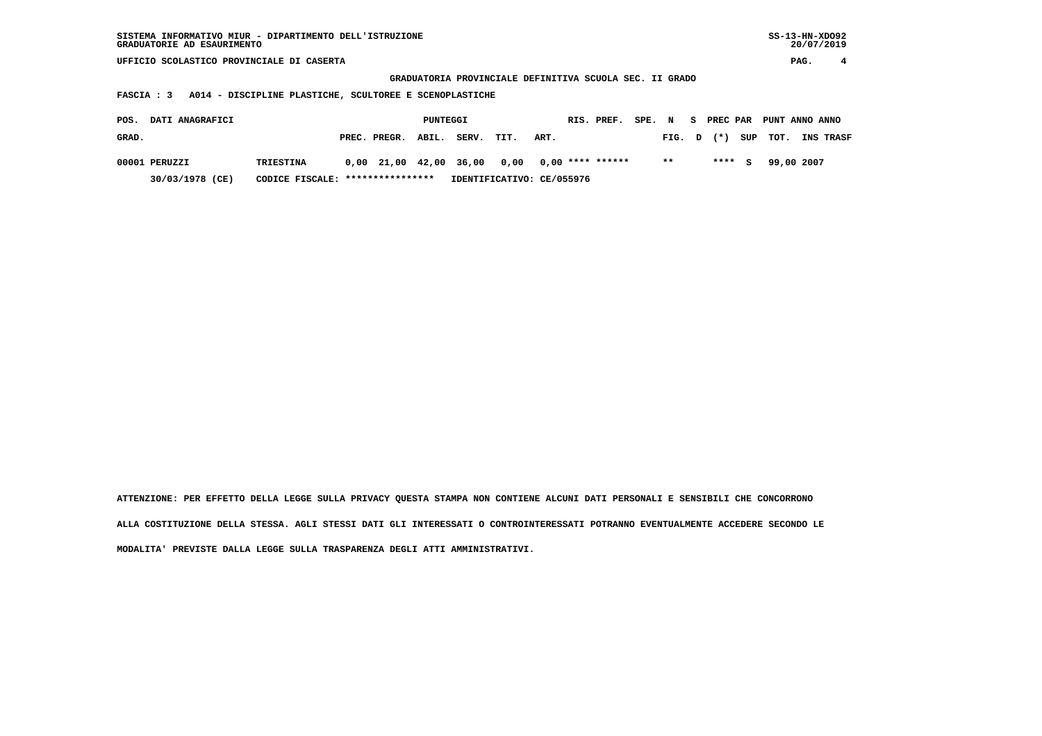SISTEMA INFORMATIVO MIUR - DIPARTIMENTO DELL'ISTRUZIONE
GRADUATORIE AD ESAURIMENTO

SS-13-HN-XDO92
20/07/2019

UFFICIO SCOLASTICO PROVINCIALE DI CASERTA

GRADUATORIA PROVINCIALE DEFINITIVA SCUOLA SEC. II GRADO

FASCIA : 3 A014 - DISCIPLINE PLASTICHE, SCULTOREE E SCENOPLASTICHE

| POS. GRAD. | DATI ANAGRAFICI | | PUNTEGGI PREC. | PREGR. | ABIL. | SERV. | TIT. | ART. | RIS. | PREF. | SPE. | N FIG. | S D | PREC (*) | PAR SUP | PUNT TOT. | ANNO INS | ANNO TRASF |
|---|---|---|---|---|---|---|---|---|---|---|---|---|---|---|---|---|---|---|
| 00001 | PERUZZI | TRIESTINA | 0,00 | 21,00 | 42,00 | 36,00 | 0,00 | 0,00 | **** | ****** | | ** | | **** | S | 99,00 | 2007 | |
| | 30/03/1978 (CE) | CODICE FISCALE: **************** | IDENTIFICATIVO: CE/055976 | | | | | | | | | | | | | | | |

ATTENZIONE: PER EFFETTO DELLA LEGGE SULLA PRIVACY QUESTA STAMPA NON CONTIENE ALCUNI DATI PERSONALI E SENSIBILI CHE CONCORRONO ALLA COSTITUZIONE DELLA STESSA. AGLI STESSI DATI GLI INTERESSATI O CONTROINTERESSATI POTRANNO EVENTUALMENTE ACCEDERE SECONDO LE MODALITA' PREVISTE DALLA LEGGE SULLA TRASPARENZA DEGLI ATTI AMMINISTRATIVI.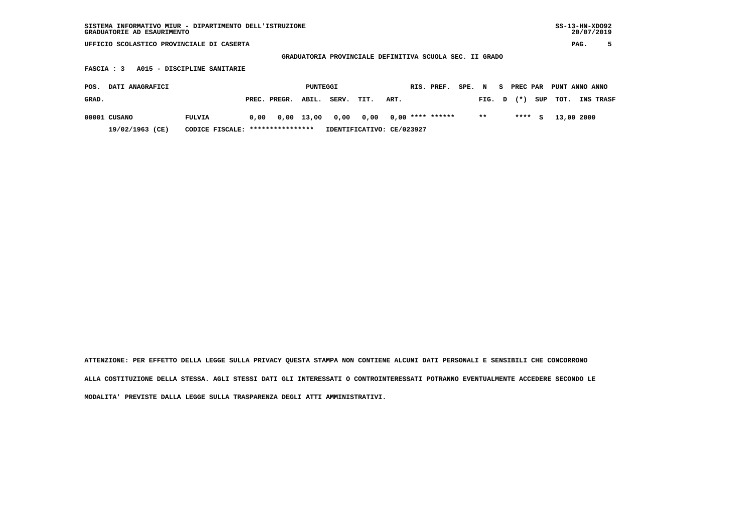SISTEMA INFORMATIVO MIUR - DIPARTIMENTO DELL'ISTRUZIONE
GRADUATORIE AD ESAURIMENTO

UFFICIO SCOLASTICO PROVINCIALE DI CASERTA

GRADUATORIA PROVINCIALE DEFINITIVA SCUOLA SEC. II GRADO

FASCIA : 3 A015 - DISCIPLINE SANITARIE

| POS. GRAD. | DATI ANAGRAFICI | | PUNTEGGI PREC. | PREGR. | ABIL. | SERV. | TIT. | ART. | RIS. | PREF. | SPE. FIG. | N D | S (*) | PREC PAR SUP | PUNT TOT. | ANNO INS | ANNO TRASF |
|---|---|---|---|---|---|---|---|---|---|---|---|---|---|---|---|---|---|
| 00001 | CUSANO | FULVIA | 0,00 | 0,00 | 13,00 | 0,00 | 0,00 | 0,00 | **** | ****** | ** | | **** | S | 13,00 | 2000 | |
| | 19/02/1963 (CE) | CODICE FISCALE: **************** | IDENTIFICATIVO: CE/023927 | | | | | | | | | | | | | | |

ATTENZIONE: PER EFFETTO DELLA LEGGE SULLA PRIVACY QUESTA STAMPA NON CONTIENE ALCUNI DATI PERSONALI E SENSIBILI CHE CONCORRONO ALLA COSTITUZIONE DELLA STESSA. AGLI STESSI DATI GLI INTERESSATI O CONTROINTERESSATI POTRANNO EVENTUALMENTE ACCEDERE SECONDO LE MODALITA' PREVISTE DALLA LEGGE SULLA TRASPARENZA DEGLI ATTI AMMINISTRATIVI.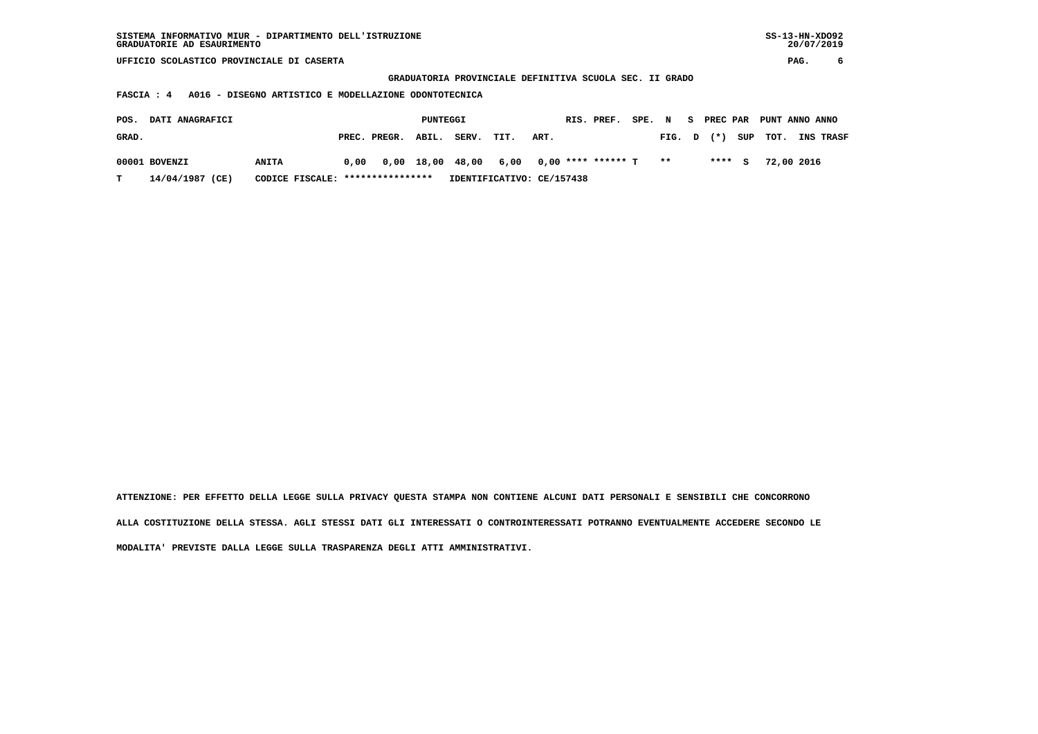SISTEMA INFORMATIVO MIUR - DIPARTIMENTO DELL'ISTRUZIONE
GRADUATORIE AD ESAURIMENTO

UFFICIO SCOLASTICO PROVINCIALE DI CASERTA

**GRADUATORIA PROVINCIALE DEFINITIVA SCUOLA SEC. II GRADO**

**FASCIA : 4 A016 - DISEGNO ARTISTICO E MODELLAZIONE ODONTOTECNICA**

| POS. GRAD. | DATI ANAGRAFICI | | PUNTEGGI PREC. | PREGR. | ABIL. | SERV. | TIT. | ART. | RIS. | PREF. | SPE. | N FIG. | S D | PREC PAR (*) | SUP | PUNT TOT. | ANNO INS | ANNO TRASF |
|---|---|---|---|---|---|---|---|---|---|---|---|---|---|---|---|---|---|---|
| 00001 | BOVENZI | ANITA | 0,00 | 0,00 | 18,00 | 48,00 | 6,00 | 0,00 | **** | ****** | T | ** | | **** | S | 72,00 | 2016 | |
| T | 14/04/1987 (CE) | CODICE FISCALE: **************** | IDENTIFICATIVO: CE/157438 | | | | | | | | | | | | | | | |

ATTENZIONE: PER EFFETTO DELLA LEGGE SULLA PRIVACY QUESTA STAMPA NON CONTIENE ALCUNI DATI PERSONALI E SENSIBILI CHE CONCORRONO ALLA COSTITUZIONE DELLA STESSA. AGLI STESSI DATI GLI INTERESSATI O CONTROINTERESSATI POTRANNO EVENTUALMENTE ACCEDERE SECONDO LE MODALITA' PREVISTE DALLA LEGGE SULLA TRASPARENZA DEGLI ATTI AMMINISTRATIVI.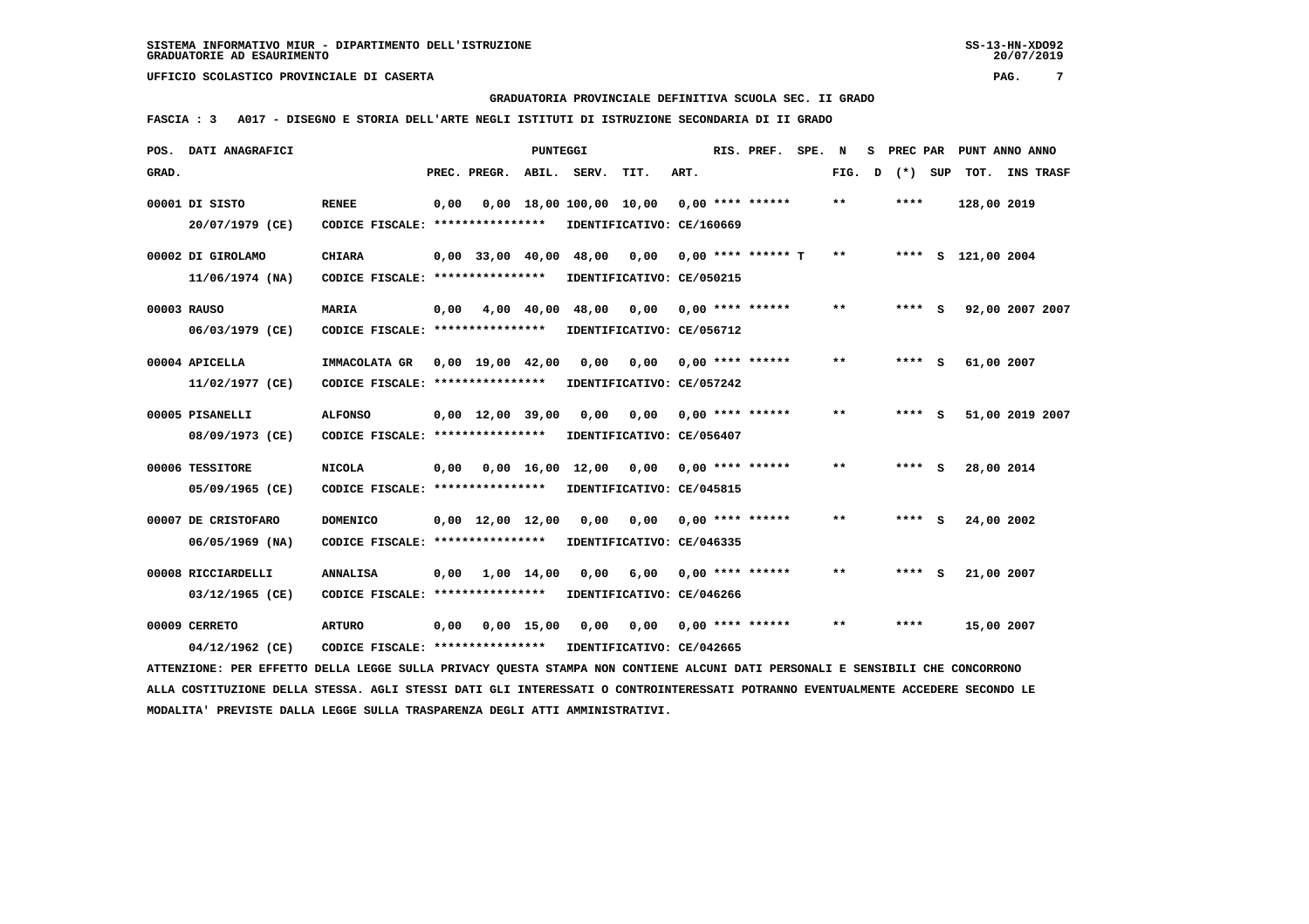SISTEMA INFORMATIVO MIUR - DIPARTIMENTO DELL'ISTRUZIONE
GRADUATORIE AD ESAURIMENTO

UFFICIO SCOLASTICO PROVINCIALE DI CASERTA

GRADUATORIA PROVINCIALE DEFINITIVA SCUOLA SEC. II GRADO

FASCIA : 3 A017 - DISEGNO E STORIA DELL'ARTE NEGLI ISTITUTI DI ISTRUZIONE SECONDARIA DI II GRADO

| POS. GRAD. | DATI ANAGRAFICI | | PREC. | PREGR. | ABIL. | SERV. | TIT. | ART. | RIS. PREF. | SPE. | N FIG. | S D | PREC PAR (*) | SUP | PUNT TOT. | ANNO INS | ANNO TRASF |
|---|---|---|---|---|---|---|---|---|---|---|---|---|---|---|---|---|---|
| 00001 | DI SISTO 20/07/1979 (CE) | RENEE CODICE FISCALE: **************** IDENTIFICATIVO: CE/160669 | 0,00 | 0,00 | 18,00 | 100,00 | 10,00 | 0,00 | **** ****** | | ** | | **** | | 128,00 | 2019 | |
| 00002 | DI GIROLAMO 11/06/1974 (NA) | CHIARA CODICE FISCALE: **************** IDENTIFICATIVO: CE/050215 | 0,00 | 33,00 | 40,00 | 48,00 | 0,00 | 0,00 | **** ****** | T | ** | | **** | S | 121,00 | 2004 | |
| 00003 | RAUSO 06/03/1979 (CE) | MARIA CODICE FISCALE: **************** IDENTIFICATIVO: CE/056712 | 0,00 | 4,00 | 40,00 | 48,00 | 0,00 | 0,00 | **** ****** | | ** | | **** | S | 92,00 | 2007 | 2007 |
| 00004 | APICELLA 11/02/1977 (CE) | IMMACOLATA GR CODICE FISCALE: **************** IDENTIFICATIVO: CE/057242 | 0,00 | 19,00 | 42,00 | 0,00 | 0,00 | 0,00 | **** ****** | | ** | | **** | S | 61,00 | 2007 | |
| 00005 | PISANELLI 08/09/1973 (CE) | ALFONSO CODICE FISCALE: **************** IDENTIFICATIVO: CE/056407 | 0,00 | 12,00 | 39,00 | 0,00 | 0,00 | 0,00 | **** ****** | | ** | | **** | S | 51,00 | 2019 | 2007 |
| 00006 | TESSITORE 05/09/1965 (CE) | NICOLA CODICE FISCALE: **************** IDENTIFICATIVO: CE/045815 | 0,00 | 0,00 | 16,00 | 12,00 | 0,00 | 0,00 | **** ****** | | ** | | **** | S | 28,00 | 2014 | |
| 00007 | DE CRISTOFARO 06/05/1969 (NA) | DOMENICO CODICE FISCALE: **************** IDENTIFICATIVO: CE/046335 | 0,00 | 12,00 | 12,00 | 0,00 | 0,00 | 0,00 | **** ****** | | ** | | **** | S | 24,00 | 2002 | |
| 00008 | RICCIARDELLI 03/12/1965 (CE) | ANNALISA CODICE FISCALE: **************** IDENTIFICATIVO: CE/046266 | 0,00 | 1,00 | 14,00 | 0,00 | 6,00 | 0,00 | **** ****** | | ** | | **** | S | 21,00 | 2007 | |
| 00009 | CERRETO 04/12/1962 (CE) | ARTURO CODICE FISCALE: **************** IDENTIFICATIVO: CE/042665 | 0,00 | 0,00 | 15,00 | 0,00 | 0,00 | 0,00 | **** ****** | | ** | | **** | | 15,00 | 2007 | |

ATTENZIONE: PER EFFETTO DELLA LEGGE SULLA PRIVACY QUESTA STAMPA NON CONTIENE ALCUNI DATI PERSONALI E SENSIBILI CHE CONCORRONO ALLA COSTITUZIONE DELLA STESSA. AGLI STESSI DATI GLI INTERESSATI O CONTROINTERESSATI POTRANNO EVENTUALMENTE ACCEDERE SECONDO LE MODALITA' PREVISTE DALLA LEGGE SULLA TRASPARENZA DEGLI ATTI AMMINISTRATIVI.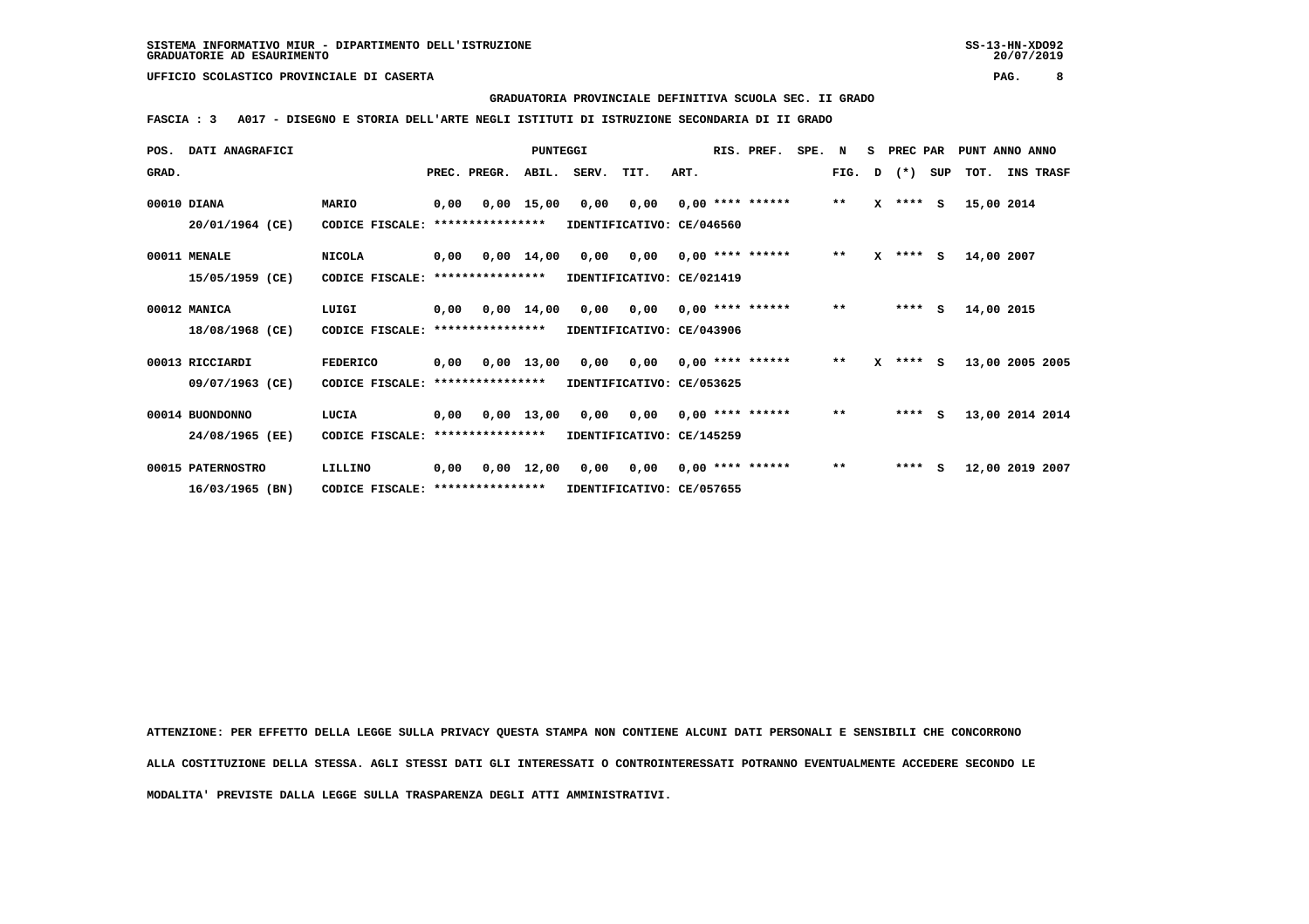SISTEMA INFORMATIVO MIUR - DIPARTIMENTO DELL'ISTRUZIONE
GRADUATORIE AD ESAURIMENTO

UFFICIO SCOLASTICO PROVINCIALE DI CASERTA

**GRADUATORIA PROVINCIALE DEFINITIVA SCUOLA SEC. II GRADO**

**FASCIA : 3 A017 - DISEGNO E STORIA DELL'ARTE NEGLI ISTITUTI DI ISTRUZIONE SECONDARIA DI II GRADO**

| POS. GRAD. | DATI ANAGRAFICI | | PREC. | PREGR. | ABIL. | SERV. | TIT. | ART. | RIS. PREF. | SPE. N FIG. | S D | PREC PAR (*) | SUP | PUNT TOT. | ANNO INS | ANNO TRASF |
|---|---|---|---|---|---|---|---|---|---|---|---|---|---|---|---|---|
| 00010 | DIANA 20/01/1964 (CE) | MARIO CODICE FISCALE: **************** IDENTIFICATIVO: CE/046560 | 0,00 | 0,00 | 15,00 | 0,00 | 0,00 | 0,00 | **** ****** | ** | X | **** | S | 15,00 | 2014 | |
| 00011 | MENALE 15/05/1959 (CE) | NICOLA CODICE FISCALE: **************** IDENTIFICATIVO: CE/021419 | 0,00 | 0,00 | 14,00 | 0,00 | 0,00 | 0,00 | **** ****** | ** | X | **** | S | 14,00 | 2007 | |
| 00012 | MANICA 18/08/1968 (CE) | LUIGI CODICE FISCALE: **************** IDENTIFICATIVO: CE/043906 | 0,00 | 0,00 | 14,00 | 0,00 | 0,00 | 0,00 | **** ****** | ** | | **** | S | 14,00 | 2015 | |
| 00013 | RICCIARDI 09/07/1963 (CE) | FEDERICO CODICE FISCALE: **************** IDENTIFICATIVO: CE/053625 | 0,00 | 0,00 | 13,00 | 0,00 | 0,00 | 0,00 | **** ****** | ** | X | **** | S | 13,00 | 2005 | 2005 |
| 00014 | BUONDONNO 24/08/1965 (EE) | LUCIA CODICE FISCALE: **************** IDENTIFICATIVO: CE/145259 | 0,00 | 0,00 | 13,00 | 0,00 | 0,00 | 0,00 | **** ****** | ** | | **** | S | 13,00 | 2014 | 2014 |
| 00015 | PATERNOSTRO 16/03/1965 (BN) | LILLINO CODICE FISCALE: **************** IDENTIFICATIVO: CE/057655 | 0,00 | 0,00 | 12,00 | 0,00 | 0,00 | 0,00 | **** ****** | ** | | **** | S | 12,00 | 2019 | 2007 |

ATTENZIONE: PER EFFETTO DELLA LEGGE SULLA PRIVACY QUESTA STAMPA NON CONTIENE ALCUNI DATI PERSONALI E SENSIBILI CHE CONCORRONO ALLA COSTITUZIONE DELLA STESSA. AGLI STESSI DATI GLI INTERESSATI O CONTROINTERESSATI POTRANNO EVENTUALMENTE ACCEDERE SECONDO LE MODALITA' PREVISTE DALLA LEGGE SULLA TRASPARENZA DEGLI ATTI AMMINISTRATIVI.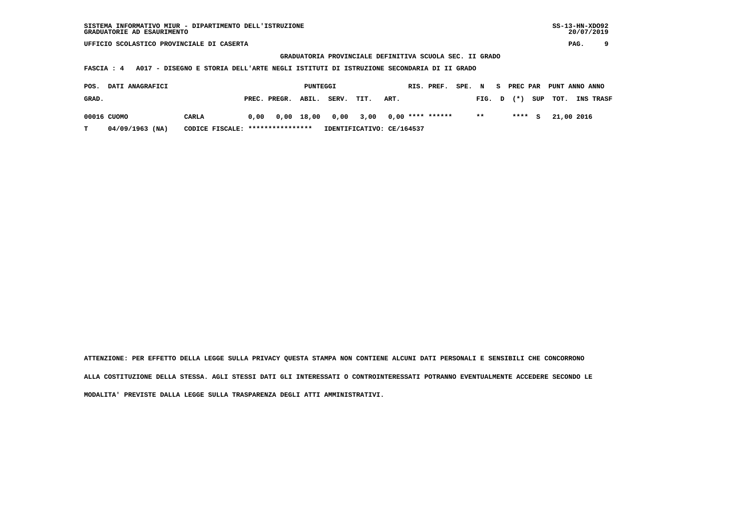SISTEMA INFORMATIVO MIUR - DIPARTIMENTO DELL'ISTRUZIONE
GRADUATORIE AD ESAURIMENTO

UFFICIO SCOLASTICO PROVINCIALE DI CASERTA

**GRADUATORIA PROVINCIALE DEFINITIVA SCUOLA SEC. II GRADO**

**FASCIA : 4 A017 - DISEGNO E STORIA DELL'ARTE NEGLI ISTITUTI DI ISTRUZIONE SECONDARIA DI II GRADO**

| POS. GRAD. | DATI ANAGRAFICI | | PUNTEGGI PREC. | PREGR. | ABIL. | SERV. | TIT. | ART. | RIS. | PREF. | SPE. | N FIG. | S D | PREC PAR (*) | SUP | PUNT TOT. | ANNO INS | ANNO TRASF |
|---|---|---|---|---|---|---|---|---|---|---|---|---|---|---|---|---|---|---|
| 00016 | CUOMO | CARLA | 0,00 | 0,00 | 18,00 | 0,00 | 3,00 | 0,00 | **** | ****** | | ** | | **** | S | 21,00 | 2016 | |
| T | 04/09/1963 (NA) | CODICE FISCALE: **************** | IDENTIFICATIVO: CE/164537 | | | | | | | | | | | | | | | |

ATTENZIONE: PER EFFETTO DELLA LEGGE SULLA PRIVACY QUESTA STAMPA NON CONTIENE ALCUNI DATI PERSONALI E SENSIBILI CHE CONCORRONO ALLA COSTITUZIONE DELLA STESSA. AGLI STESSI DATI GLI INTERESSATI O CONTROINTERESSATI POTRANNO EVENTUALMENTE ACCEDERE SECONDO LE MODALITA' PREVISTE DALLA LEGGE SULLA TRASPARENZA DEGLI ATTI AMMINISTRATIVI.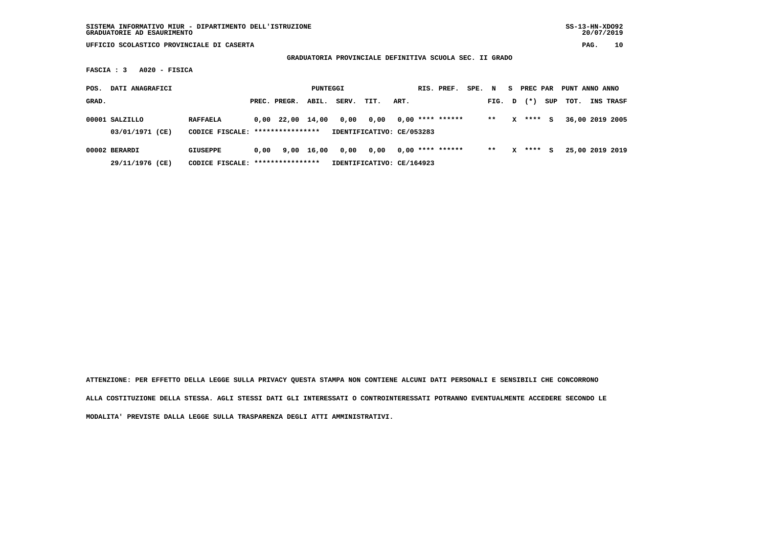SISTEMA INFORMATIVO MIUR - DIPARTIMENTO DELL'ISTRUZIONE
GRADUATORIE AD ESAURIMENTO

UFFICIO SCOLASTICO PROVINCIALE DI CASERTA

**GRADUATORIA PROVINCIALE DEFINITIVA SCUOLA SEC. II GRADO**

**FASCIA : 3 A020 - FISICA**

| POS. GRAD. | DATI ANAGRAFICI | | PREC. | PREGR. | ABIL. | SERV. | TIT. | ART. | RIS. | PREF. | SPE. FIG. | N D | S (*) | PREC PAR SUP | PUNT TOT. | ANNO INS | ANNO TRASF |
|---|---|---|---|---|---|---|---|---|---|---|---|---|---|---|---|---|---|
| 00001 | SALZILLO | RAFFAELA | 0,00 | 22,00 | 14,00 | 0,00 | 0,00 | 0,00 | **** | ****** | ** | X | **** | S | 36,00 | 2019 | 2005 |
| | 03/01/1971 (CE) | CODICE FISCALE: **************** | IDENTIFICATIVO: CE/053283 | | | | | | | | | | | | | | |
| 00002 | BERARDI | GIUSEPPE | 0,00 | 9,00 | 16,00 | 0,00 | 0,00 | 0,00 | **** | ****** | ** | X | **** | S | 25,00 | 2019 | 2019 |
| | 29/11/1976 (CE) | CODICE FISCALE: **************** | IDENTIFICATIVO: CE/164923 | | | | | | | | | | | | | | |

**ATTENZIONE: PER EFFETTO DELLA LEGGE SULLA PRIVACY QUESTA STAMPA NON CONTIENE ALCUNI DATI PERSONALI E SENSIBILI CHE CONCORRONO ALLA COSTITUZIONE DELLA STESSA. AGLI STESSI DATI GLI INTERESSATI O CONTROINTERESSATI POTRANNO EVENTUALMENTE ACCEDERE SECONDO LE MODALITA' PREVISTE DALLA LEGGE SULLA TRASPARENZA DEGLI ATTI AMMINISTRATIVI.**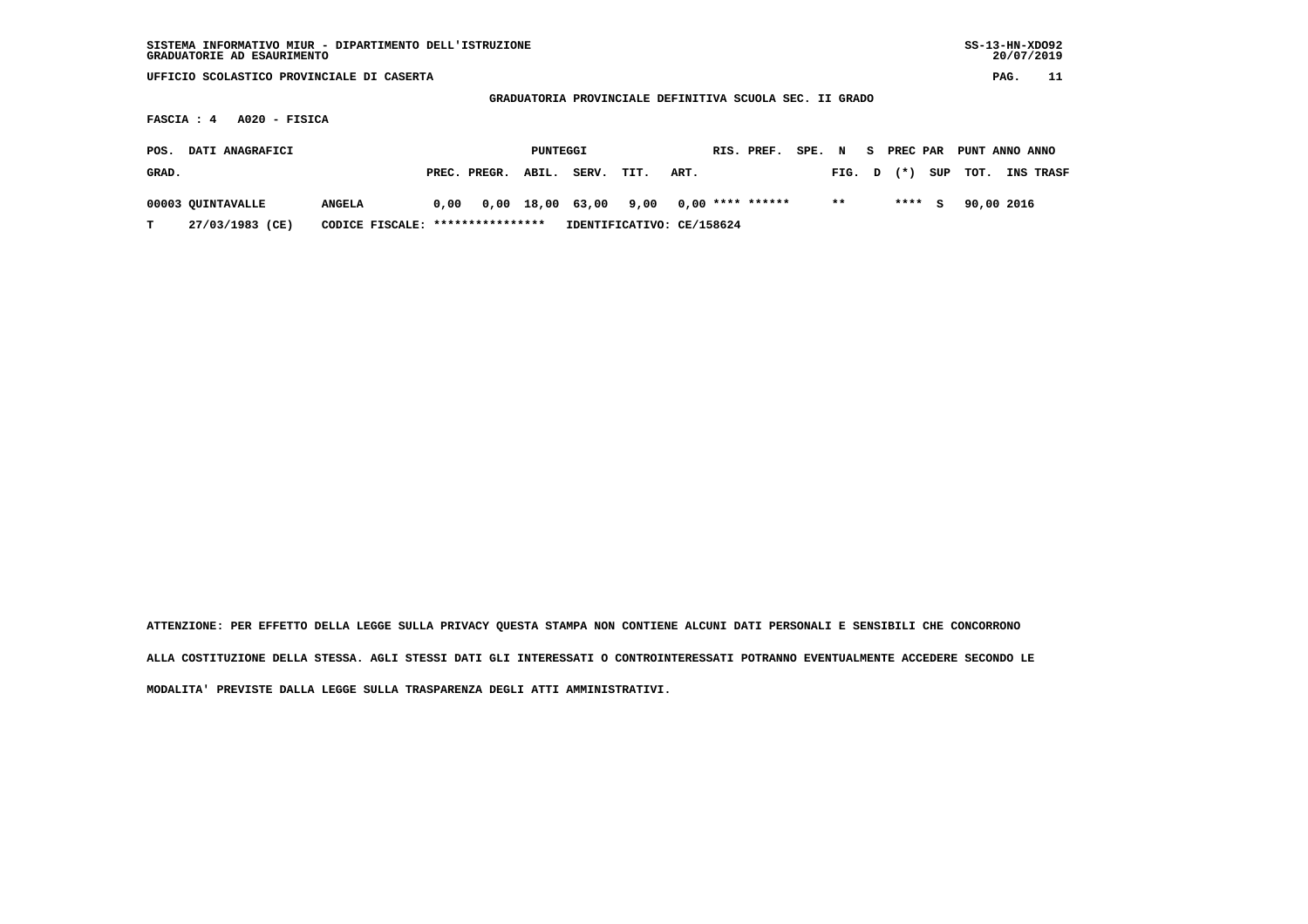SISTEMA INFORMATIVO MIUR - DIPARTIMENTO DELL'ISTRUZIONE
GRADUATORIE AD ESAURIMENTO

UFFICIO SCOLASTICO PROVINCIALE DI CASERTA

**GRADUATORIA PROVINCIALE DEFINITIVA SCUOLA SEC. II GRADO**

**FASCIA : 4 A020 - FISICA**

| POS. GRAD. | DATI ANAGRAFICI | | PREC. | PREGR. | ABIL. | SERV. | TIT. | ART. | RIS. | PREF. | SPE. FIG. | N D | S (*) | PREC PAR SUP | PUNT TOT. | ANNO INS | ANNO TRASF |
|---|---|---|---|---|---|---|---|---|---|---|---|---|---|---|---|---|---|
| 00003 | QUINTAVALLE | ANGELA | 0,00 | 0,00 | 18,00 | 63,00 | 9,00 | 0,00 | **** | ****** | ** | | **** | S | 90,00 | 2016 | |
| T | 27/03/1983 (CE) | CODICE FISCALE: **************** | IDENTIFICATIVO: CE/158624 | | | | | | | | | | | | | | |

ATTENZIONE: PER EFFETTO DELLA LEGGE SULLA PRIVACY QUESTA STAMPA NON CONTIENE ALCUNI DATI PERSONALI E SENSIBILI CHE CONCORRONO ALLA COSTITUZIONE DELLA STESSA. AGLI STESSI DATI GLI INTERESSATI O CONTROINTERESSATI POTRANNO EVENTUALMENTE ACCEDERE SECONDO LE MODALITA' PREVISTE DALLA LEGGE SULLA TRASPARENZA DEGLI ATTI AMMINISTRATIVI.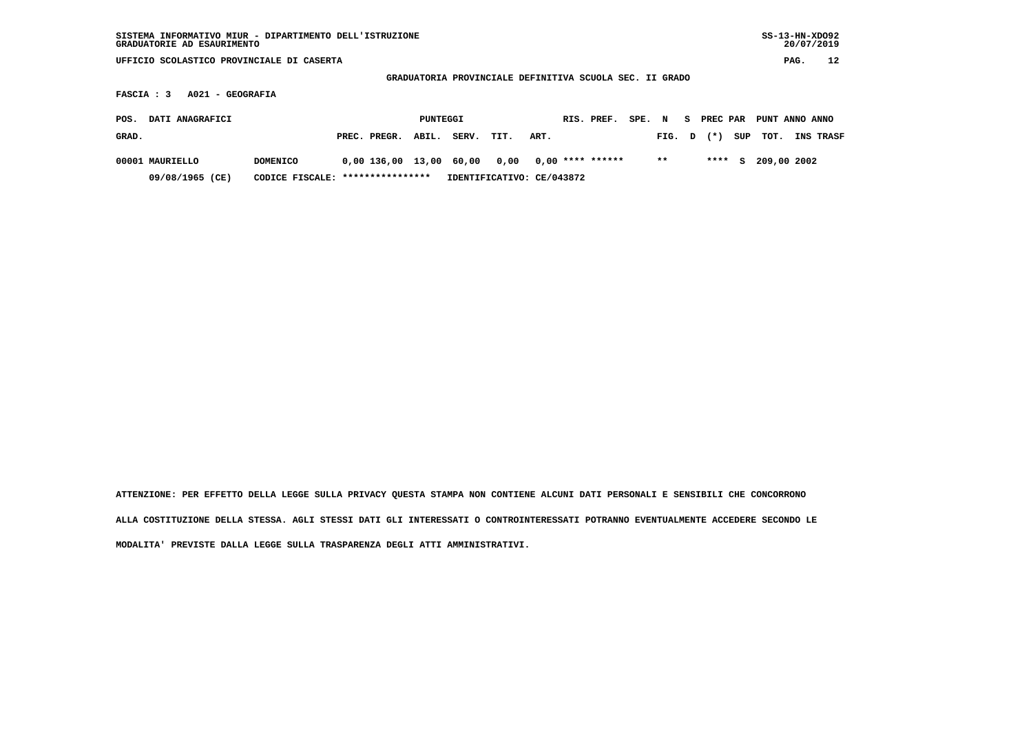SISTEMA INFORMATIVO MIUR - DIPARTIMENTO DELL'ISTRUZIONE
GRADUATORIE AD ESAURIMENTO

UFFICIO SCOLASTICO PROVINCIALE DI CASERTA

GRADUATORIA PROVINCIALE DEFINITIVA SCUOLA SEC. II GRADO

FASCIA : 3 A021 - GEOGRAFIA

| POS. GRAD. | DATI ANAGRAFICI | | PREC. | PREGR. | ABIL. | SERV. | TIT. | ART. | RIS. | PREF. | SPE. | N FIG. | S D | PREC (*) | PAR SUP | PUNT TOT. | ANNO INS | ANNO TRASF |
|---|---|---|---|---|---|---|---|---|---|---|---|---|---|---|---|---|---|---|
| 00001 | MAURIELLO | DOMENICO | 0,00 | 136,00 | 13,00 | 60,00 | 0,00 | 0,00 | **** | ****** | | ** | | **** | S | 209,00 | 2002 | |
| | 09/08/1965 (CE) | CODICE FISCALE: **************** | IDENTIFICATIVO: CE/043872 | | | | | | | | | | | | | | | |

ATTENZIONE: PER EFFETTO DELLA LEGGE SULLA PRIVACY QUESTA STAMPA NON CONTIENE ALCUNI DATI PERSONALI E SENSIBILI CHE CONCORRONO ALLA COSTITUZIONE DELLA STESSA. AGLI STESSI DATI GLI INTERESSATI O CONTROINTERESSATI POTRANNO EVENTUALMENTE ACCEDERE SECONDO LE MODALITA' PREVISTE DALLA LEGGE SULLA TRASPARENZA DEGLI ATTI AMMINISTRATIVI.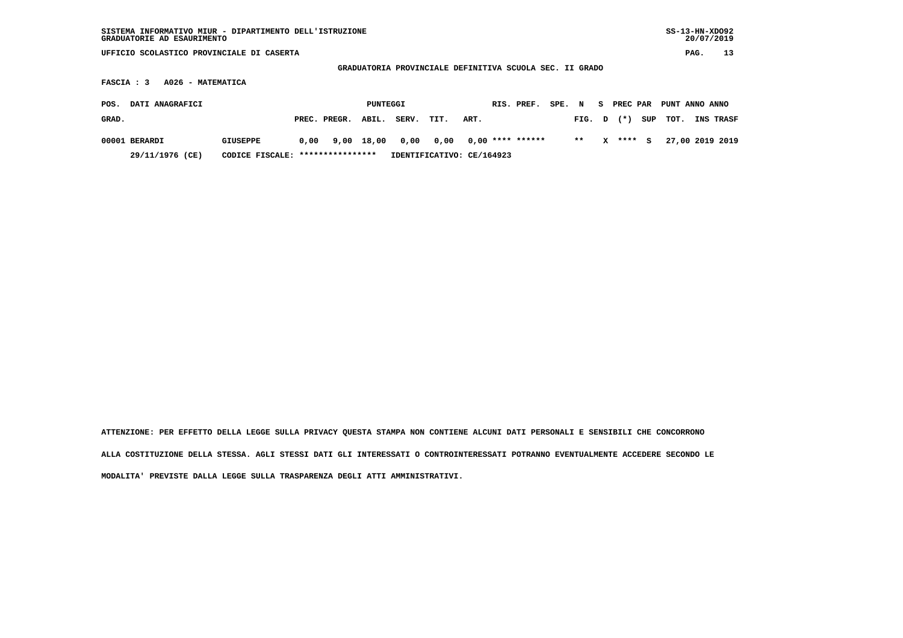SISTEMA INFORMATIVO MIUR - DIPARTIMENTO DELL'ISTRUZIONE
GRADUATORIE AD ESAURIMENTO

SS-13-HN-XDO92
20/07/2019

UFFICIO SCOLASTICO PROVINCIALE DI CASERTA

**GRADUATORIA PROVINCIALE DEFINITIVA SCUOLA SEC. II GRADO**

**FASCIA : 3   A026 - MATEMATICA**

| POS. GRAD. | DATI ANAGRAFICI | | PUNTEGGI PREC. | PREGR. | ABIL. | SERV. | TIT. | ART. | RIS. | PREF. | SPE. | N FIG. | S D | PREC PAR (*) | SUP | PUNT TOT. | ANNO INS | ANNO TRASF |
|---|---|---|---|---|---|---|---|---|---|---|---|---|---|---|---|---|---|---|
| 00001 | BERARDI | GIUSEPPE | 0,00 | 9,00 | 18,00 | 0,00 | 0,00 | 0,00 | **** | ****** | | ** | X | **** | S | 27,00 | 2019 | 2019 |
| | 29/11/1976 (CE) | CODICE FISCALE: **************** | IDENTIFICATIVO: CE/164923 | | | | | | | | | | | | | | | |

**ATTENZIONE: PER EFFETTO DELLA LEGGE SULLA PRIVACY QUESTA STAMPA NON CONTIENE ALCUNI DATI PERSONALI E SENSIBILI CHE CONCORRONO ALLA COSTITUZIONE DELLA STESSA. AGLI STESSI DATI GLI INTERESSATI O CONTROINTERESSATI POTRANNO EVENTUALMENTE ACCEDERE SECONDO LE MODALITA' PREVISTE DALLA LEGGE SULLA TRASPARENZA DEGLI ATTI AMMINISTRATIVI.**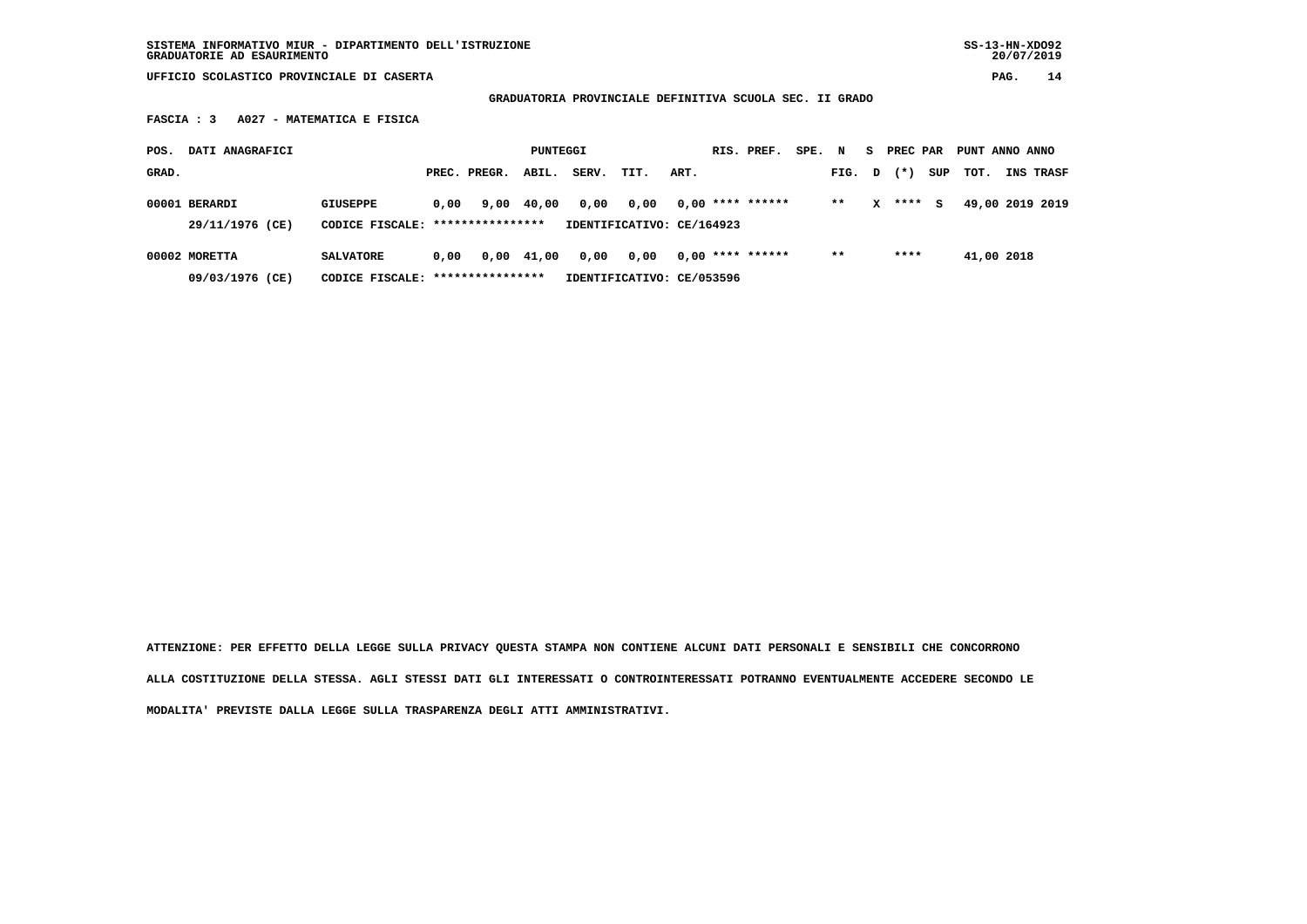SISTEMA INFORMATIVO MIUR - DIPARTIMENTO DELL'ISTRUZIONE
GRADUATORIE AD ESAURIMENTO

UFFICIO SCOLASTICO PROVINCIALE DI CASERTA

**GRADUATORIA PROVINCIALE DEFINITIVA SCUOLA SEC. II GRADO**

**FASCIA : 3 A027 - MATEMATICA E FISICA**

| POS. GRAD. | DATI ANAGRAFICI | | PREC. | PREGR. | ABIL. | SERV. | TIT. | ART. | RIS. | PREF. | SPE. | N FIG. | S D | PREC (*) | PAR SUP | PUNT TOT. | ANNO INS | ANNO TRASF |
|---|---|---|---|---|---|---|---|---|---|---|---|---|---|---|---|---|---|---|
| 00001 | BERARDI 29/11/1976 (CE) | GIUSEPPE CODICE FISCALE: **************** | 0,00 | 9,00 | 40,00 | 0,00 | 0,00 | 0,00 | **** | ****** | | ** | X | **** | S | 49,00 | 2019 | 2019 |
| | | IDENTIFICATIVO: CE/164923 | | | | | | | | | | | | | | | | |
| 00002 | MORETTA 09/03/1976 (CE) | SALVATORE CODICE FISCALE: **************** | 0,00 | 0,00 | 41,00 | 0,00 | 0,00 | 0,00 | **** | ****** | | ** | | **** | | 41,00 | 2018 | |
| | | IDENTIFICATIVO: CE/053596 | | | | | | | | | | | | | | | | |

**ATTENZIONE: PER EFFETTO DELLA LEGGE SULLA PRIVACY QUESTA STAMPA NON CONTIENE ALCUNI DATI PERSONALI E SENSIBILI CHE CONCORRONO ALLA COSTITUZIONE DELLA STESSA. AGLI STESSI DATI GLI INTERESSATI O CONTROINTERESSATI POTRANNO EVENTUALMENTE ACCEDERE SECONDO LE MODALITA' PREVISTE DALLA LEGGE SULLA TRASPARENZA DEGLI ATTI AMMINISTRATIVI.**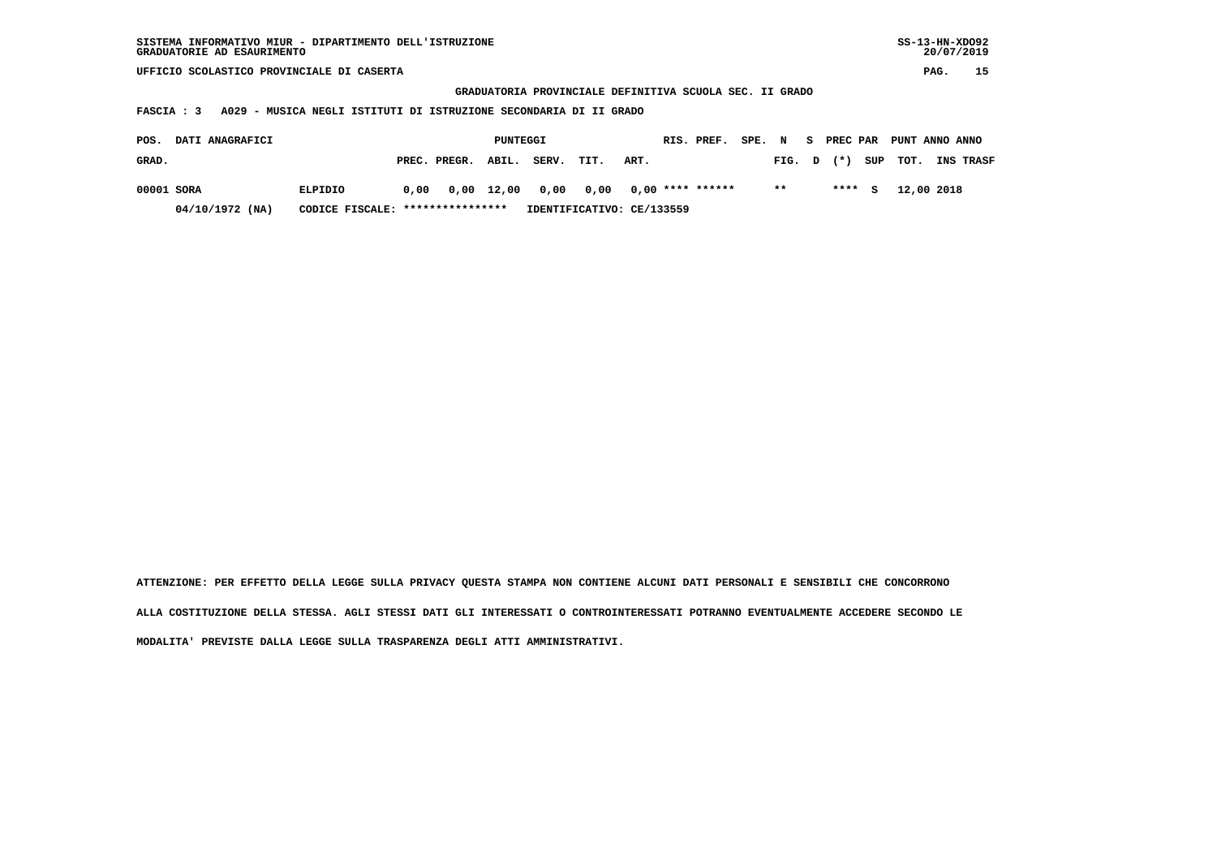SISTEMA INFORMATIVO MIUR - DIPARTIMENTO DELL'ISTRUZIONE
GRADUATORIE AD ESAURIMENTO

UFFICIO SCOLASTICO PROVINCIALE DI CASERTA

GRADUATORIA PROVINCIALE DEFINITIVA SCUOLA SEC. II GRADO

FASCIA : 3 A029 - MUSICA NEGLI ISTITUTI DI ISTRUZIONE SECONDARIA DI II GRADO

| POS. GRAD. | DATI ANAGRAFICI | | PUNTEGGI PREC. | PREGR. | ABIL. | SERV. | TIT. | ART. | RIS. | PREF. | SPE. FIG. | N D | S (*) | PREC PAR SUP | PUNT TOT. | ANNO INS | ANNO TRASF |
|---|---|---|---|---|---|---|---|---|---|---|---|---|---|---|---|---|---|
| 00001 | SORA | ELPIDIO | 0,00 | 0,00 | 12,00 | 0,00 | 0,00 | 0,00 | **** | ****** | ** | | **** | S | 12,00 | 2018 | |
| | 04/10/1972 (NA) | CODICE FISCALE: **************** | IDENTIFICATIVO: CE/133559 | | | | | | | | | | | | | | |

ATTENZIONE: PER EFFETTO DELLA LEGGE SULLA PRIVACY QUESTA STAMPA NON CONTIENE ALCUNI DATI PERSONALI E SENSIBILI CHE CONCORRONO ALLA COSTITUZIONE DELLA STESSA. AGLI STESSI DATI GLI INTERESSATI O CONTROINTERESSATI POTRANNO EVENTUALMENTE ACCEDERE SECONDO LE MODALITA' PREVISTE DALLA LEGGE SULLA TRASPARENZA DEGLI ATTI AMMINISTRATIVI.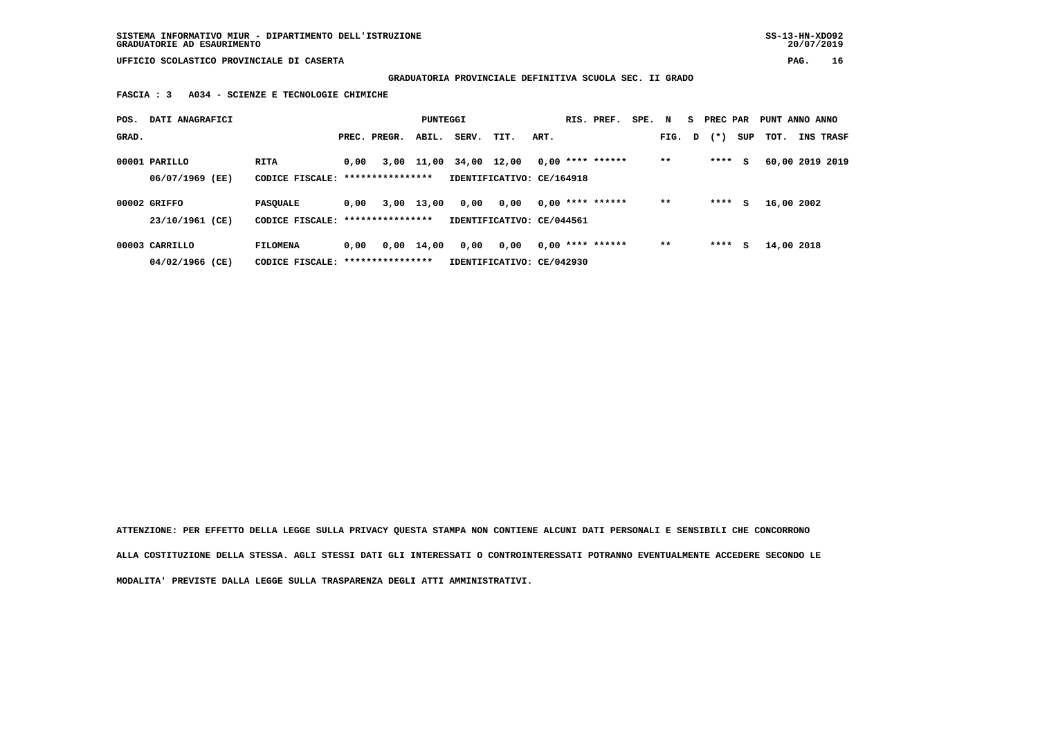SISTEMA INFORMATIVO MIUR - DIPARTIMENTO DELL'ISTRUZIONE
GRADUATORIE AD ESAURIMENTO

UFFICIO SCOLASTICO PROVINCIALE DI CASERTA

**GRADUATORIA PROVINCIALE DEFINITIVA SCUOLA SEC. II GRADO**

**FASCIA : 3 A034 - SCIENZE E TECNOLOGIE CHIMICHE**

| POS. GRAD. | DATI ANAGRAFICI | | PREC. | PREGR. | ABIL. | SERV. | TIT. | ART. | RIS. | PREF. | SPE. | N FIG. | S D | PREC PAR (*) | SUP | PUNT TOT. | ANNO INS | ANNO TRASF |
|---|---|---|---|---|---|---|---|---|---|---|---|---|---|---|---|---|---|---|
| 00001 | PARILLO 06/07/1969 (EE) | RITA CODICE FISCALE: **************** IDENTIFICATIVO: CE/164918 | 0,00 | 3,00 | 11,00 | 34,00 | 12,00 | 0,00 | **** | ****** | | ** | | **** | S | 60,00 | 2019 | 2019 |
| 00002 | GRIFFO 23/10/1961 (CE) | PASQUALE CODICE FISCALE: **************** IDENTIFICATIVO: CE/044561 | 0,00 | 3,00 | 13,00 | 0,00 | 0,00 | 0,00 | **** | ****** | | ** | | **** | S | 16,00 | 2002 | |
| 00003 | CARRILLO 04/02/1966 (CE) | FILOMENA CODICE FISCALE: **************** IDENTIFICATIVO: CE/042930 | 0,00 | 0,00 | 14,00 | 0,00 | 0,00 | 0,00 | **** | ****** | | ** | | **** | S | 14,00 | 2018 | |

ATTENZIONE: PER EFFETTO DELLA LEGGE SULLA PRIVACY QUESTA STAMPA NON CONTIENE ALCUNI DATI PERSONALI E SENSIBILI CHE CONCORRONO ALLA COSTITUZIONE DELLA STESSA. AGLI STESSI DATI GLI INTERESSATI O CONTROINTERESSATI POTRANNO EVENTUALMENTE ACCEDERE SECONDO LE MODALITA' PREVISTE DALLA LEGGE SULLA TRASPARENZA DEGLI ATTI AMMINISTRATIVI.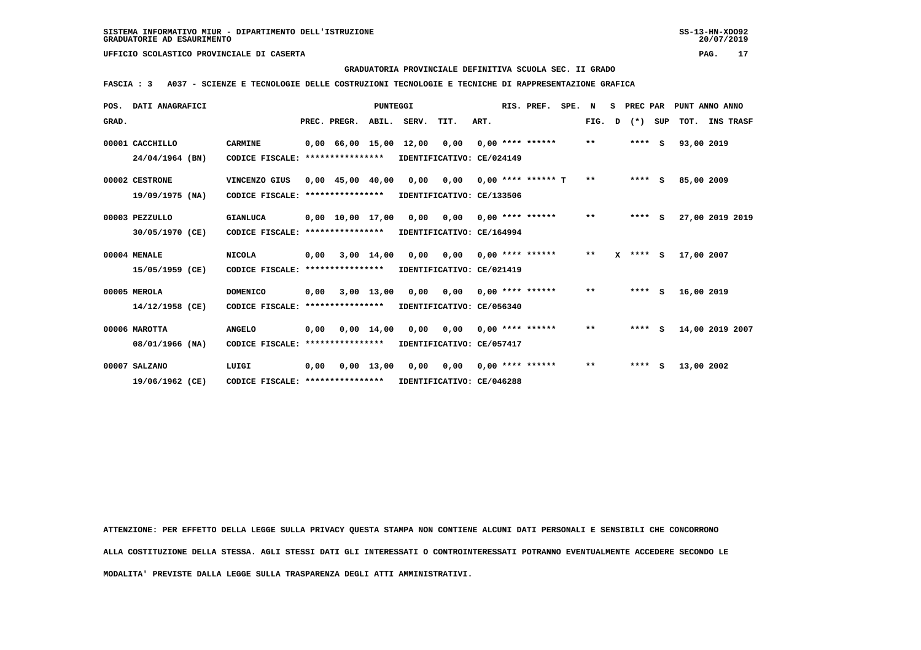SISTEMA INFORMATIVO MIUR - DIPARTIMENTO DELL'ISTRUZIONE
GRADUATORIE AD ESAURIMENTO

UFFICIO SCOLASTICO PROVINCIALE DI CASERTA

**GRADUATORIA PROVINCIALE DEFINITIVA SCUOLA SEC. II GRADO**

**FASCIA : 3 A037 - SCIENZE E TECNOLOGIE DELLE COSTRUZIONI TECNOLOGIE E TECNICHE DI RAPPRESENTAZIONE GRAFICA**

| POS. GRAD. | DATI ANAGRAFICI | | PREC. | PREGR. | ABIL. | SERV. | TIT. | ART. | RIS. PREF. | SPE. N FIG. | S D | PREC PAR (*) | SUP | PUNT TOT. | ANNO INS | ANNO TRASF |
|---|---|---|---|---|---|---|---|---|---|---|---|---|---|---|---|---|
| 00001 | CACCHILLO 24/04/1964 (BN) | CARMINE CODICE FISCALE: **************** | 0,00 | 66,00 | 15,00 | 12,00 | 0,00 | 0,00 | **** ****** IDENTIFICATIVO: CE/024149 | ** | | **** | S | 93,00 | 2019 | |
| 00002 | CESTRONE 19/09/1975 (NA) | VINCENZO GIUS CODICE FISCALE: **************** | 0,00 | 45,00 | 40,00 | 0,00 | 0,00 | 0,00 | **** ****** T IDENTIFICATIVO: CE/133506 | ** | | **** | S | 85,00 | 2009 | |
| 00003 | PEZZULLO 30/05/1970 (CE) | GIANLUCA CODICE FISCALE: **************** | 0,00 | 10,00 | 17,00 | 0,00 | 0,00 | 0,00 | **** ****** IDENTIFICATIVO: CE/164994 | ** | | **** | S | 27,00 | 2019 | 2019 |
| 00004 | MENALE 15/05/1959 (CE) | NICOLA CODICE FISCALE: **************** | 0,00 | 3,00 | 14,00 | 0,00 | 0,00 | 0,00 | **** ****** IDENTIFICATIVO: CE/021419 | ** | X | **** | S | 17,00 | 2007 | |
| 00005 | MEROLA 14/12/1958 (CE) | DOMENICO CODICE FISCALE: **************** | 0,00 | 3,00 | 13,00 | 0,00 | 0,00 | 0,00 | **** ****** IDENTIFICATIVO: CE/056340 | ** | | **** | S | 16,00 | 2019 | |
| 00006 | MAROTTA 08/01/1966 (NA) | ANGELO CODICE FISCALE: **************** | 0,00 | 0,00 | 14,00 | 0,00 | 0,00 | 0,00 | **** ****** IDENTIFICATIVO: CE/057417 | ** | | **** | S | 14,00 | 2019 | 2007 |
| 00007 | SALZANO 19/06/1962 (CE) | LUIGI CODICE FISCALE: **************** | 0,00 | 0,00 | 13,00 | 0,00 | 0,00 | 0,00 | **** ****** IDENTIFICATIVO: CE/046288 | ** | | **** | S | 13,00 | 2002 | |

ATTENZIONE: PER EFFETTO DELLA LEGGE SULLA PRIVACY QUESTA STAMPA NON CONTIENE ALCUNI DATI PERSONALI E SENSIBILI CHE CONCORRONO ALLA COSTITUZIONE DELLA STESSA. AGLI STESSI DATI GLI INTERESSATI O CONTROINTERESSATI POTRANNO EVENTUALMENTE ACCEDERE SECONDO LE MODALITA' PREVISTE DALLA LEGGE SULLA TRASPARENZA DEGLI ATTI AMMINISTRATIVI.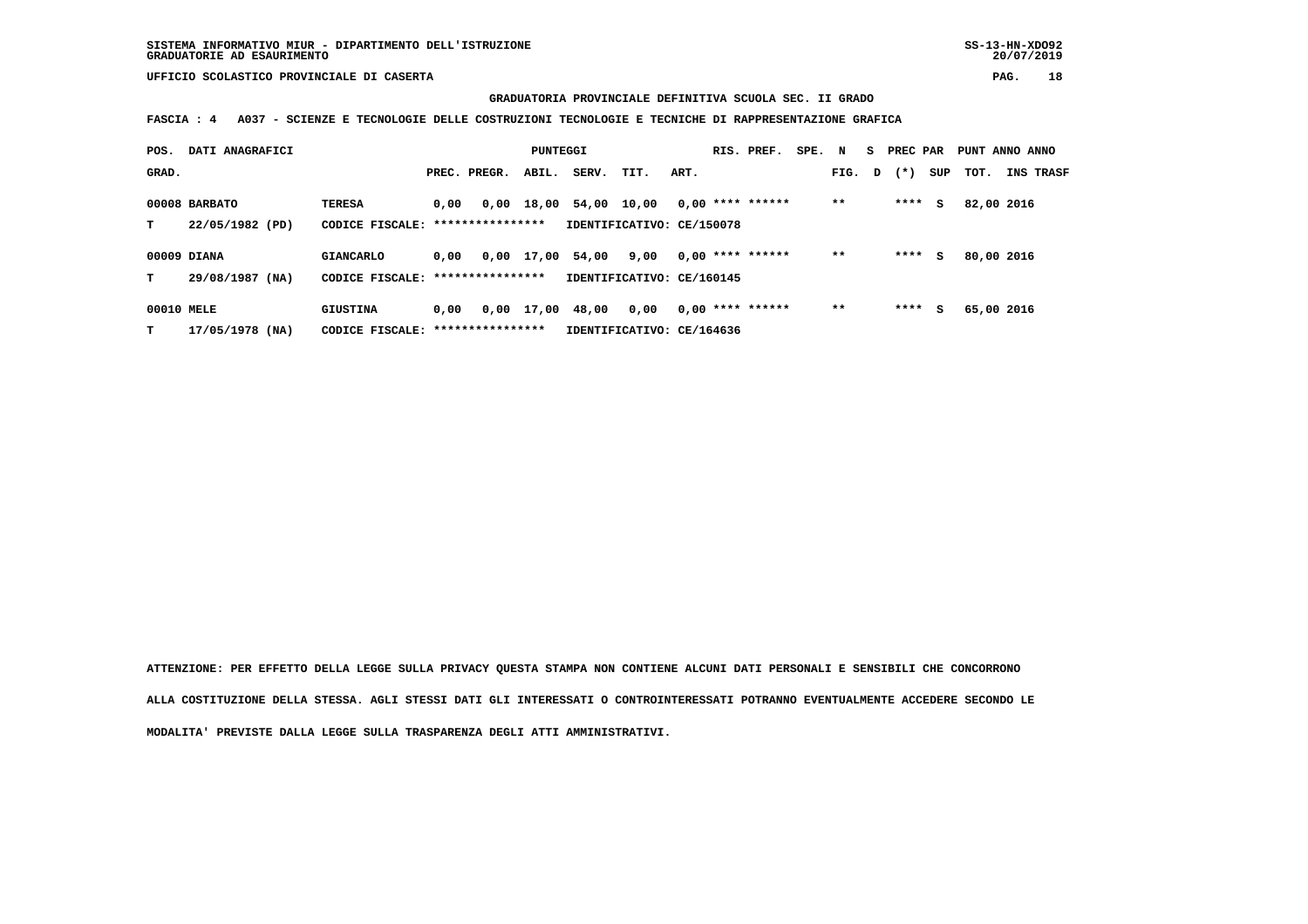GRADUATORIA PROVINCIALE DEFINITIVA SCUOLA SEC. II GRADO

**FASCIA : 4 A037 - SCIENZE E TECNOLOGIE DELLE COSTRUZIONI TECNOLOGIE E TECNICHE DI RAPPRESENTAZIONE GRAFICA**

| POS. GRAD. | DATI ANAGRAFICI | | PREC. | PREGR. | ABIL. | SERV. | TIT. | ART. | RIS. | PREF. | SPE. | N FIG. | S D | PREC PAR (*) | SUP | PUNT TOT. | ANNO INS | ANNO TRASF |
|---|---|---|---|---|---|---|---|---|---|---|---|---|---|---|---|---|---|---|
| 00008 | BARBATO | TERESA | 0,00 | 0,00 | 18,00 | 54,00 | 10,00 | 0,00 | **** | ****** | | ** | | **** | S | 82,00 | 2016 | |
| T | 22/05/1982 (PD) | CODICE FISCALE: **************** | | | | IDENTIFICATIVO: CE/150078 | | | | | | | | | | | | |
| 00009 | DIANA | GIANCARLO | 0,00 | 0,00 | 17,00 | 54,00 | 9,00 | 0,00 | **** | ****** | | ** | | **** | S | 80,00 | 2016 | |
| T | 29/08/1987 (NA) | CODICE FISCALE: **************** | | | | IDENTIFICATIVO: CE/160145 | | | | | | | | | | | | |
| 00010 | MELE | GIUSTINA | 0,00 | 0,00 | 17,00 | 48,00 | 0,00 | 0,00 | **** | ****** | | ** | | **** | S | 65,00 | 2016 | |
| T | 17/05/1978 (NA) | CODICE FISCALE: **************** | | | | IDENTIFICATIVO: CE/164636 | | | | | | | | | | | | |

ATTENZIONE: PER EFFETTO DELLA LEGGE SULLA PRIVACY QUESTA STAMPA NON CONTIENE ALCUNI DATI PERSONALI E SENSIBILI CHE CONCORRONO ALLA COSTITUZIONE DELLA STESSA. AGLI STESSI DATI GLI INTERESSATI O CONTROINTERESSATI POTRANNO EVENTUALMENTE ACCEDERE SECONDO LE MODALITA' PREVISTE DALLA LEGGE SULLA TRASPARENZA DEGLI ATTI AMMINISTRATIVI.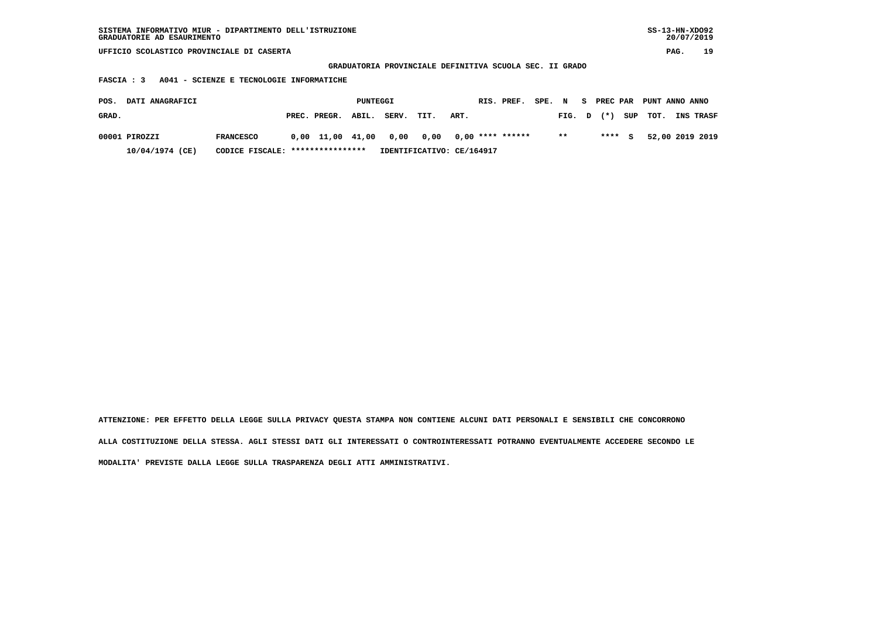SISTEMA INFORMATIVO MIUR - DIPARTIMENTO DELL'ISTRUZIONE
GRADUATORIE AD ESAURIMENTO

UFFICIO SCOLASTICO PROVINCIALE DI CASERTA

**GRADUATORIA PROVINCIALE DEFINITIVA SCUOLA SEC. II GRADO**

**FASCIA : 3 A041 - SCIENZE E TECNOLOGIE INFORMATICHE**

| POS. GRAD. | DATI ANAGRAFICI | | PUNTEGGI PREC. | PREGR. | ABIL. | SERV. | TIT. | ART. | RIS. | PREF. | SPE. | N FIG. | S D | PREC PAR (*) | SUP | PUNT TOT. | ANNO INS | ANNO TRASF |
|---|---|---|---|---|---|---|---|---|---|---|---|---|---|---|---|---|---|---|
| 00001 | PIROZZI | FRANCESCO | 0,00 | 11,00 | 41,00 | 0,00 | 0,00 | 0,00 | **** | ****** | | ** | | **** | S | 52,00 | 2019 | 2019 |
| | 10/04/1974 (CE) | CODICE FISCALE: **************** | IDENTIFICATIVO: CE/164917 | | | | | | | | | | | | | | | |

ATTENZIONE: PER EFFETTO DELLA LEGGE SULLA PRIVACY QUESTA STAMPA NON CONTIENE ALCUNI DATI PERSONALI E SENSIBILI CHE CONCORRONO ALLA COSTITUZIONE DELLA STESSA. AGLI STESSI DATI GLI INTERESSATI O CONTROINTERESSATI POTRANNO EVENTUALMENTE ACCEDERE SECONDO LE MODALITA' PREVISTE DALLA LEGGE SULLA TRASPARENZA DEGLI ATTI AMMINISTRATIVI.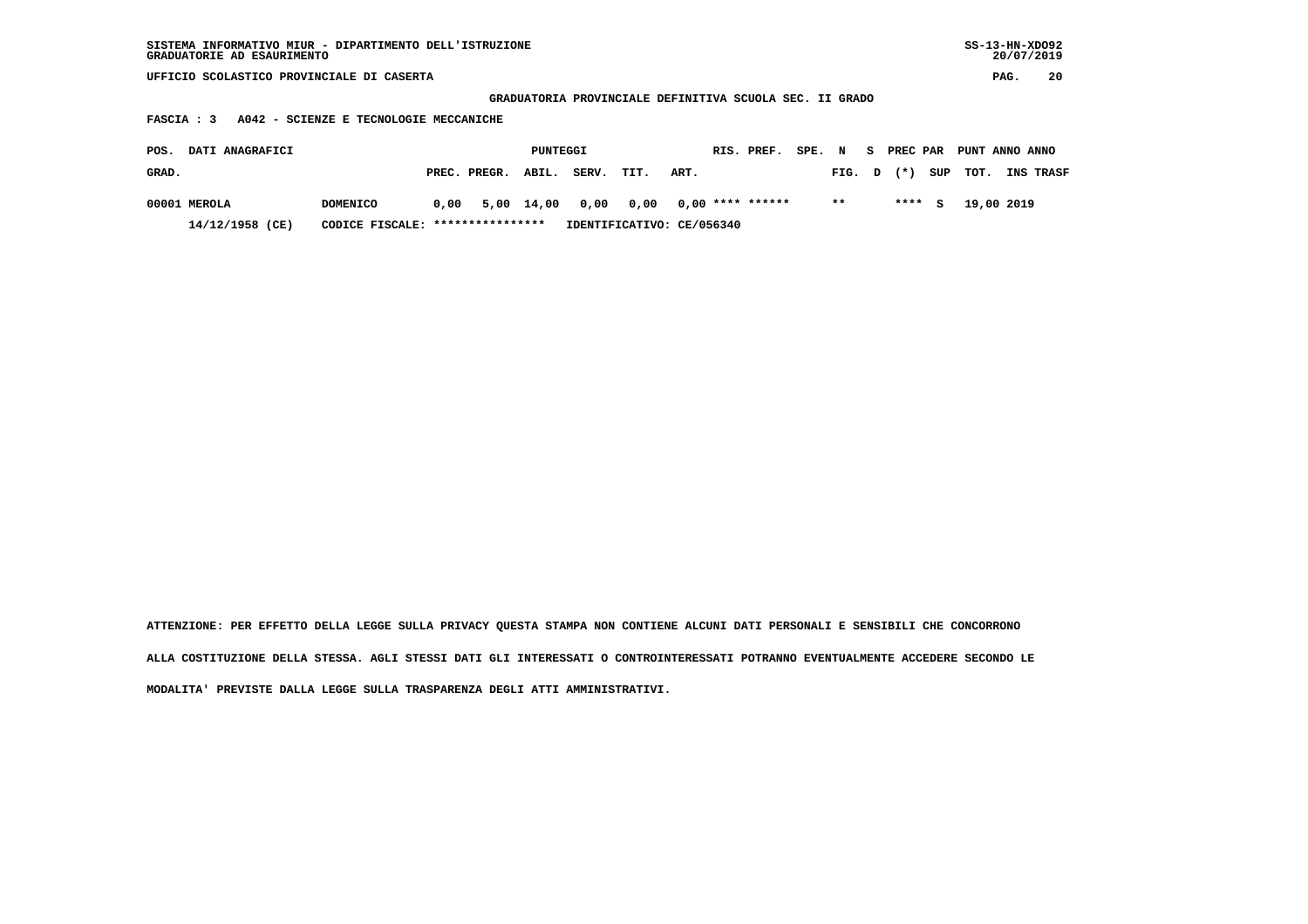SISTEMA INFORMATIVO MIUR - DIPARTIMENTO DELL'ISTRUZIONE
GRADUATORIE AD ESAURIMENTO

UFFICIO SCOLASTICO PROVINCIALE DI CASERTA

**GRADUATORIA PROVINCIALE DEFINITIVA SCUOLA SEC. II GRADO**

**FASCIA : 3 A042 - SCIENZE E TECNOLOGIE MECCANICHE**

| POS. GRAD. | DATI ANAGRAFICI | | PUNTEGGI PREC. | PREGR. | ABIL. | SERV. | TIT. | ART. | RIS. | PREF. | SPE. FIG. | N D | S (*) | PREC PAR SUP | PUNT TOT. | ANNO INS | ANNO TRASF |
|---|---|---|---|---|---|---|---|---|---|---|---|---|---|---|---|---|---|
| 00001 | MEROLA | DOMENICO | 0,00 | 5,00 | 14,00 | 0,00 | 0,00 | 0,00 | **** | ****** | ** | | **** | S | 19,00 | 2019 | |
| | 14/12/1958 (CE) | CODICE FISCALE: **************** | IDENTIFICATIVO: CE/056340 | | | | | | | | | | | | | | |

ATTENZIONE: PER EFFETTO DELLA LEGGE SULLA PRIVACY QUESTA STAMPA NON CONTIENE ALCUNI DATI PERSONALI E SENSIBILI CHE CONCORRONO ALLA COSTITUZIONE DELLA STESSA. AGLI STESSI DATI GLI INTERESSATI O CONTROINTERESSATI POTRANNO EVENTUALMENTE ACCEDERE SECONDO LE MODALITA' PREVISTE DALLA LEGGE SULLA TRASPARENZA DEGLI ATTI AMMINISTRATIVI.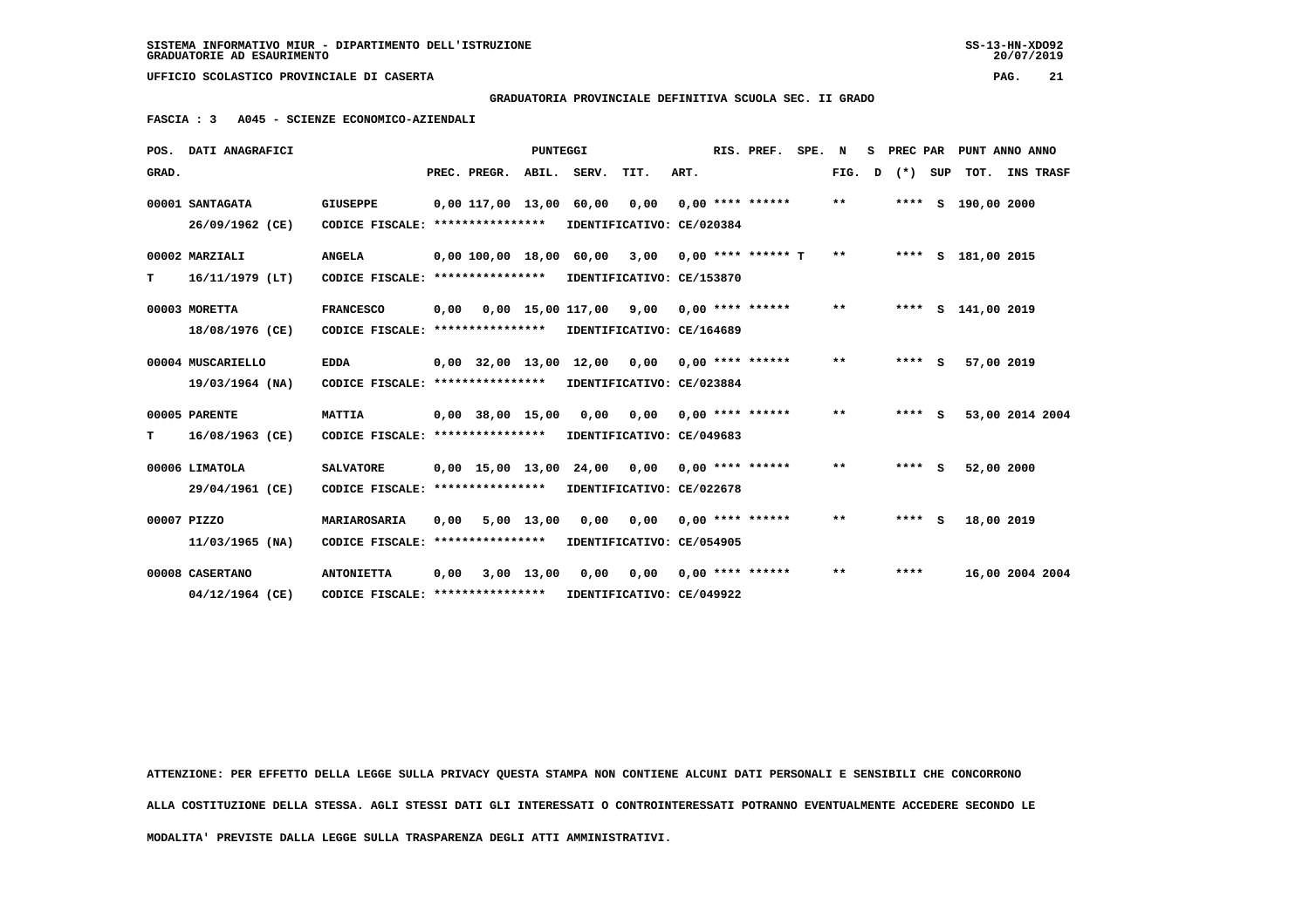GRADUATORIA PROVINCIALE DEFINITIVA SCUOLA SEC. II GRADO

FASCIA : 3 A045 - SCIENZE ECONOMICO-AZIENDALI

| POS. GRAD. | DATI ANAGRAFICI | | PREC. | PREGR. | ABIL. | SERV. | TIT. | ART. | RIS. PREF. | SPE. | N FIG. | S D | PREC PAR (*) | SUP | PUNT TOT. | ANNO INS | ANNO TRASF |
|---|---|---|---|---|---|---|---|---|---|---|---|---|---|---|---|---|---|
| 00001 | SANTAGATA 26/09/1962 (CE) | GIUSEPPE CODICE FISCALE: **************** IDENTIFICATIVO: CE/020384 | 0,00 | 117,00 | 13,00 | 60,00 | 0,00 | 0,00 | **** ****** | | ** | | **** | S | 190,00 | 2000 | |
| 00002 T | MARZIALI 16/11/1979 (LT) | ANGELA CODICE FISCALE: **************** IDENTIFICATIVO: CE/153870 | 0,00 | 100,00 | 18,00 | 60,00 | 3,00 | 0,00 | **** ****** | T | ** | | **** | S | 181,00 | 2015 | |
| 00003 | MORETTA 18/08/1976 (CE) | FRANCESCO CODICE FISCALE: **************** IDENTIFICATIVO: CE/164689 | 0,00 | 0,00 | 15,00 | 117,00 | 9,00 | 0,00 | **** ****** | | ** | | **** | S | 141,00 | 2019 | |
| 00004 | MUSCARIELLO 19/03/1964 (NA) | EDDA CODICE FISCALE: **************** IDENTIFICATIVO: CE/023884 | 0,00 | 32,00 | 13,00 | 12,00 | 0,00 | 0,00 | **** ****** | | ** | | **** | S | 57,00 | 2019 | |
| 00005 T | PARENTE 16/08/1963 (CE) | MATTIA CODICE FISCALE: **************** IDENTIFICATIVO: CE/049683 | 0,00 | 38,00 | 15,00 | 0,00 | 0,00 | 0,00 | **** ****** | | ** | | **** | S | 53,00 | 2014 | 2004 |
| 00006 | LIMATOLA 29/04/1961 (CE) | SALVATORE CODICE FISCALE: **************** IDENTIFICATIVO: CE/022678 | 0,00 | 15,00 | 13,00 | 24,00 | 0,00 | 0,00 | **** ****** | | ** | | **** | S | 52,00 | 2000 | |
| 00007 | PIZZO 11/03/1965 (NA) | MARIAROSARIA CODICE FISCALE: **************** IDENTIFICATIVO: CE/054905 | 0,00 | 5,00 | 13,00 | 0,00 | 0,00 | 0,00 | **** ****** | | ** | | **** | S | 18,00 | 2019 | |
| 00008 | CASERTANO 04/12/1964 (CE) | ANTONIETTA CODICE FISCALE: **************** IDENTIFICATIVO: CE/049922 | 0,00 | 3,00 | 13,00 | 0,00 | 0,00 | 0,00 | **** ****** | | ** | | **** | | 16,00 | 2004 | 2004 |

ATTENZIONE: PER EFFETTO DELLA LEGGE SULLA PRIVACY QUESTA STAMPA NON CONTIENE ALCUNI DATI PERSONALI E SENSIBILI CHE CONCORRONO ALLA COSTITUZIONE DELLA STESSA. AGLI STESSI DATI GLI INTERESSATI O CONTROINTERESSATI POTRANNO EVENTUALMENTE ACCEDERE SECONDO LE MODALITA' PREVISTE DALLA LEGGE SULLA TRASPARENZA DEGLI ATTI AMMINISTRATIVI.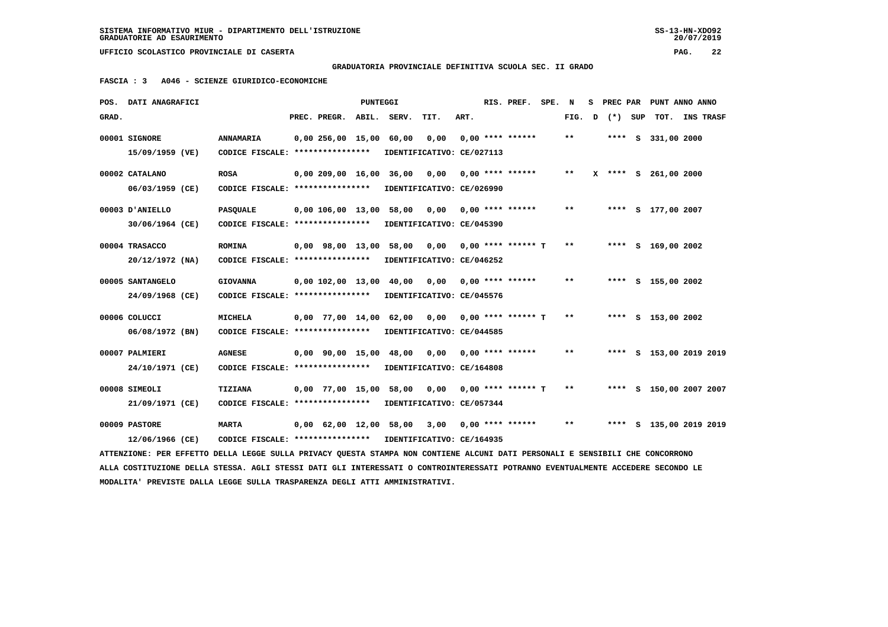**GRADUATORIA PROVINCIALE DEFINITIVA SCUOLA SEC. II GRADO**

**FASCIA : 3   A046 - SCIENZE GIURIDICO-ECONOMICHE**

| POS. GRAD. | DATI ANAGRAFICI | | PREC. | PREGR. | ABIL. | SERV. | TIT. | ART. | RIS. PREF. | SPE. | N FIG. | S D | PREC PAR (*) | SUP | TOT. | ANNO | INS TRASF |
|---|---|---|---|---|---|---|---|---|---|---|---|---|---|---|---|---|---|
| 00001 | SIGNORE 15/09/1959 (VE) | ANNAMARIA CODICE FISCALE: **************** IDENTIFICATIVO: CE/027113 | 0,00 | 256,00 | 15,00 | 60,00 | 0,00 | 0,00 | **** ****** | | ** | | **** | S | 331,00 | 2000 | |
| 00002 | CATALANO 06/03/1959 (CE) | ROSA CODICE FISCALE: **************** IDENTIFICATIVO: CE/026990 | 0,00 | 209,00 | 16,00 | 36,00 | 0,00 | 0,00 | **** ****** | | ** | X | **** | S | 261,00 | 2000 | |
| 00003 | D'ANIELLO 30/06/1964 (CE) | PASQUALE CODICE FISCALE: **************** IDENTIFICATIVO: CE/045390 | 0,00 | 106,00 | 13,00 | 58,00 | 0,00 | 0,00 | **** ****** | | ** | | **** | S | 177,00 | 2007 | |
| 00004 | TRASACCO 20/12/1972 (NA) | ROMINA CODICE FISCALE: **************** IDENTIFICATIVO: CE/046252 | 0,00 | 98,00 | 13,00 | 58,00 | 0,00 | 0,00 | **** ****** | T | ** | | **** | S | 169,00 | 2002 | |
| 00005 | SANTANGELO 24/09/1968 (CE) | GIOVANNA CODICE FISCALE: **************** IDENTIFICATIVO: CE/045576 | 0,00 | 102,00 | 13,00 | 40,00 | 0,00 | 0,00 | **** ****** | | ** | | **** | S | 155,00 | 2002 | |
| 00006 | COLUCCI 06/08/1972 (BN) | MICHELA CODICE FISCALE: **************** IDENTIFICATIVO: CE/044585 | 0,00 | 77,00 | 14,00 | 62,00 | 0,00 | 0,00 | **** ****** | T | ** | | **** | S | 153,00 | 2002 | |
| 00007 | PALMIERI 24/10/1971 (CE) | AGNESE CODICE FISCALE: **************** IDENTIFICATIVO: CE/164808 | 0,00 | 90,00 | 15,00 | 48,00 | 0,00 | 0,00 | **** ****** | | ** | | **** | S | 153,00 | 2019 | 2019 |
| 00008 | SIMEOLI 21/09/1971 (CE) | TIZIANA CODICE FISCALE: **************** IDENTIFICATIVO: CE/057344 | 0,00 | 77,00 | 15,00 | 58,00 | 0,00 | 0,00 | **** ****** | T | ** | | **** | S | 150,00 | 2007 | 2007 |
| 00009 | PASTORE 12/06/1966 (CE) | MARTA CODICE FISCALE: **************** IDENTIFICATIVO: CE/164935 | 0,00 | 62,00 | 12,00 | 58,00 | 3,00 | 0,00 | **** ****** | | ** | | **** | S | 135,00 | 2019 | 2019 |

ATTENZIONE: PER EFFETTO DELLA LEGGE SULLA PRIVACY QUESTA STAMPA NON CONTIENE ALCUNI DATI PERSONALI E SENSIBILI CHE CONCORRONO ALLA COSTITUZIONE DELLA STESSA. AGLI STESSI DATI GLI INTERESSATI O CONTROINTERESSATI POTRANNO EVENTUALMENTE ACCEDERE SECONDO LE MODALITA' PREVISTE DALLA LEGGE SULLA TRASPARENZA DEGLI ATTI AMMINISTRATIVI.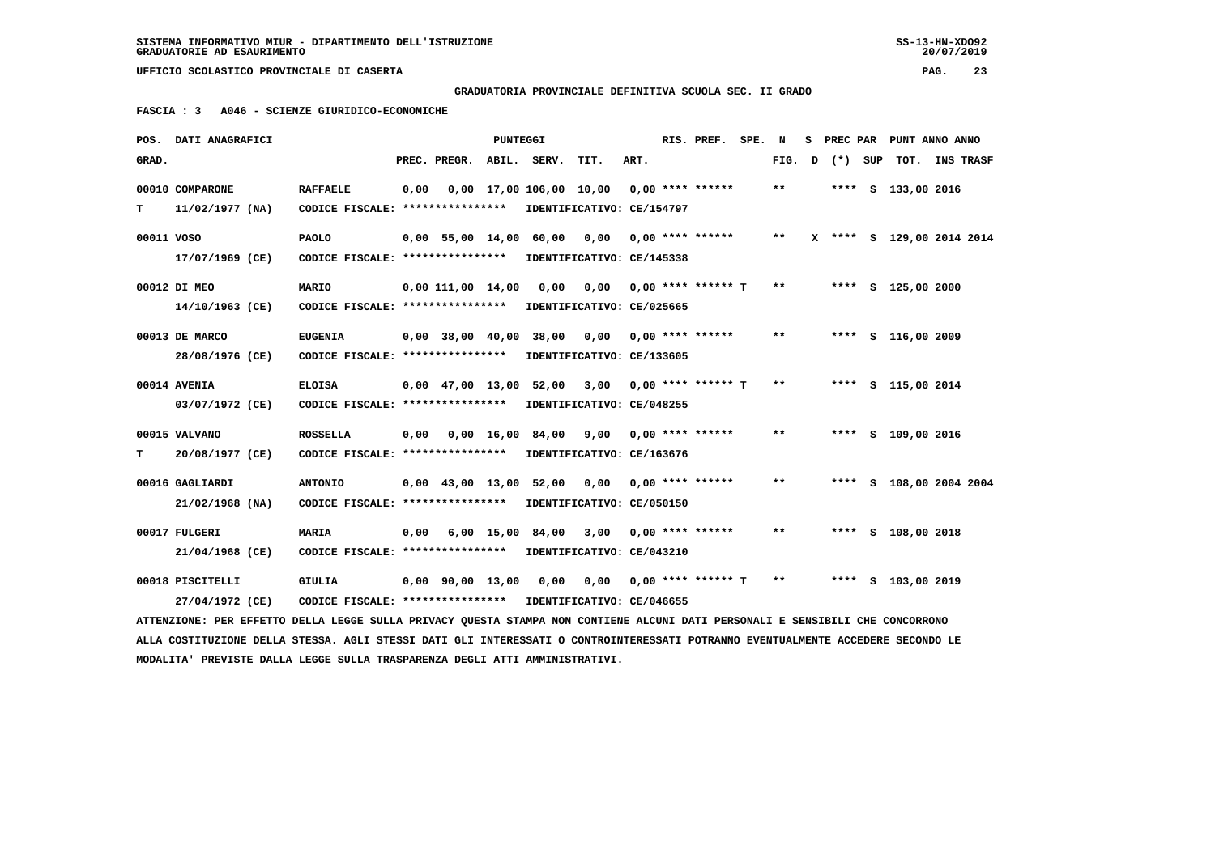SISTEMA INFORMATIVO MIUR - DIPARTIMENTO DELL'ISTRUZIONE
GRADUATORIE AD ESAURIMENTO

UFFICIO SCOLASTICO PROVINCIALE DI CASERTA

GRADUATORIA PROVINCIALE DEFINITIVA SCUOLA SEC. II GRADO

FASCIA : 3 A046 - SCIENZE GIURIDICO-ECONOMICHE

| POS. GRAD. | DATI ANAGRAFICI | | PREC. | PREGR. | ABIL. | SERV. | TIT. | ART. | RIS. PREF. | SPE. | N FIG. | S D | PREC PAR (*) | SUP | PUNT TOT. | ANNO INS | ANNO TRASF |
|---|---|---|---|---|---|---|---|---|---|---|---|---|---|---|---|---|---|
| 00010 | COMPARONE | RAFFAELE | 0,00 | 0,00 | 17,00 | 106,00 | 10,00 | 0,00 | **** ****** | | ** | | **** | S | 133,00 | 2016 | |
| T | 11/02/1977 (NA) | CODICE FISCALE: **************** | IDENTIFICATIVO: CE/154797 | | | | | | | | | | | | | | |
| 00011 | VOSO | PAOLO | 0,00 | 55,00 | 14,00 | 60,00 | 0,00 | 0,00 | **** ****** | | ** | X | **** | S | 129,00 | 2014 | 2014 |
| | 17/07/1969 (CE) | CODICE FISCALE: **************** | IDENTIFICATIVO: CE/145338 | | | | | | | | | | | | | | |
| 00012 | DI MEO | MARIO | 0,00 | 111,00 | 14,00 | 0,00 | 0,00 | 0,00 | **** ****** T | | ** | | **** | S | 125,00 | 2000 | |
| | 14/10/1963 (CE) | CODICE FISCALE: **************** | IDENTIFICATIVO: CE/025665 | | | | | | | | | | | | | | |
| 00013 | DE MARCO | EUGENIA | 0,00 | 38,00 | 40,00 | 38,00 | 0,00 | 0,00 | **** ****** | | ** | | **** | S | 116,00 | 2009 | |
| | 28/08/1976 (CE) | CODICE FISCALE: **************** | IDENTIFICATIVO: CE/133605 | | | | | | | | | | | | | | |
| 00014 | AVENIA | ELOISA | 0,00 | 47,00 | 13,00 | 52,00 | 3,00 | 0,00 | **** ****** T | | ** | | **** | S | 115,00 | 2014 | |
| | 03/07/1972 (CE) | CODICE FISCALE: **************** | IDENTIFICATIVO: CE/048255 | | | | | | | | | | | | | | |
| 00015 | VALVANO | ROSSELLA | 0,00 | 0,00 | 16,00 | 84,00 | 9,00 | 0,00 | **** ****** | | ** | | **** | S | 109,00 | 2016 | |
| T | 20/08/1977 (CE) | CODICE FISCALE: **************** | IDENTIFICATIVO: CE/163676 | | | | | | | | | | | | | | |
| 00016 | GAGLIARDI | ANTONIO | 0,00 | 43,00 | 13,00 | 52,00 | 0,00 | 0,00 | **** ****** | | ** | | **** | S | 108,00 | 2004 | 2004 |
| | 21/02/1968 (NA) | CODICE FISCALE: **************** | IDENTIFICATIVO: CE/050150 | | | | | | | | | | | | | | |
| 00017 | FULGERI | MARIA | 0,00 | 6,00 | 15,00 | 84,00 | 3,00 | 0,00 | **** ****** | | ** | | **** | S | 108,00 | 2018 | |
| | 21/04/1968 (CE) | CODICE FISCALE: **************** | IDENTIFICATIVO: CE/043210 | | | | | | | | | | | | | | |
| 00018 | PISCITELLI | GIULIA | 0,00 | 90,00 | 13,00 | 0,00 | 0,00 | 0,00 | **** ****** T | | ** | | **** | S | 103,00 | 2019 | |
| | 27/04/1972 (CE) | CODICE FISCALE: **************** | IDENTIFICATIVO: CE/046655 | | | | | | | | | | | | | | |

ATTENZIONE: PER EFFETTO DELLA LEGGE SULLA PRIVACY QUESTA STAMPA NON CONTIENE ALCUNI DATI PERSONALI E SENSIBILI CHE CONCORRONO ALLA COSTITUZIONE DELLA STESSA. AGLI STESSI DATI GLI INTERESSATI O CONTROINTERESSATI POTRANNO EVENTUALMENTE ACCEDERE SECONDO LE MODALITA' PREVISTE DALLA LEGGE SULLA TRASPARENZA DEGLI ATTI AMMINISTRATIVI.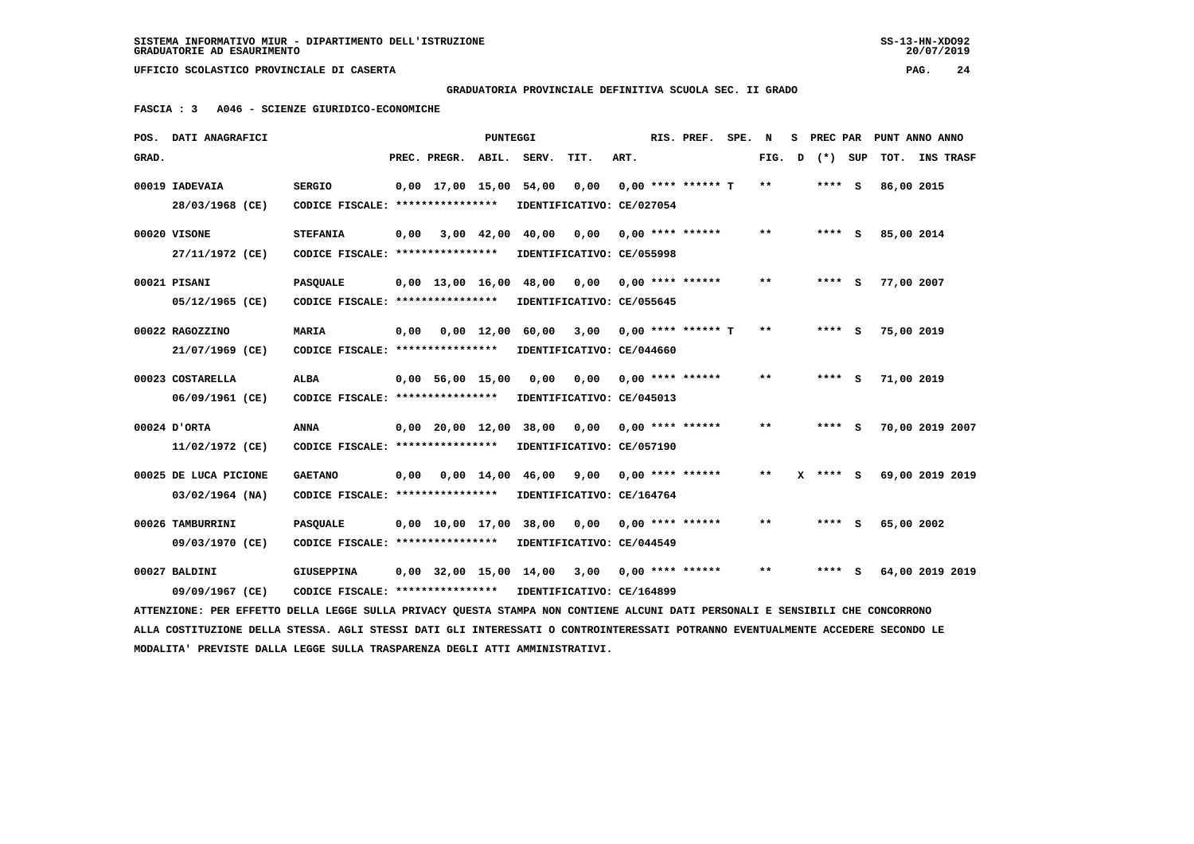SISTEMA INFORMATIVO MIUR - DIPARTIMENTO DELL'ISTRUZIONE
GRADUATORIE AD ESAURIMENTO

UFFICIO SCOLASTICO PROVINCIALE DI CASERTA

GRADUATORIA PROVINCIALE DEFINITIVA SCUOLA SEC. II GRADO

FASCIA : 3 A046 - SCIENZE GIURIDICO-ECONOMICHE

| POS. GRAD. | DATI ANAGRAFICI | | PREC. | PREGR. | ABIL. | SERV. | TIT. | ART. | RIS. PREF. | SPE. | N FIG. | S D | PREC PAR (*) | SUP | PUNT ANNO ANNO TOT. | INS TRASF |
|---|---|---|---|---|---|---|---|---|---|---|---|---|---|---|---|---|
| 00019 | IADEVAIA 28/03/1968 (CE) | SERGIO CODICE FISCALE: **************** IDENTIFICATIVO: CE/027054 | 0,00 | 17,00 | 15,00 | 54,00 | 0,00 | 0,00 | **** ****** | T | ** | | **** | S | 86,00 2015 | |
| 00020 | VISONE 27/11/1972 (CE) | STEFANIA CODICE FISCALE: **************** IDENTIFICATIVO: CE/055998 | 0,00 | 3,00 | 42,00 | 40,00 | 0,00 | 0,00 | **** ****** | | ** | | **** | S | 85,00 2014 | |
| 00021 | PISANI 05/12/1965 (CE) | PASQUALE CODICE FISCALE: **************** IDENTIFICATIVO: CE/055645 | 0,00 | 13,00 | 16,00 | 48,00 | 0,00 | 0,00 | **** ****** | | ** | | **** | S | 77,00 2007 | |
| 00022 | RAGOZZINO 21/07/1969 (CE) | MARIA CODICE FISCALE: **************** IDENTIFICATIVO: CE/044660 | 0,00 | 0,00 | 12,00 | 60,00 | 3,00 | 0,00 | **** ****** | T | ** | | **** | S | 75,00 2019 | |
| 00023 | COSTARELLA 06/09/1961 (CE) | ALBA CODICE FISCALE: **************** IDENTIFICATIVO: CE/045013 | 0,00 | 56,00 | 15,00 | 0,00 | 0,00 | 0,00 | **** ****** | | ** | | **** | S | 71,00 2019 | |
| 00024 | D'ORTA 11/02/1972 (CE) | ANNA CODICE FISCALE: **************** IDENTIFICATIVO: CE/057190 | 0,00 | 20,00 | 12,00 | 38,00 | 0,00 | 0,00 | **** ****** | | ** | | **** | S | 70,00 2019 | 2007 |
| 00025 | DE LUCA PICIONE 03/02/1964 (NA) | GAETANO CODICE FISCALE: **************** IDENTIFICATIVO: CE/164764 | 0,00 | 0,00 | 14,00 | 46,00 | 9,00 | 0,00 | **** ****** | | ** | X | **** | S | 69,00 2019 | 2019 |
| 00026 | TAMBURRINI 09/03/1970 (CE) | PASQUALE CODICE FISCALE: **************** IDENTIFICATIVO: CE/044549 | 0,00 | 10,00 | 17,00 | 38,00 | 0,00 | 0,00 | **** ****** | | ** | | **** | S | 65,00 2002 | |
| 00027 | BALDINI 09/09/1967 (CE) | GIUSEPPINA CODICE FISCALE: **************** IDENTIFICATIVO: CE/164899 | 0,00 | 32,00 | 15,00 | 14,00 | 3,00 | 0,00 | **** ****** | | ** | | **** | S | 64,00 2019 | 2019 |

ATTENZIONE: PER EFFETTO DELLA LEGGE SULLA PRIVACY QUESTA STAMPA NON CONTIENE ALCUNI DATI PERSONALI E SENSIBILI CHE CONCORRONO ALLA COSTITUZIONE DELLA STESSA. AGLI STESSI DATI GLI INTERESSATI O CONTROINTERESSATI POTRANNO EVENTUALMENTE ACCEDERE SECONDO LE MODALITA' PREVISTE DALLA LEGGE SULLA TRASPARENZA DEGLI ATTI AMMINISTRATIVI.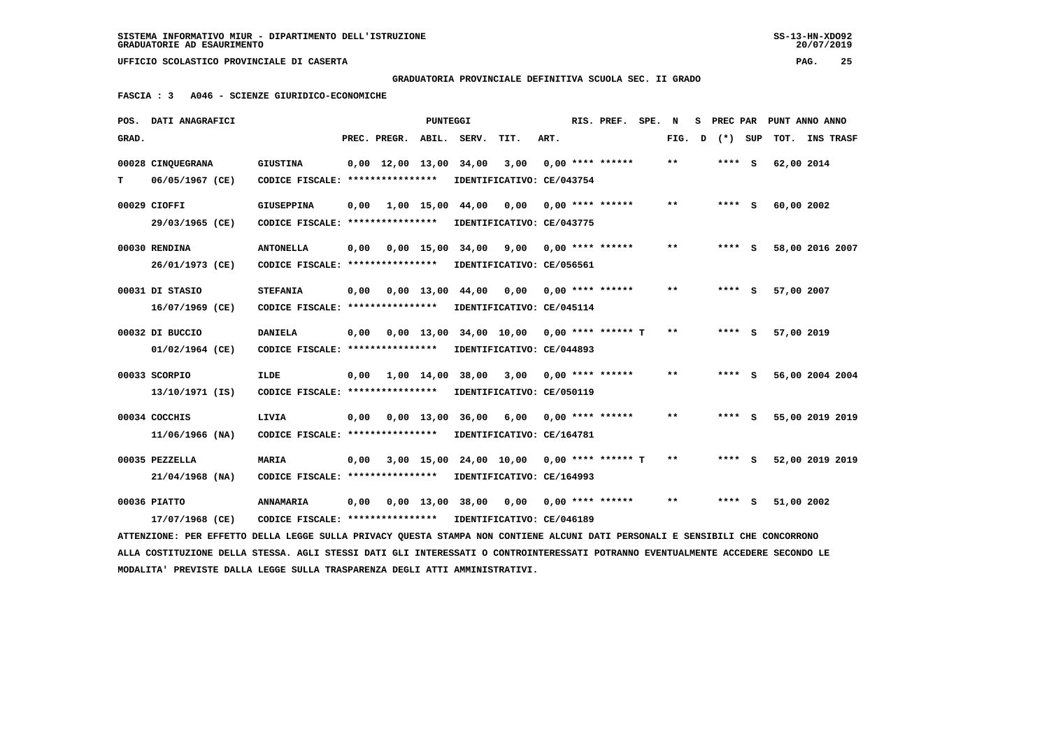SISTEMA INFORMATIVO MIUR - DIPARTIMENTO DELL'ISTRUZIONE
GRADUATORIE AD ESAURIMENTO

UFFICIO SCOLASTICO PROVINCIALE DI CASERTA

GRADUATORIA PROVINCIALE DEFINITIVA SCUOLA SEC. II GRADO

FASCIA : 3 A046 - SCIENZE GIURIDICO-ECONOMICHE

| POS. GRAD. | DATI ANAGRAFICI | | PREC. | PREGR. | ABIL. | SERV. | TIT. | ART. | RIS. PREF. | SPE. | N FIG. | S D | PREC PAR (*) | SUP | PUNT ANNO ANNO TOT. | INS TRASF |
|---|---|---|---|---|---|---|---|---|---|---|---|---|---|---|---|---|
| 00028 | CINQUEGRANA | GIUSTINA | 0,00 | 12,00 | 13,00 | 34,00 | 3,00 | 0,00 | **** ****** | | ** | | **** | S | 62,00 2014 | |
| T | 06/05/1967 (CE) | CODICE FISCALE: **************** | IDENTIFICATIVO: CE/043754 | | | | | | | | | | | | | |
| 00029 | CIOFFI | GIUSEPPINA | 0,00 | 1,00 | 15,00 | 44,00 | 0,00 | 0,00 | **** ****** | | ** | | **** | S | 60,00 2002 | |
| | 29/03/1965 (CE) | CODICE FISCALE: **************** | IDENTIFICATIVO: CE/043775 | | | | | | | | | | | | | |
| 00030 | RENDINA | ANTONELLA | 0,00 | 0,00 | 15,00 | 34,00 | 9,00 | 0,00 | **** ****** | | ** | | **** | S | 58,00 2016 | 2007 |
| | 26/01/1973 (CE) | CODICE FISCALE: **************** | IDENTIFICATIVO: CE/056561 | | | | | | | | | | | | | |
| 00031 | DI STASIO | STEFANIA | 0,00 | 0,00 | 13,00 | 44,00 | 0,00 | 0,00 | **** ****** | | ** | | **** | S | 57,00 2007 | |
| | 16/07/1969 (CE) | CODICE FISCALE: **************** | IDENTIFICATIVO: CE/045114 | | | | | | | | | | | | | |
| 00032 | DI BUCCIO | DANIELA | 0,00 | 0,00 | 13,00 | 34,00 | 10,00 | 0,00 | **** ****** | T | ** | | **** | S | 57,00 2019 | |
| | 01/02/1964 (CE) | CODICE FISCALE: **************** | IDENTIFICATIVO: CE/044893 | | | | | | | | | | | | | |
| 00033 | SCORPIO | ILDE | 0,00 | 1,00 | 14,00 | 38,00 | 3,00 | 0,00 | **** ****** | | ** | | **** | S | 56,00 2004 | 2004 |
| | 13/10/1971 (IS) | CODICE FISCALE: **************** | IDENTIFICATIVO: CE/050119 | | | | | | | | | | | | | |
| 00034 | COCCHIS | LIVIA | 0,00 | 0,00 | 13,00 | 36,00 | 6,00 | 0,00 | **** ****** | | ** | | **** | S | 55,00 2019 | 2019 |
| | 11/06/1966 (NA) | CODICE FISCALE: **************** | IDENTIFICATIVO: CE/164781 | | | | | | | | | | | | | |
| 00035 | PEZZELLA | MARIA | 0,00 | 3,00 | 15,00 | 24,00 | 10,00 | 0,00 | **** ****** | T | ** | | **** | S | 52,00 2019 | 2019 |
| | 21/04/1968 (NA) | CODICE FISCALE: **************** | IDENTIFICATIVO: CE/164993 | | | | | | | | | | | | | |
| 00036 | PIATTO | ANNAMARIA | 0,00 | 0,00 | 13,00 | 38,00 | 0,00 | 0,00 | **** ****** | | ** | | **** | S | 51,00 2002 | |
| | 17/07/1968 (CE) | CODICE FISCALE: **************** | IDENTIFICATIVO: CE/046189 | | | | | | | | | | | | | |

ATTENZIONE: PER EFFETTO DELLA LEGGE SULLA PRIVACY QUESTA STAMPA NON CONTIENE ALCUNI DATI PERSONALI E SENSIBILI CHE CONCORRONO ALLA COSTITUZIONE DELLA STESSA. AGLI STESSI DATI GLI INTERESSATI O CONTROINTERESSATI POTRANNO EVENTUALMENTE ACCEDERE SECONDO LE MODALITA' PREVISTE DALLA LEGGE SULLA TRASPARENZA DEGLI ATTI AMMINISTRATIVI.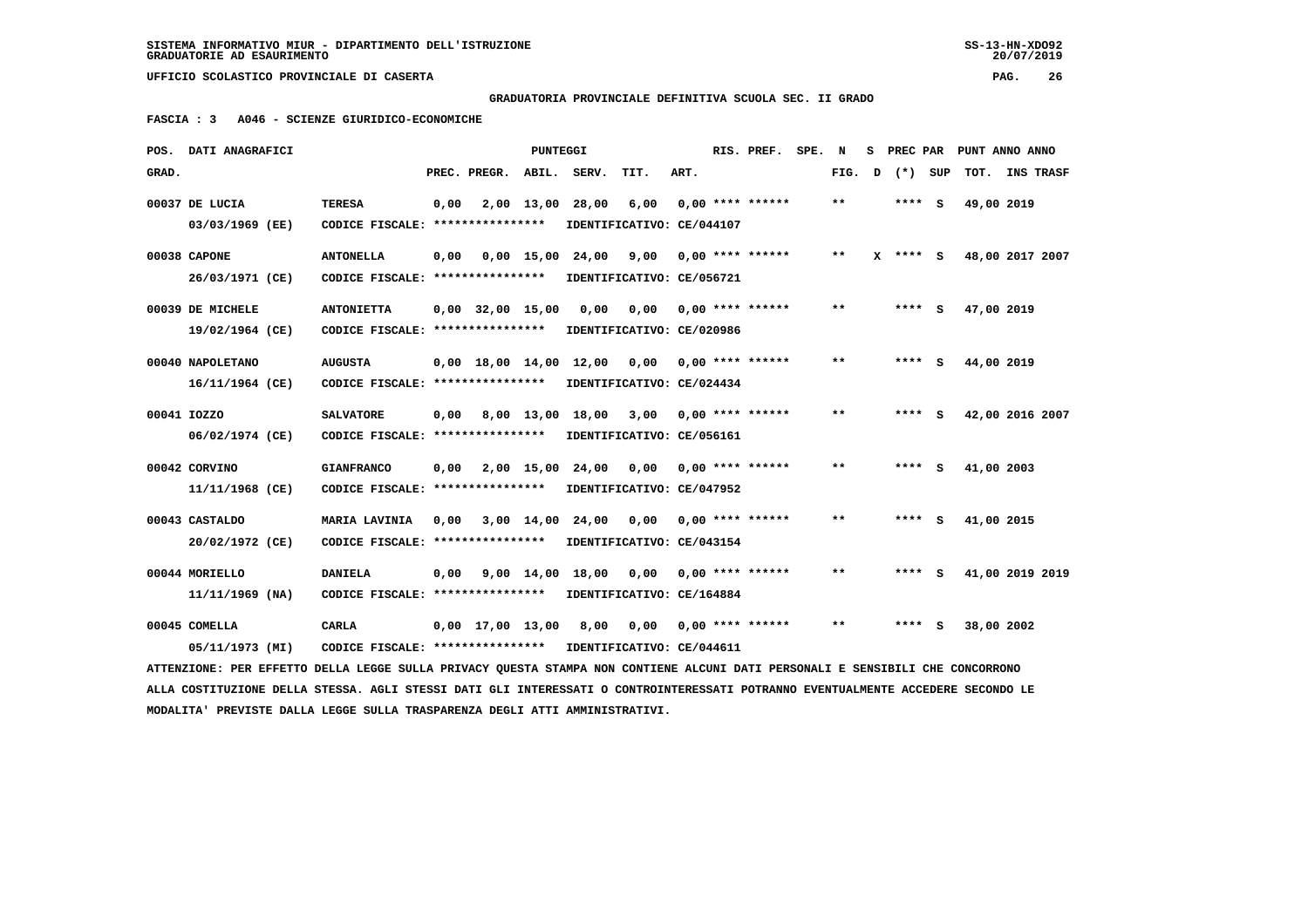SISTEMA INFORMATIVO MIUR - DIPARTIMENTO DELL'ISTRUZIONE
GRADUATORIE AD ESAURIMENTO

UFFICIO SCOLASTICO PROVINCIALE DI CASERTA

**GRADUATORIA PROVINCIALE DEFINITIVA SCUOLA SEC. II GRADO**

**FASCIA : 3   A046 - SCIENZE GIURIDICO-ECONOMICHE**

| POS. GRAD. | DATI ANAGRAFICI | | PREC. | PREGR. | ABIL. | SERV. | TIT. | ART. | RIS. PREF. | SPE. N FIG. | S D | PREC PAR (*) | SUP | PUNT ANNO ANNO TOT. | INS TRASF |
|---|---|---|---|---|---|---|---|---|---|---|---|---|---|---|---|
| 00037 | DE LUCIA 03/03/1969 (EE) | TERESA CODICE FISCALE: **************** IDENTIFICATIVO: CE/044107 | 0,00 | 2,00 | 13,00 | 28,00 | 6,00 | 0,00 | **** ****** | ** | | **** | S | 49,00 | 2019 |
| 00038 | CAPONE 26/03/1971 (CE) | ANTONELLA CODICE FISCALE: **************** IDENTIFICATIVO: CE/056721 | 0,00 | 0,00 | 15,00 | 24,00 | 9,00 | 0,00 | **** ****** | ** | X | **** | S | 48,00 | 2017 2007 |
| 00039 | DE MICHELE 19/02/1964 (CE) | ANTONIETTA CODICE FISCALE: **************** IDENTIFICATIVO: CE/020986 | 0,00 | 32,00 | 15,00 | 0,00 | 0,00 | 0,00 | **** ****** | ** | | **** | S | 47,00 | 2019 |
| 00040 | NAPOLETANO 16/11/1964 (CE) | AUGUSTA CODICE FISCALE: **************** IDENTIFICATIVO: CE/024434 | 0,00 | 18,00 | 14,00 | 12,00 | 0,00 | 0,00 | **** ****** | ** | | **** | S | 44,00 | 2019 |
| 00041 | IOZZO 06/02/1974 (CE) | SALVATORE CODICE FISCALE: **************** IDENTIFICATIVO: CE/056161 | 0,00 | 8,00 | 13,00 | 18,00 | 3,00 | 0,00 | **** ****** | ** | | **** | S | 42,00 | 2016 2007 |
| 00042 | CORVINO 11/11/1968 (CE) | GIANFRANCO CODICE FISCALE: **************** IDENTIFICATIVO: CE/047952 | 0,00 | 2,00 | 15,00 | 24,00 | 0,00 | 0,00 | **** ****** | ** | | **** | S | 41,00 | 2003 |
| 00043 | CASTALDO 20/02/1972 (CE) | MARIA LAVINIA CODICE FISCALE: **************** IDENTIFICATIVO: CE/043154 | 0,00 | 3,00 | 14,00 | 24,00 | 0,00 | 0,00 | **** ****** | ** | | **** | S | 41,00 | 2015 |
| 00044 | MORIELLO 11/11/1969 (NA) | DANIELA CODICE FISCALE: **************** IDENTIFICATIVO: CE/164884 | 0,00 | 9,00 | 14,00 | 18,00 | 0,00 | 0,00 | **** ****** | ** | | **** | S | 41,00 | 2019 2019 |
| 00045 | COMELLA 05/11/1973 (MI) | CARLA CODICE FISCALE: **************** IDENTIFICATIVO: CE/044611 | 0,00 | 17,00 | 13,00 | 8,00 | 0,00 | 0,00 | **** ****** | ** | | **** | S | 38,00 | 2002 |

ATTENZIONE: PER EFFETTO DELLA LEGGE SULLA PRIVACY QUESTA STAMPA NON CONTIENE ALCUNI DATI PERSONALI E SENSIBILI CHE CONCORRONO ALLA COSTITUZIONE DELLA STESSA. AGLI STESSI DATI GLI INTERESSATI O CONTROINTERESSATI POTRANNO EVENTUALMENTE ACCEDERE SECONDO LE MODALITA' PREVISTE DALLA LEGGE SULLA TRASPARENZA DEGLI ATTI AMMINISTRATIVI.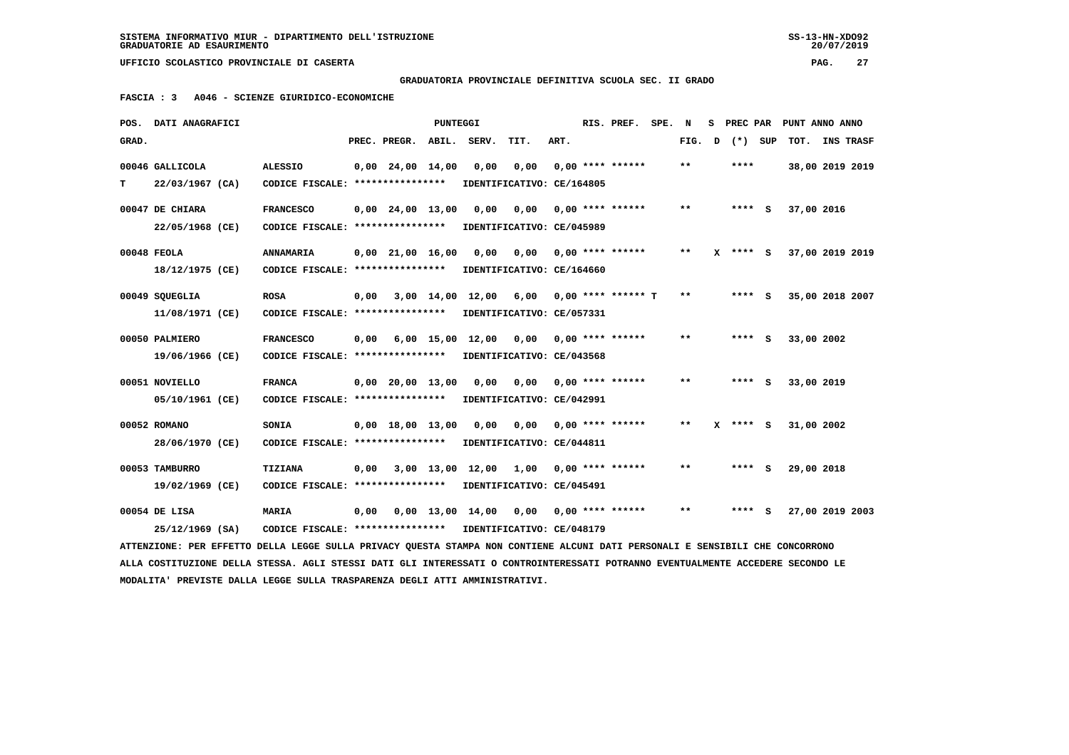SISTEMA INFORMATIVO MIUR - DIPARTIMENTO DELL'ISTRUZIONE
GRADUATORIE AD ESAURIMENTO

UFFICIO SCOLASTICO PROVINCIALE DI CASERTA

GRADUATORIA PROVINCIALE DEFINITIVA SCUOLA SEC. II GRADO

FASCIA : 3 A046 - SCIENZE GIURIDICO-ECONOMICHE

| POS. GRAD. | DATI ANAGRAFICI | | PREC. | PREGR. | ABIL. | SERV. | TIT. | ART. | RIS. PREF. | SPE. N FIG. | S D | PREC PAR (*) | SUP | PUNT TOT. | ANNO INS | ANNO TRASF |
|---|---|---|---|---|---|---|---|---|---|---|---|---|---|---|---|---|
| 00046 | GALLICOLA | ALESSIO | 0,00 | 24,00 | 14,00 | 0,00 | 0,00 | 0,00 | **** ****** | ** | | **** | | 38,00 | 2019 | 2019 |
| T | 22/03/1967 (CA) | CODICE FISCALE: **************** | IDENTIFICATIVO: CE/164805 | | | | | | | | | | | | | |
| 00047 | DE CHIARA | FRANCESCO | 0,00 | 24,00 | 13,00 | 0,00 | 0,00 | 0,00 | **** ****** | ** | | **** | S | 37,00 | 2016 | |
| | 22/05/1968 (CE) | CODICE FISCALE: **************** | IDENTIFICATIVO: CE/045989 | | | | | | | | | | | | | |
| 00048 | FEOLA | ANNAMARIA | 0,00 | 21,00 | 16,00 | 0,00 | 0,00 | 0,00 | **** ****** | ** | X | **** | S | 37,00 | 2019 | 2019 |
| | 18/12/1975 (CE) | CODICE FISCALE: **************** | IDENTIFICATIVO: CE/164660 | | | | | | | | | | | | | |
| 00049 | SQUEGLIA | ROSA | 0,00 | 3,00 | 14,00 | 12,00 | 6,00 | 0,00 | **** ****** T | ** | | **** | S | 35,00 | 2018 | 2007 |
| | 11/08/1971 (CE) | CODICE FISCALE: **************** | IDENTIFICATIVO: CE/057331 | | | | | | | | | | | | | |
| 00050 | PALMIERO | FRANCESCO | 0,00 | 6,00 | 15,00 | 12,00 | 0,00 | 0,00 | **** ****** | ** | | **** | S | 33,00 | 2002 | |
| | 19/06/1966 (CE) | CODICE FISCALE: **************** | IDENTIFICATIVO: CE/043568 | | | | | | | | | | | | | |
| 00051 | NOVIELLO | FRANCA | 0,00 | 20,00 | 13,00 | 0,00 | 0,00 | 0,00 | **** ****** | ** | | **** | S | 33,00 | 2019 | |
| | 05/10/1961 (CE) | CODICE FISCALE: **************** | IDENTIFICATIVO: CE/042991 | | | | | | | | | | | | | |
| 00052 | ROMANO | SONIA | 0,00 | 18,00 | 13,00 | 0,00 | 0,00 | 0,00 | **** ****** | ** | X | **** | S | 31,00 | 2002 | |
| | 28/06/1970 (CE) | CODICE FISCALE: **************** | IDENTIFICATIVO: CE/044811 | | | | | | | | | | | | | |
| 00053 | TAMBURRO | TIZIANA | 0,00 | 3,00 | 13,00 | 12,00 | 1,00 | 0,00 | **** ****** | ** | | **** | S | 29,00 | 2018 | |
| | 19/02/1969 (CE) | CODICE FISCALE: **************** | IDENTIFICATIVO: CE/045491 | | | | | | | | | | | | | |
| 00054 | DE LISA | MARIA | 0,00 | 0,00 | 13,00 | 14,00 | 0,00 | 0,00 | **** ****** | ** | | **** | S | 27,00 | 2019 | 2003 |
| | 25/12/1969 (SA) | CODICE FISCALE: **************** | IDENTIFICATIVO: CE/048179 | | | | | | | | | | | | | |

ATTENZIONE: PER EFFETTO DELLA LEGGE SULLA PRIVACY QUESTA STAMPA NON CONTIENE ALCUNI DATI PERSONALI E SENSIBILI CHE CONCORRONO ALLA COSTITUZIONE DELLA STESSA. AGLI STESSI DATI GLI INTERESSATI O CONTROINTERESSATI POTRANNO EVENTUALMENTE ACCEDERE SECONDO LE MODALITA' PREVISTE DALLA LEGGE SULLA TRASPARENZA DEGLI ATTI AMMINISTRATIVI.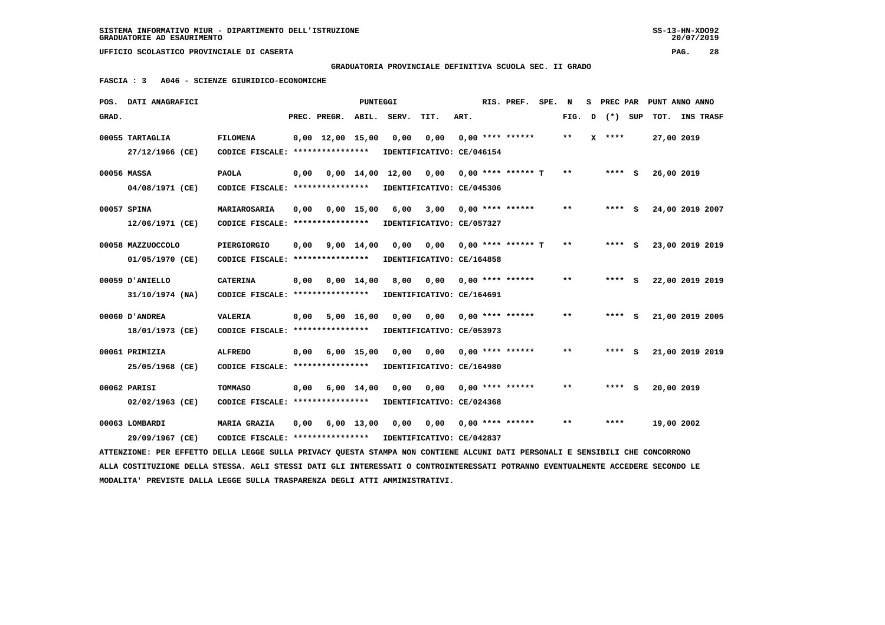SISTEMA INFORMATIVO MIUR - DIPARTIMENTO DELL'ISTRUZIONE
GRADUATORIE AD ESAURIMENTO

UFFICIO SCOLASTICO PROVINCIALE DI CASERTA

**GRADUATORIA PROVINCIALE DEFINITIVA SCUOLA SEC. II GRADO**

**FASCIA : 3 A046 - SCIENZE GIURIDICO-ECONOMICHE**

| POS. GRAD. | DATI ANAGRAFICI | | PREC. | PREGR. | ABIL. | SERV. | TIT. | ART. | RIS. PREF. | SPE. | N FIG. | S D | PREC PAR (*) | SUP | PUNT ANNO ANNO TOT. | INS TRASF |
|---|---|---|---|---|---|---|---|---|---|---|---|---|---|---|---|---|
| 00055 | TARTAGLIA 27/12/1966 (CE) | FILOMENA CODICE FISCALE: **************** IDENTIFICATIVO: CE/046154 | 0,00 | 12,00 | 15,00 | 0,00 | 0,00 | 0,00 | **** ****** | | ** | X | **** | | 27,00 2019 | |
| 00056 | MASSA 04/08/1971 (CE) | PAOLA CODICE FISCALE: **************** IDENTIFICATIVO: CE/045306 | 0,00 | 0,00 | 14,00 | 12,00 | 0,00 | 0,00 | **** ****** T | | ** | | **** | S | 26,00 2019 | |
| 00057 | SPINA 12/06/1971 (CE) | MARIAROSARIA CODICE FISCALE: **************** IDENTIFICATIVO: CE/057327 | 0,00 | 0,00 | 15,00 | 6,00 | 3,00 | 0,00 | **** ****** | | ** | | **** | S | 24,00 2019 | 2007 |
| 00058 | MAZZUOCCOLO 01/05/1970 (CE) | PIERGIORGIO CODICE FISCALE: **************** IDENTIFICATIVO: CE/164858 | 0,00 | 9,00 | 14,00 | 0,00 | 0,00 | 0,00 | **** ****** T | | ** | | **** | S | 23,00 2019 | 2019 |
| 00059 | D'ANIELLO 31/10/1974 (NA) | CATERINA CODICE FISCALE: **************** IDENTIFICATIVO: CE/164691 | 0,00 | 0,00 | 14,00 | 8,00 | 0,00 | 0,00 | **** ****** | | ** | | **** | S | 22,00 2019 | 2019 |
| 00060 | D'ANDREA 18/01/1973 (CE) | VALERIA CODICE FISCALE: **************** IDENTIFICATIVO: CE/053973 | 0,00 | 5,00 | 16,00 | 0,00 | 0,00 | 0,00 | **** ****** | | ** | | **** | S | 21,00 2019 | 2005 |
| 00061 | PRIMIZIA 25/05/1968 (CE) | ALFREDO CODICE FISCALE: **************** IDENTIFICATIVO: CE/164980 | 0,00 | 6,00 | 15,00 | 0,00 | 0,00 | 0,00 | **** ****** | | ** | | **** | S | 21,00 2019 | 2019 |
| 00062 | PARISI 02/02/1963 (CE) | TOMMASO CODICE FISCALE: **************** IDENTIFICATIVO: CE/024368 | 0,00 | 6,00 | 14,00 | 0,00 | 0,00 | 0,00 | **** ****** | | ** | | **** | S | 20,00 2019 | |
| 00063 | LOMBARDI 29/09/1967 (CE) | MARIA GRAZIA CODICE FISCALE: **************** IDENTIFICATIVO: CE/042837 | 0,00 | 6,00 | 13,00 | 0,00 | 0,00 | 0,00 | **** ****** | | ** | | **** | | 19,00 2002 | |

ATTENZIONE: PER EFFETTO DELLA LEGGE SULLA PRIVACY QUESTA STAMPA NON CONTIENE ALCUNI DATI PERSONALI E SENSIBILI CHE CONCORRONO ALLA COSTITUZIONE DELLA STESSA. AGLI STESSI DATI GLI INTERESSATI O CONTROINTERESSATI POTRANNO EVENTUALMENTE ACCEDERE SECONDO LE MODALITA' PREVISTE DALLA LEGGE SULLA TRASPARENZA DEGLI ATTI AMMINISTRATIVI.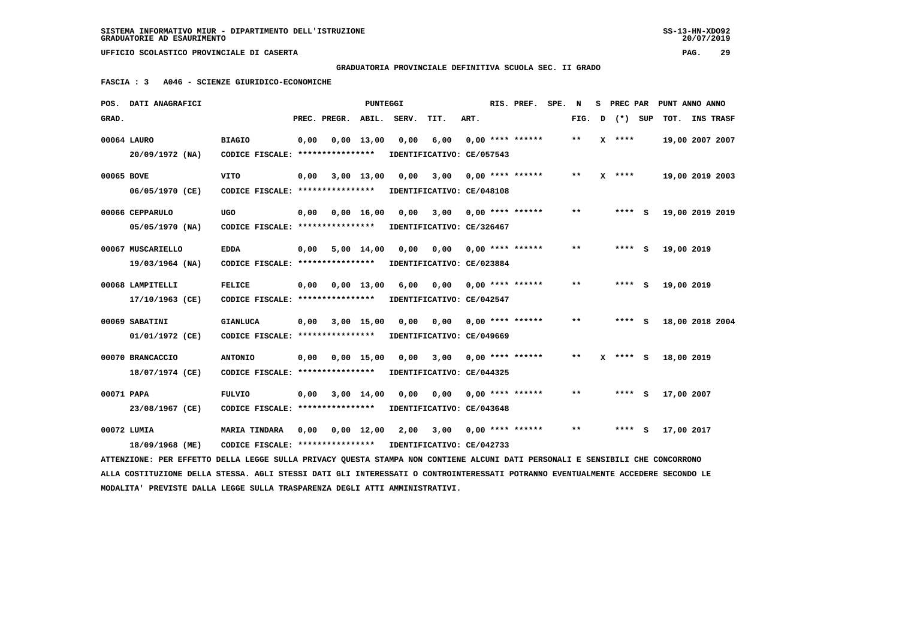SISTEMA INFORMATIVO MIUR - DIPARTIMENTO DELL'ISTRUZIONE
GRADUATORIE AD ESAURIMENTO

UFFICIO SCOLASTICO PROVINCIALE DI CASERTA

**GRADUATORIA PROVINCIALE DEFINITIVA SCUOLA SEC. II GRADO**

**FASCIA : 3 A046 - SCIENZE GIURIDICO-ECONOMICHE**

| POS. GRAD. | DATI ANAGRAFICI | | PREC. | PREGR. | ABIL. | SERV. | TIT. | ART. | RIS. PREF. | SPE. | N FIG. | S D | PREC PAR (*) | SUP | PUNT TOT. | ANNO INS | ANNO TRASF |
|---|---|---|---|---|---|---|---|---|---|---|---|---|---|---|---|---|---|
| 00064 | LAURO | BIAGIO | 0,00 | 0,00 | 13,00 | 0,00 | 6,00 | 0,00 | **** ****** | | ** | X | **** | | 19,00 | 2007 | 2007 |
| | 20/09/1972 (NA) | CODICE FISCALE: **************** | IDENTIFICATIVO: CE/057543 | | | | | | | | | | | | | | |
| 00065 | BOVE | VITO | 0,00 | 3,00 | 13,00 | 0,00 | 3,00 | 0,00 | **** ****** | | ** | X | **** | | 19,00 | 2019 | 2003 |
| | 06/05/1970 (CE) | CODICE FISCALE: **************** | IDENTIFICATIVO: CE/048108 | | | | | | | | | | | | | | |
| 00066 | CEPPARULO | UGO | 0,00 | 0,00 | 16,00 | 0,00 | 3,00 | 0,00 | **** ****** | | ** | | **** | S | 19,00 | 2019 | 2019 |
| | 05/05/1970 (NA) | CODICE FISCALE: **************** | IDENTIFICATIVO: CE/326467 | | | | | | | | | | | | | | |
| 00067 | MUSCARIELLO | EDDA | 0,00 | 5,00 | 14,00 | 0,00 | 0,00 | 0,00 | **** ****** | | ** | | **** | S | 19,00 | 2019 | |
| | 19/03/1964 (NA) | CODICE FISCALE: **************** | IDENTIFICATIVO: CE/023884 | | | | | | | | | | | | | | |
| 00068 | LAMPITELLI | FELICE | 0,00 | 0,00 | 13,00 | 6,00 | 0,00 | 0,00 | **** ****** | | ** | | **** | S | 19,00 | 2019 | |
| | 17/10/1963 (CE) | CODICE FISCALE: **************** | IDENTIFICATIVO: CE/042547 | | | | | | | | | | | | | | |
| 00069 | SABATINI | GIANLUCA | 0,00 | 3,00 | 15,00 | 0,00 | 0,00 | 0,00 | **** ****** | | ** | | **** | S | 18,00 | 2018 | 2004 |
| | 01/01/1972 (CE) | CODICE FISCALE: **************** | IDENTIFICATIVO: CE/049669 | | | | | | | | | | | | | | |
| 00070 | BRANCACCIO | ANTONIO | 0,00 | 0,00 | 15,00 | 0,00 | 3,00 | 0,00 | **** ****** | | ** | X | **** | S | 18,00 | 2019 | |
| | 18/07/1974 (CE) | CODICE FISCALE: **************** | IDENTIFICATIVO: CE/044325 | | | | | | | | | | | | | | |
| 00071 | PAPA | FULVIO | 0,00 | 3,00 | 14,00 | 0,00 | 0,00 | 0,00 | **** ****** | | ** | | **** | S | 17,00 | 2007 | |
| | 23/08/1967 (CE) | CODICE FISCALE: **************** | IDENTIFICATIVO: CE/043648 | | | | | | | | | | | | | | |
| 00072 | LUMIA | MARIA TINDARA | 0,00 | 0,00 | 12,00 | 2,00 | 3,00 | 0,00 | **** ****** | | ** | | **** | S | 17,00 | 2017 | |
| | 18/09/1968 (ME) | CODICE FISCALE: **************** | IDENTIFICATIVO: CE/042733 | | | | | | | | | | | | | | |

ATTENZIONE: PER EFFETTO DELLA LEGGE SULLA PRIVACY QUESTA STAMPA NON CONTIENE ALCUNI DATI PERSONALI E SENSIBILI CHE CONCORRONO ALLA COSTITUZIONE DELLA STESSA. AGLI STESSI DATI GLI INTERESSATI O CONTROINTERESSATI POTRANNO EVENTUALMENTE ACCEDERE SECONDO LE MODALITA' PREVISTE DALLA LEGGE SULLA TRASPARENZA DEGLI ATTI AMMINISTRATIVI.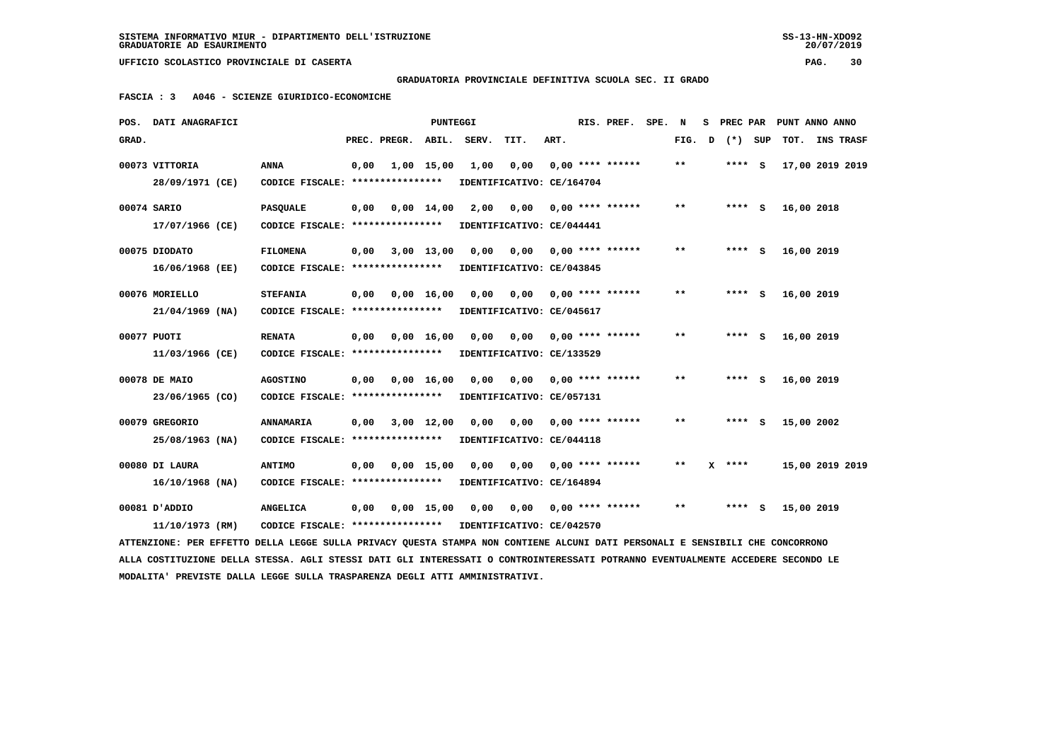SISTEMA INFORMATIVO MIUR - DIPARTIMENTO DELL'ISTRUZIONE
GRADUATORIE AD ESAURIMENTO

UFFICIO SCOLASTICO PROVINCIALE DI CASERTA

**GRADUATORIA PROVINCIALE DEFINITIVA SCUOLA SEC. II GRADO**

**FASCIA : 3 A046 - SCIENZE GIURIDICO-ECONOMICHE**

| POS. GRAD. | DATI ANAGRAFICI | | PREC. | PREGR. | ABIL. | SERV. | TIT. | ART. | RIS. PREF. | SPE. | N FIG. | S D | PREC PAR (*) | SUP | PUNT TOT. | ANNO INS | ANNO TRASF |
|---|---|---|---|---|---|---|---|---|---|---|---|---|---|---|---|---|---|
| 00073 | VITTORIA 28/09/1971 (CE) | ANNA CODICE FISCALE: **************** IDENTIFICATIVO: CE/164704 | 0,00 | 1,00 | 15,00 | 1,00 | 0,00 | 0,00 | **** ****** | | ** | | **** | S | 17,00 | 2019 | 2019 |
| 00074 | SARIO 17/07/1966 (CE) | PASQUALE CODICE FISCALE: **************** IDENTIFICATIVO: CE/044441 | 0,00 | 0,00 | 14,00 | 2,00 | 0,00 | 0,00 | **** ****** | | ** | | **** | S | 16,00 | 2018 | |
| 00075 | DIODATO 16/06/1968 (EE) | FILOMENA CODICE FISCALE: **************** IDENTIFICATIVO: CE/043845 | 0,00 | 3,00 | 13,00 | 0,00 | 0,00 | 0,00 | **** ****** | | ** | | **** | S | 16,00 | 2019 | |
| 00076 | MORIELLO 21/04/1969 (NA) | STEFANIA CODICE FISCALE: **************** IDENTIFICATIVO: CE/045617 | 0,00 | 0,00 | 16,00 | 0,00 | 0,00 | 0,00 | **** ****** | | ** | | **** | S | 16,00 | 2019 | |
| 00077 | PUOTI 11/03/1966 (CE) | RENATA CODICE FISCALE: **************** IDENTIFICATIVO: CE/133529 | 0,00 | 0,00 | 16,00 | 0,00 | 0,00 | 0,00 | **** ****** | | ** | | **** | S | 16,00 | 2019 | |
| 00078 | DE MAIO 23/06/1965 (CO) | AGOSTINO CODICE FISCALE: **************** IDENTIFICATIVO: CE/057131 | 0,00 | 0,00 | 16,00 | 0,00 | 0,00 | 0,00 | **** ****** | | ** | | **** | S | 16,00 | 2019 | |
| 00079 | GREGORIO 25/08/1963 (NA) | ANNAMARIA CODICE FISCALE: **************** IDENTIFICATIVO: CE/044118 | 0,00 | 3,00 | 12,00 | 0,00 | 0,00 | 0,00 | **** ****** | | ** | | **** | S | 15,00 | 2002 | |
| 00080 | DI LAURA 16/10/1968 (NA) | ANTIMO CODICE FISCALE: **************** IDENTIFICATIVO: CE/164894 | 0,00 | 0,00 | 15,00 | 0,00 | 0,00 | 0,00 | **** ****** | | ** | X | **** | | 15,00 | 2019 | 2019 |
| 00081 | D'ADDIO 11/10/1973 (RM) | ANGELICA CODICE FISCALE: **************** IDENTIFICATIVO: CE/042570 | 0,00 | 0,00 | 15,00 | 0,00 | 0,00 | 0,00 | **** ****** | | ** | | **** | S | 15,00 | 2019 | |

ATTENZIONE: PER EFFETTO DELLA LEGGE SULLA PRIVACY QUESTA STAMPA NON CONTIENE ALCUNI DATI PERSONALI E SENSIBILI CHE CONCORRONO ALLA COSTITUZIONE DELLA STESSA. AGLI STESSI DATI GLI INTERESSATI O CONTROINTERESSATI POTRANNO EVENTUALMENTE ACCEDERE SECONDO LE MODALITA' PREVISTE DALLA LEGGE SULLA TRASPARENZA DEGLI ATTI AMMINISTRATIVI.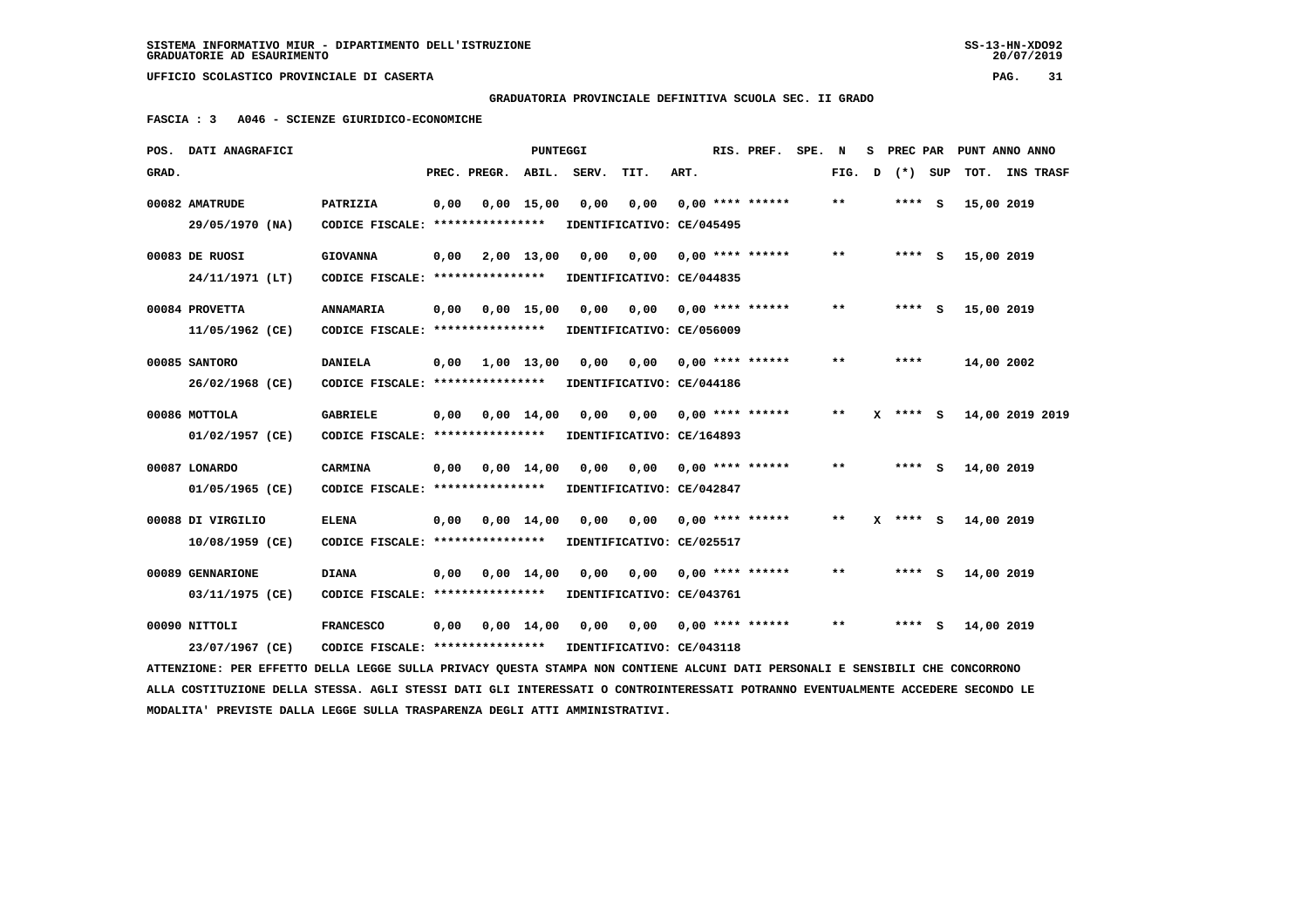SISTEMA INFORMATIVO MIUR - DIPARTIMENTO DELL'ISTRUZIONE
GRADUATORIE AD ESAURIMENTO

UFFICIO SCOLASTICO PROVINCIALE DI CASERTA

GRADUATORIA PROVINCIALE DEFINITIVA SCUOLA SEC. II GRADO

FASCIA : 3 A046 - SCIENZE GIURIDICO-ECONOMICHE

| POS. GRAD. | DATI ANAGRAFICI | | PREC. | PREGR. | ABIL. | SERV. | TIT. | ART. | RIS. PREF. | SPE. | N FIG. | S D | PREC PAR (*) | SUP | PUNT TOT. | ANNO INS | TRASF |
|---|---|---|---|---|---|---|---|---|---|---|---|---|---|---|---|---|---|
| 00082 | AMATRUDE 29/05/1970 (NA) | PATRIZIA CODICE FISCALE: **************** IDENTIFICATIVO: CE/045495 | 0,00 | 0,00 | 15,00 | 0,00 | 0,00 | 0,00 | **** ****** | | ** | | **** | S | 15,00 | 2019 | |
| 00083 | DE RUOSI 24/11/1971 (LT) | GIOVANNA CODICE FISCALE: **************** IDENTIFICATIVO: CE/044835 | 0,00 | 2,00 | 13,00 | 0,00 | 0,00 | 0,00 | **** ****** | | ** | | **** | S | 15,00 | 2019 | |
| 00084 | PROVETTA 11/05/1962 (CE) | ANNAMARIA CODICE FISCALE: **************** IDENTIFICATIVO: CE/056009 | 0,00 | 0,00 | 15,00 | 0,00 | 0,00 | 0,00 | **** ****** | | ** | | **** | S | 15,00 | 2019 | |
| 00085 | SANTORO 26/02/1968 (CE) | DANIELA CODICE FISCALE: **************** IDENTIFICATIVO: CE/044186 | 0,00 | 1,00 | 13,00 | 0,00 | 0,00 | 0,00 | **** ****** | | ** | | **** | | 14,00 | 2002 | |
| 00086 | MOTTOLA 01/02/1957 (CE) | GABRIELE CODICE FISCALE: **************** IDENTIFICATIVO: CE/164893 | 0,00 | 0,00 | 14,00 | 0,00 | 0,00 | 0,00 | **** ****** | | ** | X | **** | S | 14,00 | 2019 | 2019 |
| 00087 | LONARDO 01/05/1965 (CE) | CARMINA CODICE FISCALE: **************** IDENTIFICATIVO: CE/042847 | 0,00 | 0,00 | 14,00 | 0,00 | 0,00 | 0,00 | **** ****** | | ** | | **** | S | 14,00 | 2019 | |
| 00088 | DI VIRGILIO 10/08/1959 (CE) | ELENA CODICE FISCALE: **************** IDENTIFICATIVO: CE/025517 | 0,00 | 0,00 | 14,00 | 0,00 | 0,00 | 0,00 | **** ****** | | ** | X | **** | S | 14,00 | 2019 | |
| 00089 | GENNARIONE 03/11/1975 (CE) | DIANA CODICE FISCALE: **************** IDENTIFICATIVO: CE/043761 | 0,00 | 0,00 | 14,00 | 0,00 | 0,00 | 0,00 | **** ****** | | ** | | **** | S | 14,00 | 2019 | |
| 00090 | NITTOLI 23/07/1967 (CE) | FRANCESCO CODICE FISCALE: **************** IDENTIFICATIVO: CE/043118 | 0,00 | 0,00 | 14,00 | 0,00 | 0,00 | 0,00 | **** ****** | | ** | | **** | S | 14,00 | 2019 | |

ATTENZIONE: PER EFFETTO DELLA LEGGE SULLA PRIVACY QUESTA STAMPA NON CONTIENE ALCUNI DATI PERSONALI E SENSIBILI CHE CONCORRONO ALLA COSTITUZIONE DELLA STESSA. AGLI STESSI DATI GLI INTERESSATI O CONTROINTERESSATI POTRANNO EVENTUALMENTE ACCEDERE SECONDO LE MODALITA' PREVISTE DALLA LEGGE SULLA TRASPARENZA DEGLI ATTI AMMINISTRATIVI.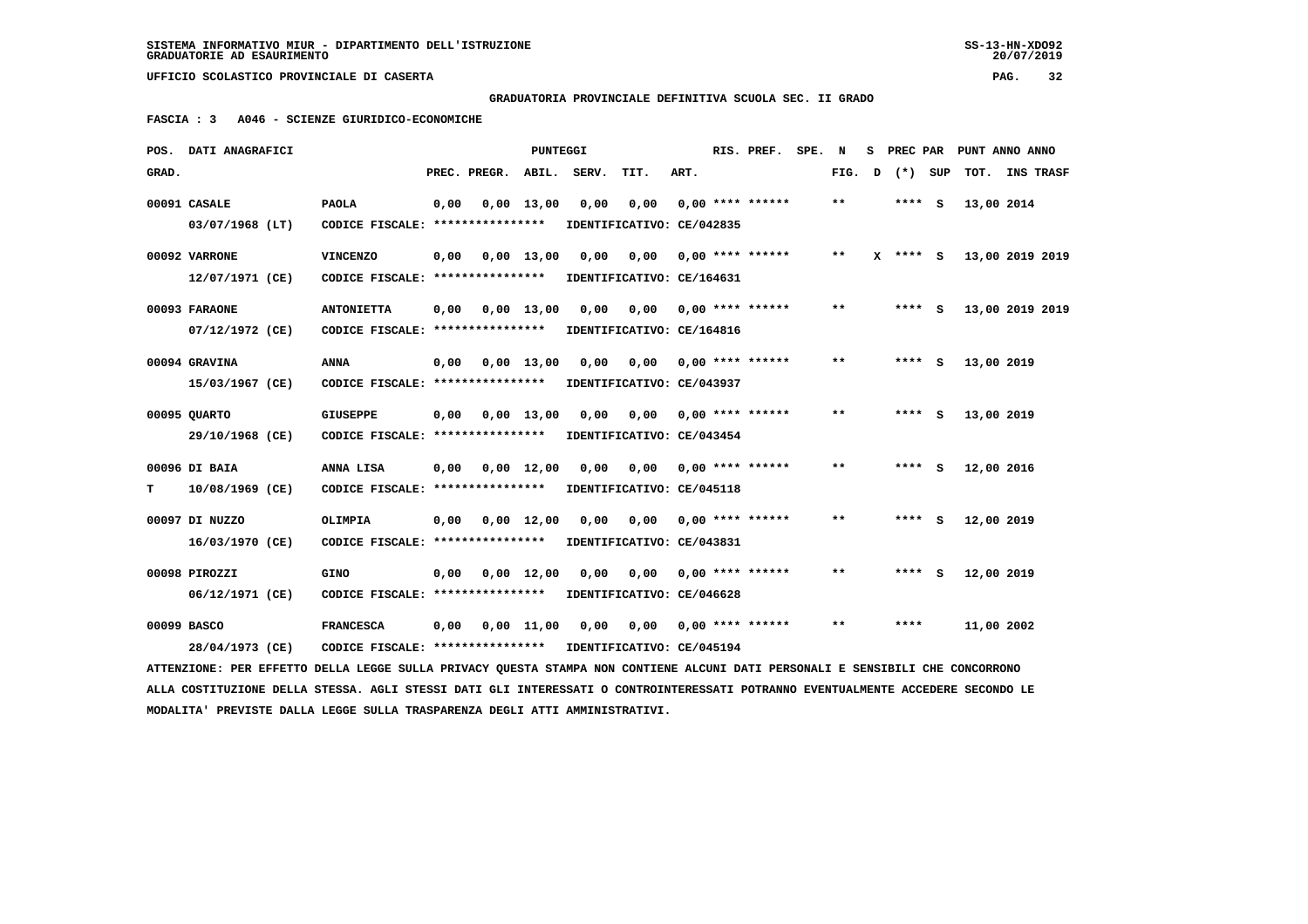SISTEMA INFORMATIVO MIUR - DIPARTIMENTO DELL'ISTRUZIONE
GRADUATORIE AD ESAURIMENTO

UFFICIO SCOLASTICO PROVINCIALE DI CASERTA

GRADUATORIA PROVINCIALE DEFINITIVA SCUOLA SEC. II GRADO

FASCIA : 3 A046 - SCIENZE GIURIDICO-ECONOMICHE

| POS. GRAD. | DATI ANAGRAFICI | | PREC. | PREGR. | ABIL. | SERV. | TIT. | ART. | RIS. PREF. | SPE. | N FIG. | S D | PREC PAR (*) | SUP | PUNT ANNO ANNO TOT. | INS TRASF |
|---|---|---|---|---|---|---|---|---|---|---|---|---|---|---|---|---|
| 00091 | CASALE 03/07/1968 (LT) | PAOLA CODICE FISCALE: **************** | 0,00 | 0,00 | 13,00 | 0,00 | 0,00 | 0,00 | **** ****** IDENTIFICATIVO: CE/042835 | | ** | | **** | S | 13,00 2014 | |
| 00092 | VARRONE 12/07/1971 (CE) | VINCENZO CODICE FISCALE: **************** | 0,00 | 0,00 | 13,00 | 0,00 | 0,00 | 0,00 | **** ****** IDENTIFICATIVO: CE/164631 | | ** | X | **** | S | 13,00 2019 | 2019 |
| 00093 | FARAONE 07/12/1972 (CE) | ANTONIETTA CODICE FISCALE: **************** | 0,00 | 0,00 | 13,00 | 0,00 | 0,00 | 0,00 | **** ****** IDENTIFICATIVO: CE/164816 | | ** | | **** | S | 13,00 2019 | 2019 |
| 00094 | GRAVINA 15/03/1967 (CE) | ANNA CODICE FISCALE: **************** | 0,00 | 0,00 | 13,00 | 0,00 | 0,00 | 0,00 | **** ****** IDENTIFICATIVO: CE/043937 | | ** | | **** | S | 13,00 2019 | |
| 00095 | QUARTO 29/10/1968 (CE) | GIUSEPPE CODICE FISCALE: **************** | 0,00 | 0,00 | 13,00 | 0,00 | 0,00 | 0,00 | **** ****** IDENTIFICATIVO: CE/043454 | | ** | | **** | S | 13,00 2019 | |
| 00096 T | DI BAIA 10/08/1969 (CE) | ANNA LISA CODICE FISCALE: **************** | 0,00 | 0,00 | 12,00 | 0,00 | 0,00 | 0,00 | **** ****** IDENTIFICATIVO: CE/045118 | | ** | | **** | S | 12,00 2016 | |
| 00097 | DI NUZZO 16/03/1970 (CE) | OLIMPIA CODICE FISCALE: **************** | 0,00 | 0,00 | 12,00 | 0,00 | 0,00 | 0,00 | **** ****** IDENTIFICATIVO: CE/043831 | | ** | | **** | S | 12,00 2019 | |
| 00098 | PIROZZI 06/12/1971 (CE) | GINO CODICE FISCALE: **************** | 0,00 | 0,00 | 12,00 | 0,00 | 0,00 | 0,00 | **** ****** IDENTIFICATIVO: CE/046628 | | ** | | **** | S | 12,00 2019 | |
| 00099 | BASCO 28/04/1973 (CE) | FRANCESCA CODICE FISCALE: **************** | 0,00 | 0,00 | 11,00 | 0,00 | 0,00 | 0,00 | **** ****** IDENTIFICATIVO: CE/045194 | | ** | | **** | | 11,00 2002 | |

ATTENZIONE: PER EFFETTO DELLA LEGGE SULLA PRIVACY QUESTA STAMPA NON CONTIENE ALCUNI DATI PERSONALI E SENSIBILI CHE CONCORRONO ALLA COSTITUZIONE DELLA STESSA. AGLI STESSI DATI GLI INTERESSATI O CONTROINTERESSATI POTRANNO EVENTUALMENTE ACCEDERE SECONDO LE MODALITA' PREVISTE DALLA LEGGE SULLA TRASPARENZA DEGLI ATTI AMMINISTRATIVI.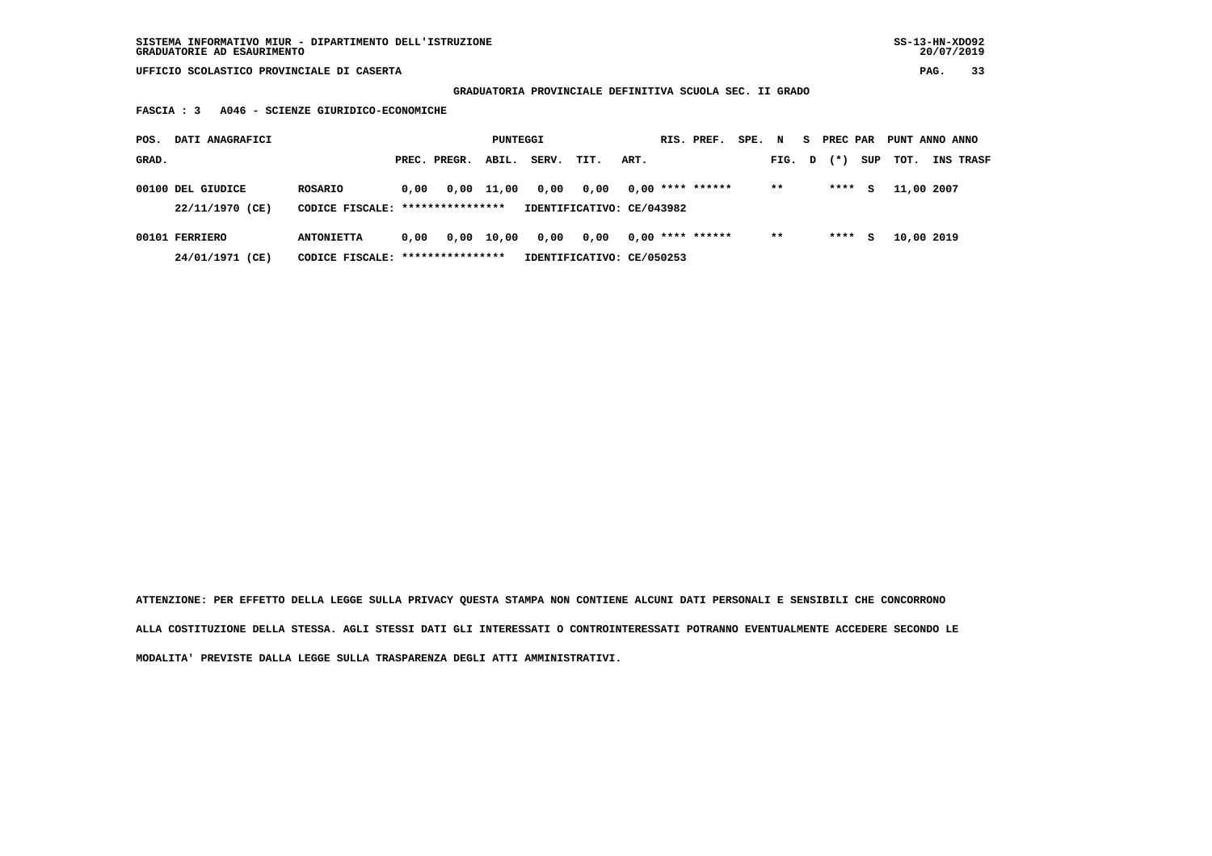SISTEMA INFORMATIVO MIUR - DIPARTIMENTO DELL'ISTRUZIONE
GRADUATORIE AD ESAURIMENTO

UFFICIO SCOLASTICO PROVINCIALE DI CASERTA

**GRADUATORIA PROVINCIALE DEFINITIVA SCUOLA SEC. II GRADO**

**FASCIA : 3 A046 - SCIENZE GIURIDICO-ECONOMICHE**

| POS. GRAD. | DATI ANAGRAFICI | | PREC. | PREGR. | ABIL. | SERV. | TIT. | ART. | RIS. PREF. | SPE. N FIG. | S D | PREC PAR (*) | SUP | PUNT TOT. | ANNO INS | ANNO TRASF |
|---|---|---|---|---|---|---|---|---|---|---|---|---|---|---|---|---|
| 00100 | DEL GIUDICE | ROSARIO | 0,00 | 0,00 | 11,00 | 0,00 | 0,00 | 0,00 | **** ****** | ** | | **** | S | 11,00 | 2007 | |
| | 22/11/1970 (CE) | CODICE FISCALE: **************** | IDENTIFICATIVO: CE/043982 | | | | | | | | | | | | | |
| 00101 | FERRIERO | ANTONIETTA | 0,00 | 0,00 | 10,00 | 0,00 | 0,00 | 0,00 | **** ****** | ** | | **** | S | 10,00 | 2019 | |
| | 24/01/1971 (CE) | CODICE FISCALE: **************** | IDENTIFICATIVO: CE/050253 | | | | | | | | | | | | | |

ATTENZIONE: PER EFFETTO DELLA LEGGE SULLA PRIVACY QUESTA STAMPA NON CONTIENE ALCUNI DATI PERSONALI E SENSIBILI CHE CONCORRONO ALLA COSTITUZIONE DELLA STESSA. AGLI STESSI DATI GLI INTERESSATI O CONTROINTERESSATI POTRANNO EVENTUALMENTE ACCEDERE SECONDO LE MODALITA' PREVISTE DALLA LEGGE SULLA TRASPARENZA DEGLI ATTI AMMINISTRATIVI.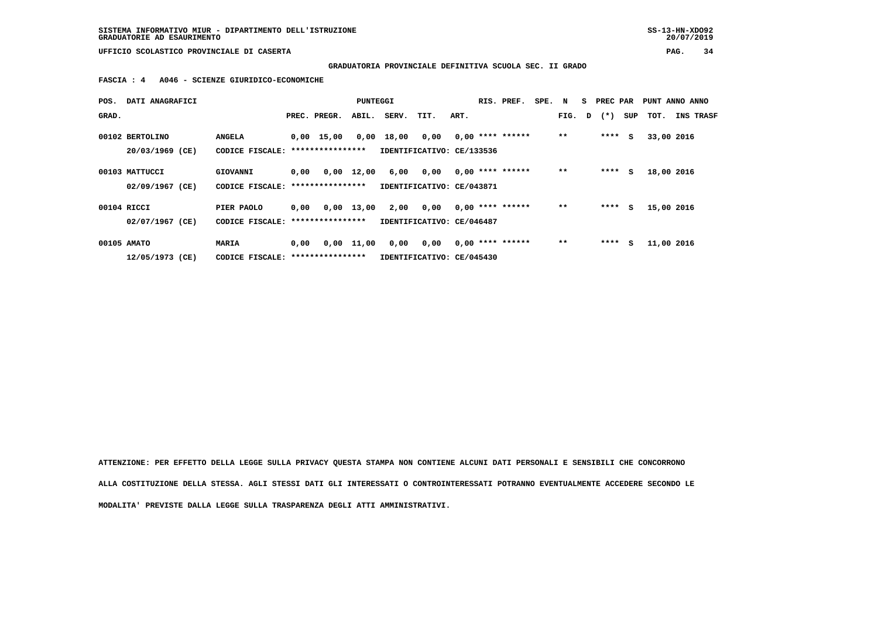SISTEMA INFORMATIVO MIUR - DIPARTIMENTO DELL'ISTRUZIONE
GRADUATORIE AD ESAURIMENTO

UFFICIO SCOLASTICO PROVINCIALE DI CASERTA

**GRADUATORIA PROVINCIALE DEFINITIVA SCUOLA SEC. II GRADO**

**FASCIA : 4 A046 - SCIENZE GIURIDICO-ECONOMICHE**

| POS. GRAD. | DATI ANAGRAFICI | | PREC. | PREGR. | ABIL. | SERV. | TIT. | ART. | RIS. PREF. | SPE. | N FIG. | S D | PREC PAR (*) | SUP | PUNT TOT. | ANNO INS | ANNO TRASF |
|---|---|---|---|---|---|---|---|---|---|---|---|---|---|---|---|---|---|
| 00102 | BERTOLINO 20/03/1969 (CE) | ANGELA CODICE FISCALE: **************** | 0,00 | 15,00 | 0,00 | 18,00 | 0,00 | 0,00 | **** ****** | | ** | | **** | S | 33,00 | 2016 | |
| | | IDENTIFICATIVO: CE/133536 | | | | | | | | | | | | | | | |
| 00103 | MATTUCCI 02/09/1967 (CE) | GIOVANNI CODICE FISCALE: **************** | 0,00 | 0,00 | 12,00 | 6,00 | 0,00 | 0,00 | **** ****** | | ** | | **** | S | 18,00 | 2016 | |
| | | IDENTIFICATIVO: CE/043871 | | | | | | | | | | | | | | | |
| 00104 | RICCI 02/07/1967 (CE) | PIER PAOLO CODICE FISCALE: **************** | 0,00 | 0,00 | 13,00 | 2,00 | 0,00 | 0,00 | **** ****** | | ** | | **** | S | 15,00 | 2016 | |
| | | IDENTIFICATIVO: CE/046487 | | | | | | | | | | | | | | | |
| 00105 | AMATO 12/05/1973 (CE) | MARIA CODICE FISCALE: **************** | 0,00 | 0,00 | 11,00 | 0,00 | 0,00 | 0,00 | **** ****** | | ** | | **** | S | 11,00 | 2016 | |
| | | IDENTIFICATIVO: CE/045430 | | | | | | | | | | | | | | | |

ATTENZIONE: PER EFFETTO DELLA LEGGE SULLA PRIVACY QUESTA STAMPA NON CONTIENE ALCUNI DATI PERSONALI E SENSIBILI CHE CONCORRONO ALLA COSTITUZIONE DELLA STESSA. AGLI STESSI DATI GLI INTERESSATI O CONTROINTERESSATI POTRANNO EVENTUALMENTE ACCEDERE SECONDO LE MODALITA' PREVISTE DALLA LEGGE SULLA TRASPARENZA DEGLI ATTI AMMINISTRATIVI.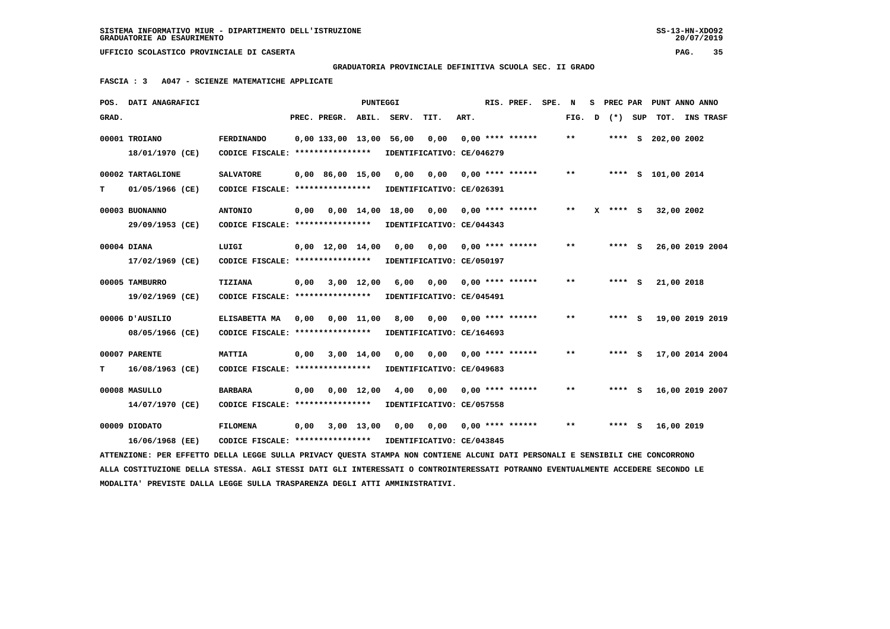SISTEMA INFORMATIVO MIUR - DIPARTIMENTO DELL'ISTRUZIONE
GRADUATORIE AD ESAURIMENTO

UFFICIO SCOLASTICO PROVINCIALE DI CASERTA

GRADUATORIA PROVINCIALE DEFINITIVA SCUOLA SEC. II GRADO

FASCIA : 3 A047 - SCIENZE MATEMATICHE APPLICATE

| POS. GRAD. | DATI ANAGRAFICI | | PREC. | PREGR. | ABIL. | SERV. | TIT. | ART. | RIS. PREF. | SPE. | N FIG. | S D | PREC PAR (*) | SUP | PUNT ANNO TOT. | ANNO INS | TRASF |
|---|---|---|---|---|---|---|---|---|---|---|---|---|---|---|---|---|---|
| 00001 | TROIANO 18/01/1970 (CE) | FERDINANDO CODICE FISCALE: **************** IDENTIFICATIVO: CE/046279 | 0,00 | 133,00 | 13,00 | 56,00 | 0,00 | 0,00 | **** ****** | | ** | | **** | S | 202,00 | 2002 | |
| 00002 T | TARTAGLIONE 01/05/1966 (CE) | SALVATORE CODICE FISCALE: **************** IDENTIFICATIVO: CE/026391 | 0,00 | 86,00 | 15,00 | 0,00 | 0,00 | 0,00 | **** ****** | | ** | | **** | S | 101,00 | 2014 | |
| 00003 | BUONANNO 29/09/1953 (CE) | ANTONIO CODICE FISCALE: **************** IDENTIFICATIVO: CE/044343 | 0,00 | 0,00 | 14,00 | 18,00 | 0,00 | 0,00 | **** ****** | | ** | X | **** | S | 32,00 | 2002 | |
| 00004 | DIANA 17/02/1969 (CE) | LUIGI CODICE FISCALE: **************** IDENTIFICATIVO: CE/050197 | 0,00 | 12,00 | 14,00 | 0,00 | 0,00 | 0,00 | **** ****** | | ** | | **** | S | 26,00 | 2019 | 2004 |
| 00005 | TAMBURRO 19/02/1969 (CE) | TIZIANA CODICE FISCALE: **************** IDENTIFICATIVO: CE/045491 | 0,00 | 3,00 | 12,00 | 6,00 | 0,00 | 0,00 | **** ****** | | ** | | **** | S | 21,00 | 2018 | |
| 00006 | D'AUSILIO 08/05/1966 (CE) | ELISABETTA MA CODICE FISCALE: **************** IDENTIFICATIVO: CE/164693 | 0,00 | 0,00 | 11,00 | 8,00 | 0,00 | 0,00 | **** ****** | | ** | | **** | S | 19,00 | 2019 | 2019 |
| 00007 T | PARENTE 16/08/1963 (CE) | MATTIA CODICE FISCALE: **************** IDENTIFICATIVO: CE/049683 | 0,00 | 3,00 | 14,00 | 0,00 | 0,00 | 0,00 | **** ****** | | ** | | **** | S | 17,00 | 2014 | 2004 |
| 00008 | MASULLO 14/07/1970 (CE) | BARBARA CODICE FISCALE: **************** IDENTIFICATIVO: CE/057558 | 0,00 | 0,00 | 12,00 | 4,00 | 0,00 | 0,00 | **** ****** | | ** | | **** | S | 16,00 | 2019 | 2007 |
| 00009 | DIODATO 16/06/1968 (EE) | FILOMENA CODICE FISCALE: **************** IDENTIFICATIVO: CE/043845 | 0,00 | 3,00 | 13,00 | 0,00 | 0,00 | 0,00 | **** ****** | | ** | | **** | S | 16,00 | 2019 | |

ATTENZIONE: PER EFFETTO DELLA LEGGE SULLA PRIVACY QUESTA STAMPA NON CONTIENE ALCUNI DATI PERSONALI E SENSIBILI CHE CONCORRONO ALLA COSTITUZIONE DELLA STESSA. AGLI STESSI DATI GLI INTERESSATI O CONTROINTERESSATI POTRANNO EVENTUALMENTE ACCEDERE SECONDO LE MODALITA' PREVISTE DALLA LEGGE SULLA TRASPARENZA DEGLI ATTI AMMINISTRATIVI.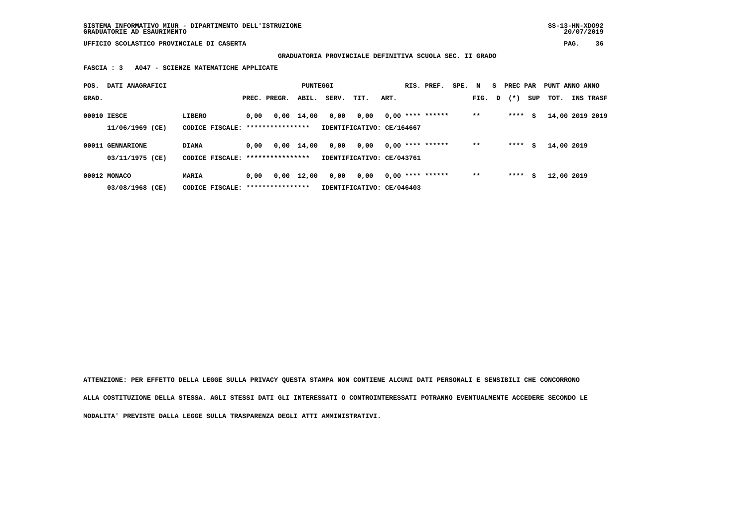SISTEMA INFORMATIVO MIUR - DIPARTIMENTO DELL'ISTRUZIONE
GRADUATORIE AD ESAURIMENTO

UFFICIO SCOLASTICO PROVINCIALE DI CASERTA

**GRADUATORIA PROVINCIALE DEFINITIVA SCUOLA SEC. II GRADO**

**FASCIA : 3 A047 - SCIENZE MATEMATICHE APPLICATE**

| POS. GRAD. | DATI ANAGRAFICI | | PREC. | PREGR. | ABIL. | SERV. | TIT. | ART. | RIS. PREF. | SPE. | N FIG. | S D | PREC PAR (*) | SUP | PUNT TOT. | ANNO INS | ANNO TRASF |
|---|---|---|---|---|---|---|---|---|---|---|---|---|---|---|---|---|---|
| 00010 | IESCE 11/06/1969 (CE) | LIBERO CODICE FISCALE: **************** | 0,00 | 0,00 | 14,00 | 0,00 | 0,00 | 0,00 | **** ****** | | ** | | **** | S | 14,00 | 2019 | 2019 |
| | | IDENTIFICATIVO: CE/164667 | | | | | | | | | | | | | | | |
| 00011 | GENNARIONE 03/11/1975 (CE) | DIANA CODICE FISCALE: **************** | 0,00 | 0,00 | 14,00 | 0,00 | 0,00 | 0,00 | **** ****** | | ** | | **** | S | 14,00 | 2019 | |
| | | IDENTIFICATIVO: CE/043761 | | | | | | | | | | | | | | | |
| 00012 | MONACO 03/08/1968 (CE) | MARIA CODICE FISCALE: **************** | 0,00 | 0,00 | 12,00 | 0,00 | 0,00 | 0,00 | **** ****** | | ** | | **** | S | 12,00 | 2019 | |
| | | IDENTIFICATIVO: CE/046403 | | | | | | | | | | | | | | | |

**ATTENZIONE: PER EFFETTO DELLA LEGGE SULLA PRIVACY QUESTA STAMPA NON CONTIENE ALCUNI DATI PERSONALI E SENSIBILI CHE CONCORRONO ALLA COSTITUZIONE DELLA STESSA. AGLI STESSI DATI GLI INTERESSATI O CONTROINTERESSATI POTRANNO EVENTUALMENTE ACCEDERE SECONDO LE MODALITA' PREVISTE DALLA LEGGE SULLA TRASPARENZA DEGLI ATTI AMMINISTRATIVI.**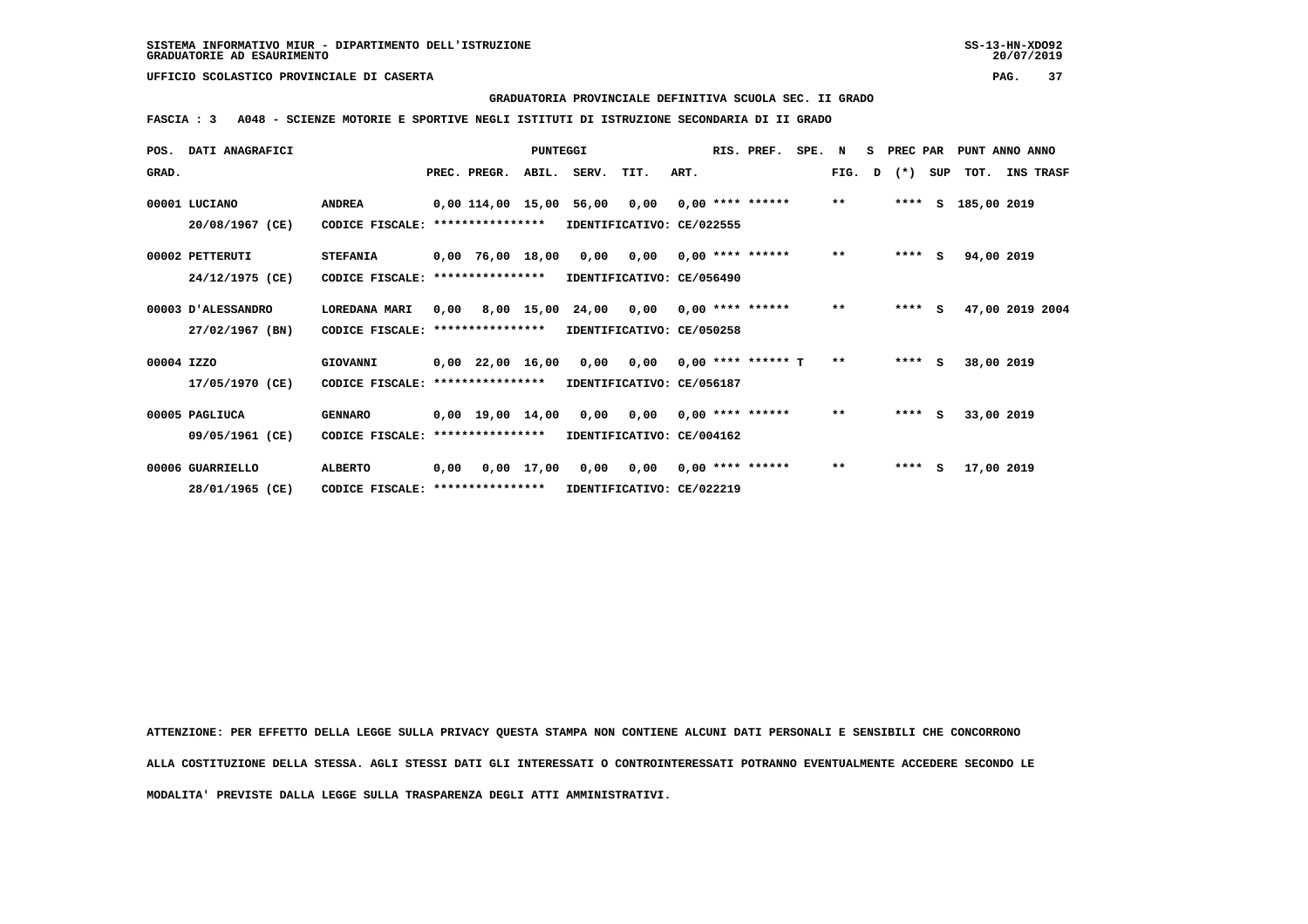SISTEMA INFORMATIVO MIUR - DIPARTIMENTO DELL'ISTRUZIONE
GRADUATORIE AD ESAURIMENTO

UFFICIO SCOLASTICO PROVINCIALE DI CASERTA

**GRADUATORIA PROVINCIALE DEFINITIVA SCUOLA SEC. II GRADO**

**FASCIA : 3 A048 - SCIENZE MOTORIE E SPORTIVE NEGLI ISTITUTI DI ISTRUZIONE SECONDARIA DI II GRADO**

| POS. GRAD. | DATI ANAGRAFICI | | PREC. | PREGR. | ABIL. | SERV. | TIT. | ART. | RIS. PREF. | SPE. | N FIG. | S D | PREC PAR (*) | SUP | PUNT ANNO TOT. | ANNO INS | TRASF |
|---|---|---|---|---|---|---|---|---|---|---|---|---|---|---|---|---|---|
| 00001 | LUCIANO | ANDREA | 0,00 | 114,00 | 15,00 | 56,00 | 0,00 | 0,00 | **** ****** | | ** | | **** | S | 185,00 | 2019 | |
| | 20/08/1967 (CE) | CODICE FISCALE: **************** | IDENTIFICATIVO: CE/022555 | | | | | | | | | | | | | | |
| 00002 | PETTERUTI | STEFANIA | 0,00 | 76,00 | 18,00 | 0,00 | 0,00 | 0,00 | **** ****** | | ** | | **** | S | 94,00 | 2019 | |
| | 24/12/1975 (CE) | CODICE FISCALE: **************** | IDENTIFICATIVO: CE/056490 | | | | | | | | | | | | | | |
| 00003 | D'ALESSANDRO | LOREDANA MARI | 0,00 | 8,00 | 15,00 | 24,00 | 0,00 | 0,00 | **** ****** | | ** | | **** | S | 47,00 | 2019 | 2004 |
| | 27/02/1967 (BN) | CODICE FISCALE: **************** | IDENTIFICATIVO: CE/050258 | | | | | | | | | | | | | | |
| 00004 | IZZO | GIOVANNI | 0,00 | 22,00 | 16,00 | 0,00 | 0,00 | 0,00 | **** ****** | T | ** | | **** | S | 38,00 | 2019 | |
| | 17/05/1970 (CE) | CODICE FISCALE: **************** | IDENTIFICATIVO: CE/056187 | | | | | | | | | | | | | | |
| 00005 | PAGLIUCA | GENNARO | 0,00 | 19,00 | 14,00 | 0,00 | 0,00 | 0,00 | **** ****** | | ** | | **** | S | 33,00 | 2019 | |
| | 09/05/1961 (CE) | CODICE FISCALE: **************** | IDENTIFICATIVO: CE/004162 | | | | | | | | | | | | | | |
| 00006 | GUARRIELLO | ALBERTO | 0,00 | 0,00 | 17,00 | 0,00 | 0,00 | 0,00 | **** ****** | | ** | | **** | S | 17,00 | 2019 | |
| | 28/01/1965 (CE) | CODICE FISCALE: **************** | IDENTIFICATIVO: CE/022219 | | | | | | | | | | | | | | |

ATTENZIONE: PER EFFETTO DELLA LEGGE SULLA PRIVACY QUESTA STAMPA NON CONTIENE ALCUNI DATI PERSONALI E SENSIBILI CHE CONCORRONO ALLA COSTITUZIONE DELLA STESSA. AGLI STESSI DATI GLI INTERESSATI O CONTROINTERESSATI POTRANNO EVENTUALMENTE ACCEDERE SECONDO LE MODALITA' PREVISTE DALLA LEGGE SULLA TRASPARENZA DEGLI ATTI AMMINISTRATIVI.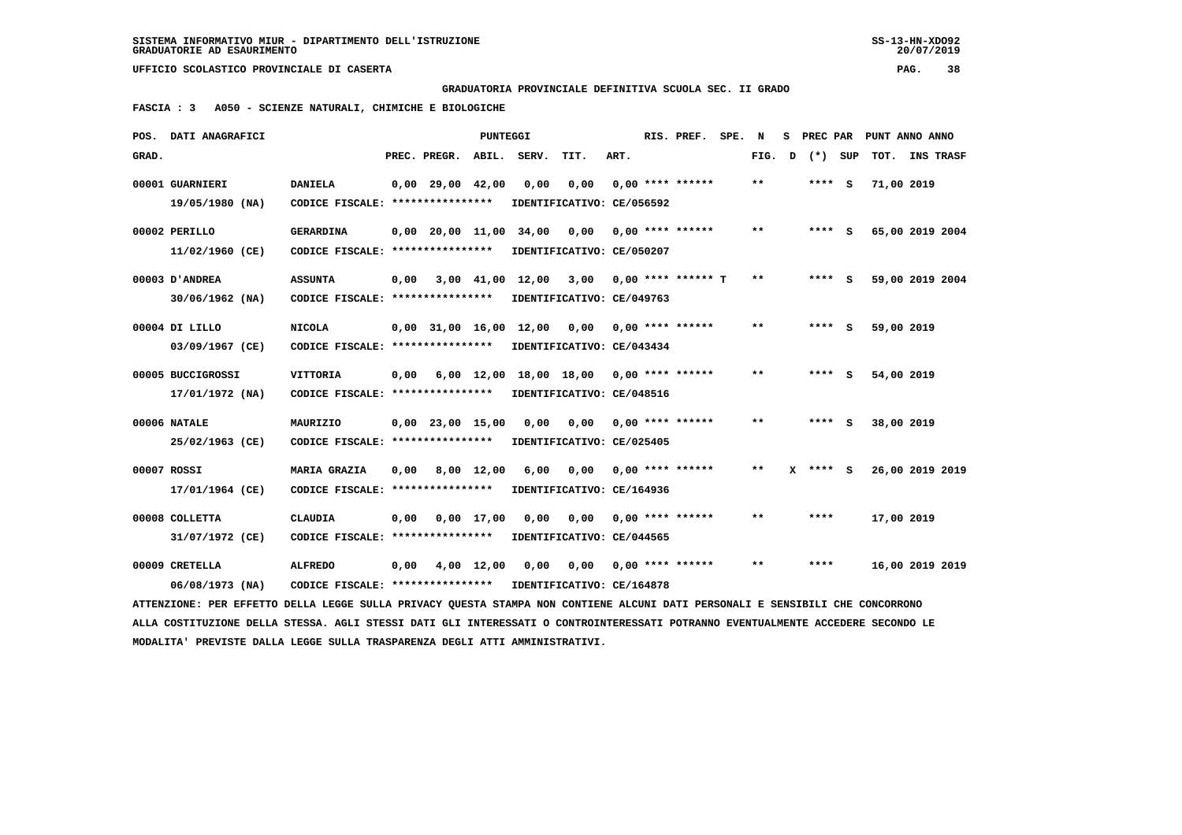SISTEMA INFORMATIVO MIUR - DIPARTIMENTO DELL'ISTRUZIONE
GRADUATORIE AD ESAURIMENTO

UFFICIO SCOLASTICO PROVINCIALE DI CASERTA

**GRADUATORIA PROVINCIALE DEFINITIVA SCUOLA SEC. II GRADO**

**FASCIA : 3 A050 - SCIENZE NATURALI, CHIMICHE E BIOLOGICHE**

| POS. GRAD. | DATI ANAGRAFICI | | PREC. | PREGR. | ABIL. | SERV. | TIT. | ART. | RIS. PREF. | SPE. N FIG. | S D | PREC PAR (*) SUP | PUNT ANNO TOT. | ANNO INS | TRASF |
|---|---|---|---|---|---|---|---|---|---|---|---|---|---|---|---|
| 00001 | GUARNIERI 19/05/1980 (NA) | DANIELA CODICE FISCALE: **************** | 0,00 | 29,00 | 42,00 | 0,00 | 0,00 | 0,00 | **** ****** | ** | | **** S | 71,00 | 2019 | |
| | | IDENTIFICATIVO: CE/056592 | | | | | | | | | | | | | |
| 00002 | PERILLO 11/02/1960 (CE) | GERARDINA CODICE FISCALE: **************** | 0,00 | 20,00 | 11,00 | 34,00 | 0,00 | 0,00 | **** ****** | ** | | **** S | 65,00 | 2019 | 2004 |
| | | IDENTIFICATIVO: CE/050207 | | | | | | | | | | | | | |
| 00003 | D'ANDREA 30/06/1962 (NA) | ASSUNTA CODICE FISCALE: **************** | 0,00 | 3,00 | 41,00 | 12,00 | 3,00 | 0,00 | **** ****** T | ** | | **** S | 59,00 | 2019 | 2004 |
| | | IDENTIFICATIVO: CE/049763 | | | | | | | | | | | | | |
| 00004 | DI LILLO 03/09/1967 (CE) | NICOLA CODICE FISCALE: **************** | 0,00 | 31,00 | 16,00 | 12,00 | 0,00 | 0,00 | **** ****** | ** | | **** S | 59,00 | 2019 | |
| | | IDENTIFICATIVO: CE/043434 | | | | | | | | | | | | | |
| 00005 | BUCCIGROSSI 17/01/1972 (NA) | VITTORIA CODICE FISCALE: **************** | 0,00 | 6,00 | 12,00 | 18,00 | 18,00 | 0,00 | **** ****** | ** | | **** S | 54,00 | 2019 | |
| | | IDENTIFICATIVO: CE/048516 | | | | | | | | | | | | | |
| 00006 | NATALE 25/02/1963 (CE) | MAURIZIO CODICE FISCALE: **************** | 0,00 | 23,00 | 15,00 | 0,00 | 0,00 | 0,00 | **** ****** | ** | | **** S | 38,00 | 2019 | |
| | | IDENTIFICATIVO: CE/025405 | | | | | | | | | | | | | |
| 00007 | ROSSI 17/01/1964 (CE) | MARIA GRAZIA CODICE FISCALE: **************** | 0,00 | 8,00 | 12,00 | 6,00 | 0,00 | 0,00 | **** ****** | ** | X | **** S | 26,00 | 2019 | 2019 |
| | | IDENTIFICATIVO: CE/164936 | | | | | | | | | | | | | |
| 00008 | COLLETTA 31/07/1972 (CE) | CLAUDIA CODICE FISCALE: **************** | 0,00 | 0,00 | 17,00 | 0,00 | 0,00 | 0,00 | **** ****** | ** | | **** | 17,00 | 2019 | |
| | | IDENTIFICATIVO: CE/044565 | | | | | | | | | | | | | |
| 00009 | CRETELLA 06/08/1973 (NA) | ALFREDO CODICE FISCALE: **************** | 0,00 | 4,00 | 12,00 | 0,00 | 0,00 | 0,00 | **** ****** | ** | | **** | 16,00 | 2019 | 2019 |
| | | IDENTIFICATIVO: CE/164878 | | | | | | | | | | | | | |

ATTENZIONE: PER EFFETTO DELLA LEGGE SULLA PRIVACY QUESTA STAMPA NON CONTIENE ALCUNI DATI PERSONALI E SENSIBILI CHE CONCORRONO ALLA COSTITUZIONE DELLA STESSA. AGLI STESSI DATI GLI INTERESSATI O CONTROINTERESSATI POTRANNO EVENTUALMENTE ACCEDERE SECONDO LE MODALITA' PREVISTE DALLA LEGGE SULLA TRASPARENZA DEGLI ATTI AMMINISTRATIVI.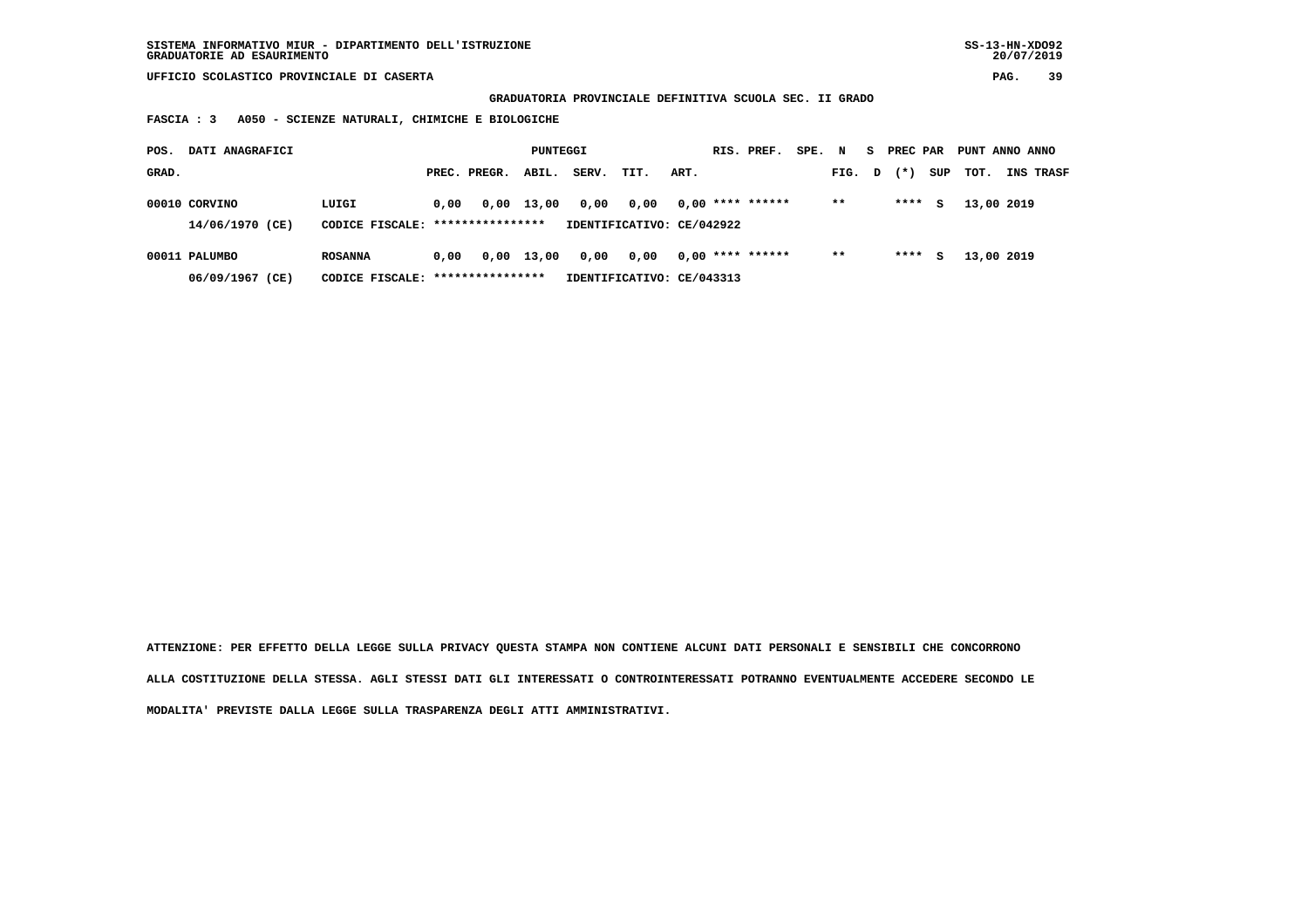SISTEMA INFORMATIVO MIUR - DIPARTIMENTO DELL'ISTRUZIONE
GRADUATORIE AD ESAURIMENTO

UFFICIO SCOLASTICO PROVINCIALE DI CASERTA

**GRADUATORIA PROVINCIALE DEFINITIVA SCUOLA SEC. II GRADO**

**FASCIA : 3 A050 - SCIENZE NATURALI, CHIMICHE E BIOLOGICHE**

| POS. GRAD. | DATI ANAGRAFICI | | PUNTEGGI PREC. | PREGR. | ABIL. | SERV. | TIT. | ART. | RIS. | PREF. | SPE. FIG. | N D | S (*) | PREC PAR SUP | PUNT TOT. | ANNO INS | ANNO TRASF |
|---|---|---|---|---|---|---|---|---|---|---|---|---|---|---|---|---|---|
| 00010 | CORVINO | LUIGI | 0,00 | 0,00 | 13,00 | 0,00 | 0,00 | 0,00 | **** | ****** | ** | | **** | S | 13,00 | 2019 | |
| | 14/06/1970 (CE) | CODICE FISCALE: **************** | IDENTIFICATIVO: CE/042922 | | | | | | | | | | | | | | |
| 00011 | PALUMBO | ROSANNA | 0,00 | 0,00 | 13,00 | 0,00 | 0,00 | 0,00 | **** | ****** | ** | | **** | S | 13,00 | 2019 | |
| | 06/09/1967 (CE) | CODICE FISCALE: **************** | IDENTIFICATIVO: CE/043313 | | | | | | | | | | | | | | |

**ATTENZIONE: PER EFFETTO DELLA LEGGE SULLA PRIVACY QUESTA STAMPA NON CONTIENE ALCUNI DATI PERSONALI E SENSIBILI CHE CONCORRONO ALLA COSTITUZIONE DELLA STESSA. AGLI STESSI DATI GLI INTERESSATI O CONTROINTERESSATI POTRANNO EVENTUALMENTE ACCEDERE SECONDO LE MODALITA' PREVISTE DALLA LEGGE SULLA TRASPARENZA DEGLI ATTI AMMINISTRATIVI.**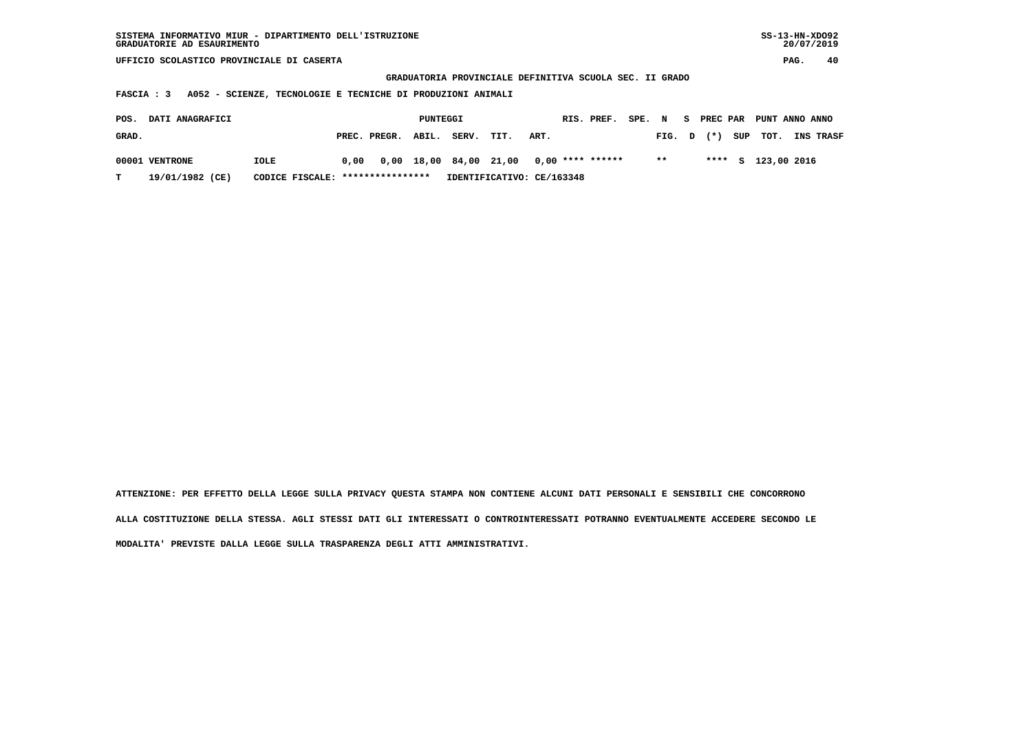SISTEMA INFORMATIVO MIUR - DIPARTIMENTO DELL'ISTRUZIONE
GRADUATORIE AD ESAURIMENTO

UFFICIO SCOLASTICO PROVINCIALE DI CASERTA

GRADUATORIA PROVINCIALE DEFINITIVA SCUOLA SEC. II GRADO

FASCIA : 3 A052 - SCIENZE, TECNOLOGIE E TECNICHE DI PRODUZIONI ANIMALI

| POS. GRAD. | DATI ANAGRAFICI | | PREC. | PREGR. | ABIL. | SERV. | TIT. | ART. | RIS. | PREF. | SPE. | N FIG. | S D | PREC PAR (*) | SUP | PUNT TOT. | ANNO INS | ANNO TRASF |
|---|---|---|---|---|---|---|---|---|---|---|---|---|---|---|---|---|---|---|
| 00001 | VENTRONE | IOLE | 0,00 | 0,00 | 18,00 | 84,00 | 21,00 | 0,00 | **** | ****** | | ** | | **** | S | 123,00 | 2016 | |
| T | 19/01/1982 (CE) | CODICE FISCALE: **************** | IDENTIFICATIVO: CE/163348 | | | | | | | | | | | | | | | |

ATTENZIONE: PER EFFETTO DELLA LEGGE SULLA PRIVACY QUESTA STAMPA NON CONTIENE ALCUNI DATI PERSONALI E SENSIBILI CHE CONCORRONO ALLA COSTITUZIONE DELLA STESSA. AGLI STESSI DATI GLI INTERESSATI O CONTROINTERESSATI POTRANNO EVENTUALMENTE ACCEDERE SECONDO LE MODALITA' PREVISTE DALLA LEGGE SULLA TRASPARENZA DEGLI ATTI AMMINISTRATIVI.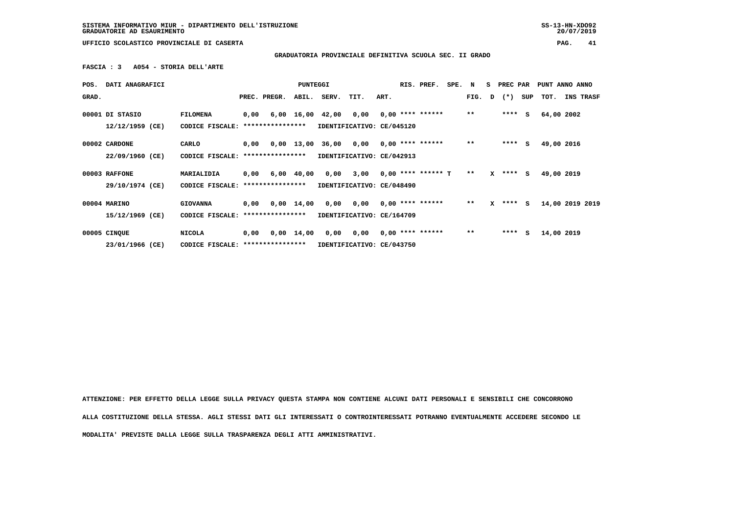SISTEMA INFORMATIVO MIUR - DIPARTIMENTO DELL'ISTRUZIONE
GRADUATORIE AD ESAURIMENTO

UFFICIO SCOLASTICO PROVINCIALE DI CASERTA

**GRADUATORIA PROVINCIALE DEFINITIVA SCUOLA SEC. II GRADO**

**FASCIA : 3 A054 - STORIA DELL'ARTE**

| POS. GRAD. | DATI ANAGRAFICI | | PREC. | PREGR. | ABIL. | SERV. | TIT. | ART. | RIS. | PREF. | SPE. | N FIG. | S D | PREC PAR (*) | SUP | PUNT TOT. | ANNO INS | ANNO TRASF |
|---|---|---|---|---|---|---|---|---|---|---|---|---|---|---|---|---|---|---|
| 00001 | DI STASIO 12/12/1959 (CE) | FILOMENA CODICE FISCALE: **************** IDENTIFICATIVO: CE/045120 | 0,00 | 6,00 | 16,00 | 42,00 | 0,00 | 0,00 | **** | ****** | | ** | | **** | S | 64,00 | 2002 | |
| 00002 | CARDONE 22/09/1960 (CE) | CARLO CODICE FISCALE: **************** IDENTIFICATIVO: CE/042913 | 0,00 | 0,00 | 13,00 | 36,00 | 0,00 | 0,00 | **** | ****** | | ** | | **** | S | 49,00 | 2016 | |
| 00003 | RAFFONE 29/10/1974 (CE) | MARIALIDIA CODICE FISCALE: **************** IDENTIFICATIVO: CE/048490 | 0,00 | 6,00 | 40,00 | 0,00 | 3,00 | 0,00 | **** | ****** | T | ** | X | **** | S | 49,00 | 2019 | |
| 00004 | MARINO 15/12/1969 (CE) | GIOVANNA CODICE FISCALE: **************** IDENTIFICATIVO: CE/164709 | 0,00 | 0,00 | 14,00 | 0,00 | 0,00 | 0,00 | **** | ****** | | ** | X | **** | S | 14,00 | 2019 | 2019 |
| 00005 | CINQUE 23/01/1966 (CE) | NICOLA CODICE FISCALE: **************** IDENTIFICATIVO: CE/043750 | 0,00 | 0,00 | 14,00 | 0,00 | 0,00 | 0,00 | **** | ****** | | ** | | **** | S | 14,00 | 2019 | |

ATTENZIONE: PER EFFETTO DELLA LEGGE SULLA PRIVACY QUESTA STAMPA NON CONTIENE ALCUNI DATI PERSONALI E SENSIBILI CHE CONCORRONO ALLA COSTITUZIONE DELLA STESSA. AGLI STESSI DATI GLI INTERESSATI O CONTROINTERESSATI POTRANNO EVENTUALMENTE ACCEDERE SECONDO LE MODALITA' PREVISTE DALLA LEGGE SULLA TRASPARENZA DEGLI ATTI AMMINISTRATIVI.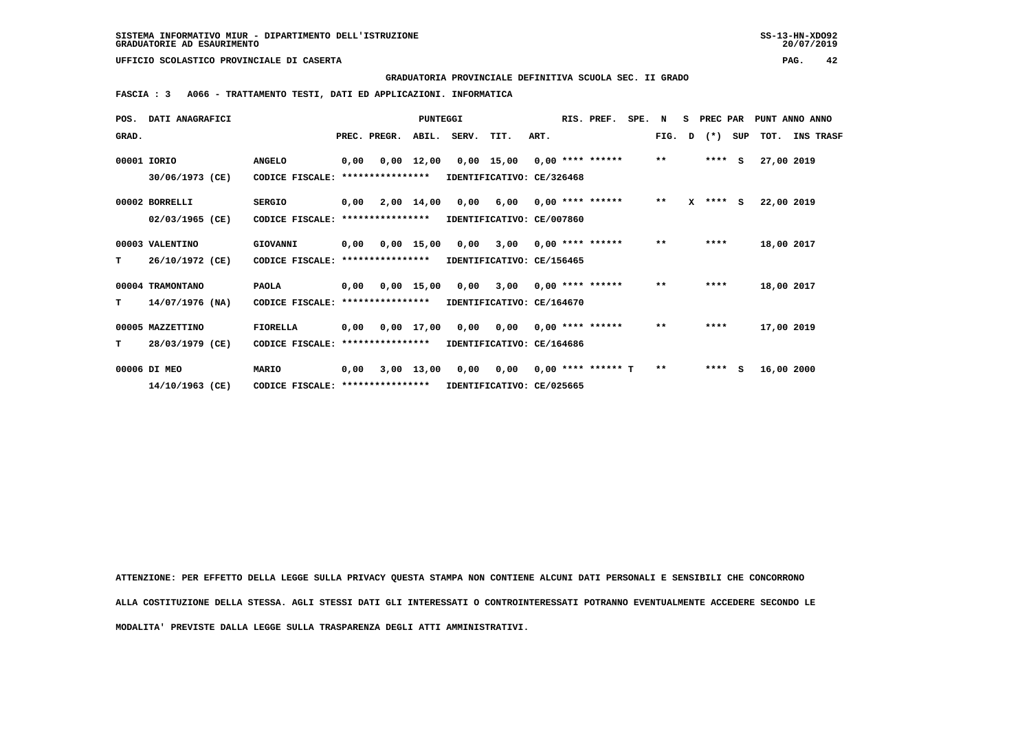SISTEMA INFORMATIVO MIUR - DIPARTIMENTO DELL'ISTRUZIONE
GRADUATORIE AD ESAURIMENTO

UFFICIO SCOLASTICO PROVINCIALE DI CASERTA

**GRADUATORIA PROVINCIALE DEFINITIVA SCUOLA SEC. II GRADO**

**FASCIA : 3 A066 - TRATTAMENTO TESTI, DATI ED APPLICAZIONI. INFORMATICA**

| POS. GRAD. | DATI ANAGRAFICI | | PREC. | PREGR. | ABIL. | SERV. | TIT. | ART. | RIS. PREF. | SPE. | N FIG. | S D | PREC PAR (*) | SUP | PUNT TOT. | ANNO INS | TRASF |
|---|---|---|---|---|---|---|---|---|---|---|---|---|---|---|---|---|---|
| 00001 | IORIO 30/06/1973 (CE) | ANGELO CODICE FISCALE: **************** IDENTIFICATIVO: CE/326468 | 0,00 | 0,00 | 12,00 | 0,00 | 15,00 | 0,00 | **** ****** | | ** | | **** | S | 27,00 | 2019 | |
| 00002 | BORRELLI 02/03/1965 (CE) | SERGIO CODICE FISCALE: **************** IDENTIFICATIVO: CE/007860 | 0,00 | 2,00 | 14,00 | 0,00 | 6,00 | 0,00 | **** ****** | | ** | X | **** | S | 22,00 | 2019 | |
| 00003 T | VALENTINO 26/10/1972 (CE) | GIOVANNI CODICE FISCALE: **************** IDENTIFICATIVO: CE/156465 | 0,00 | 0,00 | 15,00 | 0,00 | 3,00 | 0,00 | **** ****** | | ** | | **** | | 18,00 | 2017 | |
| 00004 T | TRAMONTANO 14/07/1976 (NA) | PAOLA CODICE FISCALE: **************** IDENTIFICATIVO: CE/164670 | 0,00 | 0,00 | 15,00 | 0,00 | 3,00 | 0,00 | **** ****** | | ** | | **** | | 18,00 | 2017 | |
| 00005 T | MAZZETTINO 28/03/1979 (CE) | FIORELLA CODICE FISCALE: **************** IDENTIFICATIVO: CE/164686 | 0,00 | 0,00 | 17,00 | 0,00 | 0,00 | 0,00 | **** ****** | | ** | | **** | | 17,00 | 2019 | |
| 00006 | DI MEO 14/10/1963 (CE) | MARIO CODICE FISCALE: **************** IDENTIFICATIVO: CE/025665 | 0,00 | 3,00 | 13,00 | 0,00 | 0,00 | 0,00 | **** ****** | T | ** | | **** | S | 16,00 | 2000 | |

ATTENZIONE: PER EFFETTO DELLA LEGGE SULLA PRIVACY QUESTA STAMPA NON CONTIENE ALCUNI DATI PERSONALI E SENSIBILI CHE CONCORRONO ALLA COSTITUZIONE DELLA STESSA. AGLI STESSI DATI GLI INTERESSATI O CONTROINTERESSATI POTRANNO EVENTUALMENTE ACCEDERE SECONDO LE MODALITA' PREVISTE DALLA LEGGE SULLA TRASPARENZA DEGLI ATTI AMMINISTRATIVI.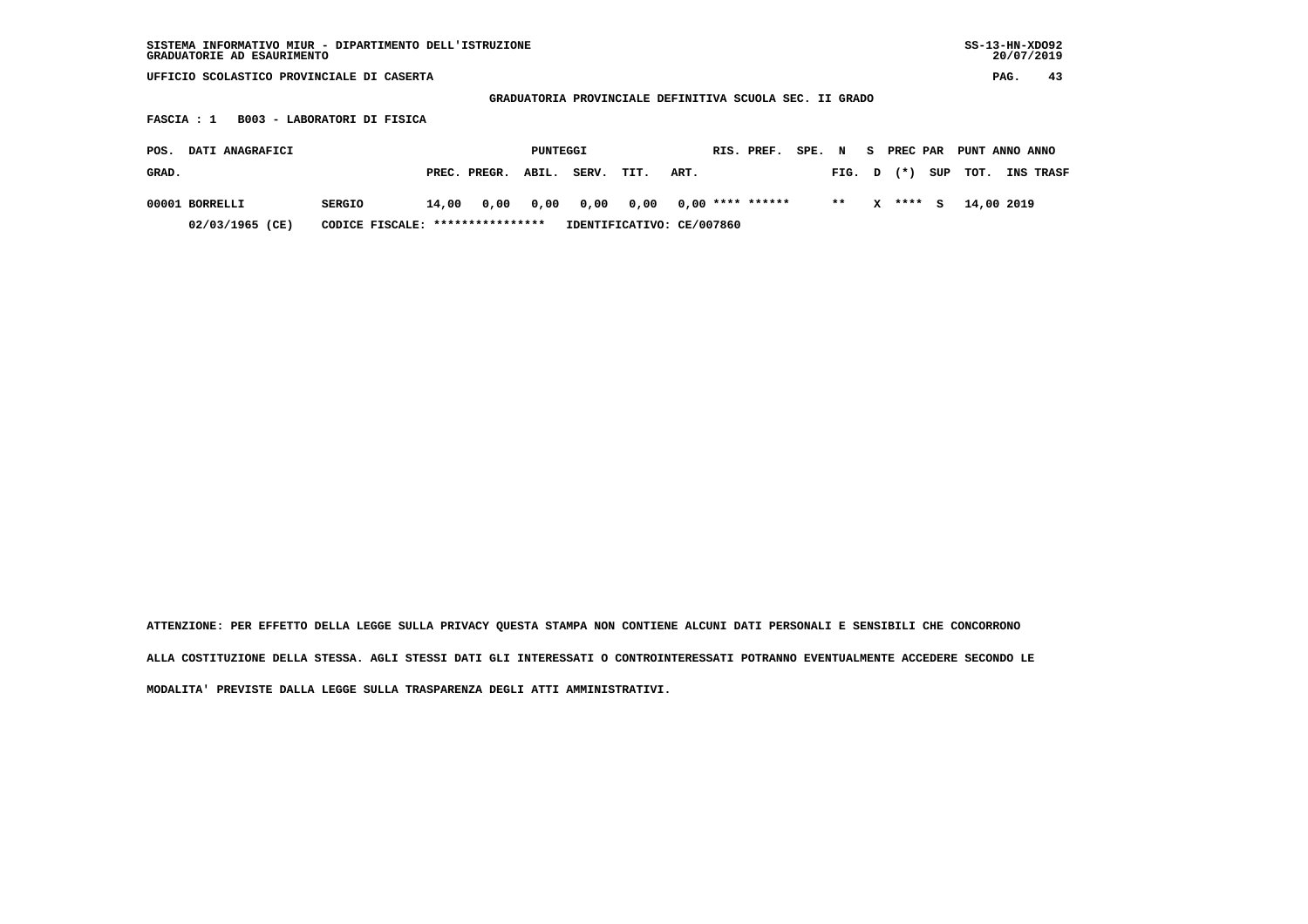SISTEMA INFORMATIVO MIUR - DIPARTIMENTO DELL'ISTRUZIONE
GRADUATORIE AD ESAURIMENTO

UFFICIO SCOLASTICO PROVINCIALE DI CASERTA

**GRADUATORIA PROVINCIALE DEFINITIVA SCUOLA SEC. II GRADO**

**FASCIA : 1 B003 - LABORATORI DI FISICA**

| POS. GRAD. | DATI ANAGRAFICI | | PUNTEGGI PREC. | PREGR. | ABIL. | SERV. | TIT. | ART. | RIS. | PREF. | SPE. | N FIG. | S D | PREC PAR (*) | SUP | PUNT TOT. | ANNO INS | ANNO TRASF |
|---|---|---|---|---|---|---|---|---|---|---|---|---|---|---|---|---|---|---|
| 00001 | BORRELLI | SERGIO | 14,00 | 0,00 | 0,00 | 0,00 | 0,00 | 0,00 | **** | ****** | | ** | X | **** | S | 14,00 | 2019 | |
| | 02/03/1965 (CE) | CODICE FISCALE: **************** | IDENTIFICATIVO: CE/007860 | | | | | | | | | | | | | | | |

ATTENZIONE: PER EFFETTO DELLA LEGGE SULLA PRIVACY QUESTA STAMPA NON CONTIENE ALCUNI DATI PERSONALI E SENSIBILI CHE CONCORRONO ALLA COSTITUZIONE DELLA STESSA. AGLI STESSI DATI GLI INTERESSATI O CONTROINTERESSATI POTRANNO EVENTUALMENTE ACCEDERE SECONDO LE MODALITA' PREVISTE DALLA LEGGE SULLA TRASPARENZA DEGLI ATTI AMMINISTRATIVI.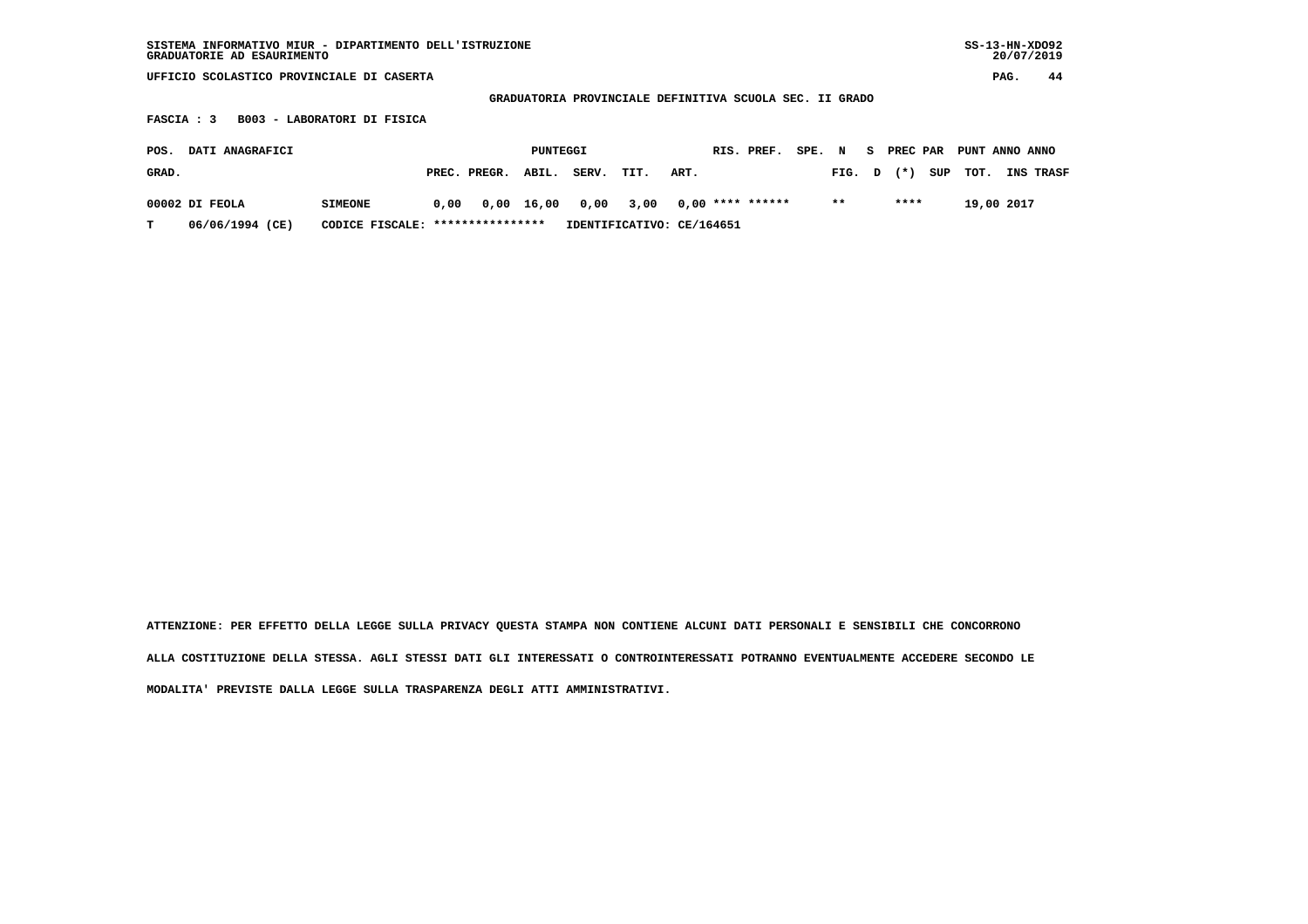SISTEMA INFORMATIVO MIUR - DIPARTIMENTO DELL'ISTRUZIONE
GRADUATORIE AD ESAURIMENTO

UFFICIO SCOLASTICO PROVINCIALE DI CASERTA

GRADUATORIA PROVINCIALE DEFINITIVA SCUOLA SEC. II GRADO

FASCIA : 3 B003 - LABORATORI DI FISICA

| POS. GRAD. | DATI ANAGRAFICI | | PREC. | PREGR. | ABIL. | SERV. | TIT. | ART. | RIS. | PREF. | SPE. | N FIG. | S D | PREC PAR (*) | SUP | PUNT TOT. | ANNO INS | ANNO TRASF |
|---|---|---|---|---|---|---|---|---|---|---|---|---|---|---|---|---|---|---|
| 00002 | DI FEOLA | SIMEONE | 0,00 | 0,00 | 16,00 | 0,00 | 3,00 | 0,00 | **** | ****** | | ** | | **** | | 19,00 | 2017 | |
| T | 06/06/1994 (CE) | CODICE FISCALE: **************** | IDENTIFICATIVO: CE/164651 | | | | | | | | | | | | | | | |

ATTENZIONE: PER EFFETTO DELLA LEGGE SULLA PRIVACY QUESTA STAMPA NON CONTIENE ALCUNI DATI PERSONALI E SENSIBILI CHE CONCORRONO ALLA COSTITUZIONE DELLA STESSA. AGLI STESSI DATI GLI INTERESSATI O CONTROINTERESSATI POTRANNO EVENTUALMENTE ACCEDERE SECONDO LE MODALITA' PREVISTE DALLA LEGGE SULLA TRASPARENZA DEGLI ATTI AMMINISTRATIVI.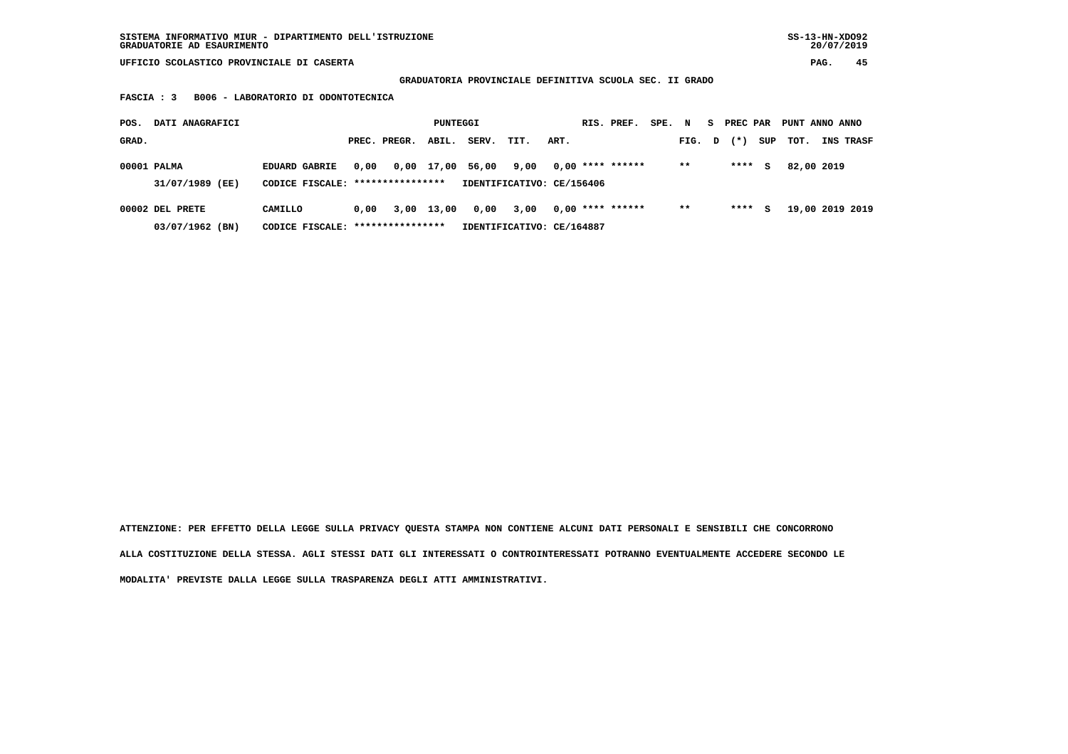SISTEMA INFORMATIVO MIUR - DIPARTIMENTO DELL'ISTRUZIONE
GRADUATORIE AD ESAURIMENTO

UFFICIO SCOLASTICO PROVINCIALE DI CASERTA

GRADUATORIA PROVINCIALE DEFINITIVA SCUOLA SEC. II GRADO

FASCIA : 3 B006 - LABORATORIO DI ODONTOTECNICA

| POS. GRAD. | DATI ANAGRAFICI | | PREC. | PREGR. | ABIL. | SERV. | TIT. | ART. | RIS. | PREF. | SPE. | N FIG. | S D | PREC (*) | PAR SUP | PUNT TOT. | ANNO INS | ANNO TRASF |
|---|---|---|---|---|---|---|---|---|---|---|---|---|---|---|---|---|---|---|
| 00001 | PALMA | EDUARD GABRIE | 0,00 | 0,00 | 17,00 | 56,00 | 9,00 | 0,00 | **** | ****** | | ** | | **** | S | 82,00 | 2019 | |
| | 31/07/1989 (EE) | CODICE FISCALE: **************** | IDENTIFICATIVO: CE/156406 | | | | | | | | | | | | | | | |
| 00002 | DEL PRETE | CAMILLO | 0,00 | 3,00 | 13,00 | 0,00 | 3,00 | 0,00 | **** | ****** | | ** | | **** | S | 19,00 | 2019 | 2019 |
| | 03/07/1962 (BN) | CODICE FISCALE: **************** | IDENTIFICATIVO: CE/164887 | | | | | | | | | | | | | | | |

ATTENZIONE: PER EFFETTO DELLA LEGGE SULLA PRIVACY QUESTA STAMPA NON CONTIENE ALCUNI DATI PERSONALI E SENSIBILI CHE CONCORRONO ALLA COSTITUZIONE DELLA STESSA. AGLI STESSI DATI GLI INTERESSATI O CONTROINTERESSATI POTRANNO EVENTUALMENTE ACCEDERE SECONDO LE MODALITA' PREVISTE DALLA LEGGE SULLA TRASPARENZA DEGLI ATTI AMMINISTRATIVI.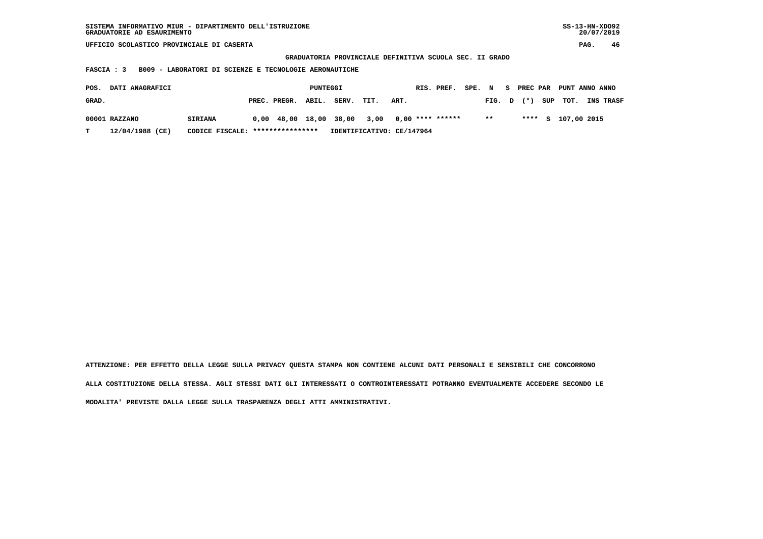SISTEMA INFORMATIVO MIUR - DIPARTIMENTO DELL'ISTRUZIONE
GRADUATORIE AD ESAURIMENTO

UFFICIO SCOLASTICO PROVINCIALE DI CASERTA

**GRADUATORIA PROVINCIALE DEFINITIVA SCUOLA SEC. II GRADO**

**FASCIA : 3 B009 - LABORATORI DI SCIENZE E TECNOLOGIE AERONAUTICHE**

| POS. GRAD. | DATI ANAGRAFICI | | PREC. | PREGR. | ABIL. | SERV. | TIT. | ART. | RIS. | PREF. | SPE. | N FIG. | S D | PREC PAR (*) | SUP | PUNT TOT. | ANNO INS | ANNO TRASF |
|---|---|---|---|---|---|---|---|---|---|---|---|---|---|---|---|---|---|---|
| 00001 | RAZZANO | SIRIANA | 0,00 | 48,00 | 18,00 | 38,00 | 3,00 | 0,00 | **** | ****** | | ** | | **** | S | 107,00 | 2015 | |
| T | 12/04/1988 (CE) | CODICE FISCALE: **************** | IDENTIFICATIVO: CE/147964 | | | | | | | | | | | | | | | |

ATTENZIONE: PER EFFETTO DELLA LEGGE SULLA PRIVACY QUESTA STAMPA NON CONTIENE ALCUNI DATI PERSONALI E SENSIBILI CHE CONCORRONO ALLA COSTITUZIONE DELLA STESSA. AGLI STESSI DATI GLI INTERESSATI O CONTROINTERESSATI POTRANNO EVENTUALMENTE ACCEDERE SECONDO LE MODALITA' PREVISTE DALLA LEGGE SULLA TRASPARENZA DEGLI ATTI AMMINISTRATIVI.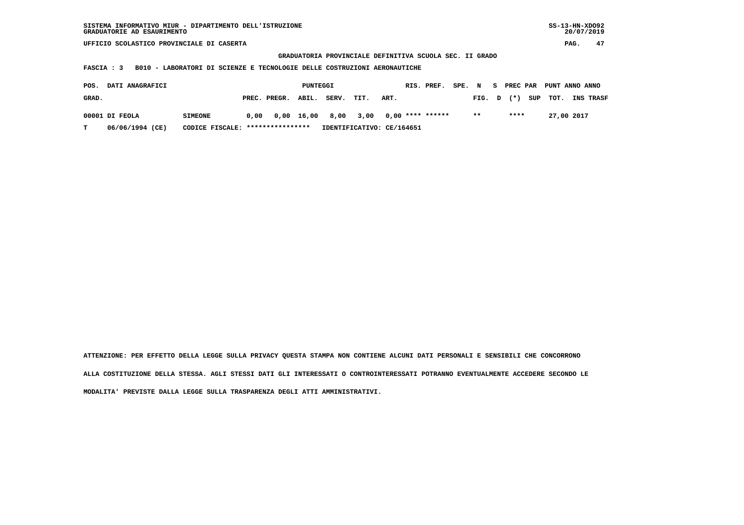SISTEMA INFORMATIVO MIUR - DIPARTIMENTO DELL'ISTRUZIONE
GRADUATORIE AD ESAURIMENTO

UFFICIO SCOLASTICO PROVINCIALE DI CASERTA

**GRADUATORIA PROVINCIALE DEFINITIVA SCUOLA SEC. II GRADO**

**FASCIA : 3  B010 - LABORATORI DI SCIENZE E TECNOLOGIE DELLE COSTRUZIONI AERONAUTICHE**

| POS. GRAD. | DATI ANAGRAFICI | | PUNTEGGI PREC. | PREGR. | ABIL. | SERV. | TIT. | ART. | RIS. | PREF. | SPE. FIG. | N D | S (*) | PREC PAR SUP | PUNT TOT. | ANNO INS | ANNO TRASF |
|---|---|---|---|---|---|---|---|---|---|---|---|---|---|---|---|---|---|
| 00001 | DI FEOLA | SIMEONE | 0,00 | 0,00 | 16,00 | 8,00 | 3,00 | 0,00 | **** | ****** | ** | | | **** | 27,00 | 2017 | |
| T | 06/06/1994 (CE) | CODICE FISCALE: **************** | | | | IDENTIFICATIVO: CE/164651 | | | | | | | | | | | |

ATTENZIONE: PER EFFETTO DELLA LEGGE SULLA PRIVACY QUESTA STAMPA NON CONTIENE ALCUNI DATI PERSONALI E SENSIBILI CHE CONCORRONO ALLA COSTITUZIONE DELLA STESSA. AGLI STESSI DATI GLI INTERESSATI O CONTROINTERESSATI POTRANNO EVENTUALMENTE ACCEDERE SECONDO LE MODALITA' PREVISTE DALLA LEGGE SULLA TRASPARENZA DEGLI ATTI AMMINISTRATIVI.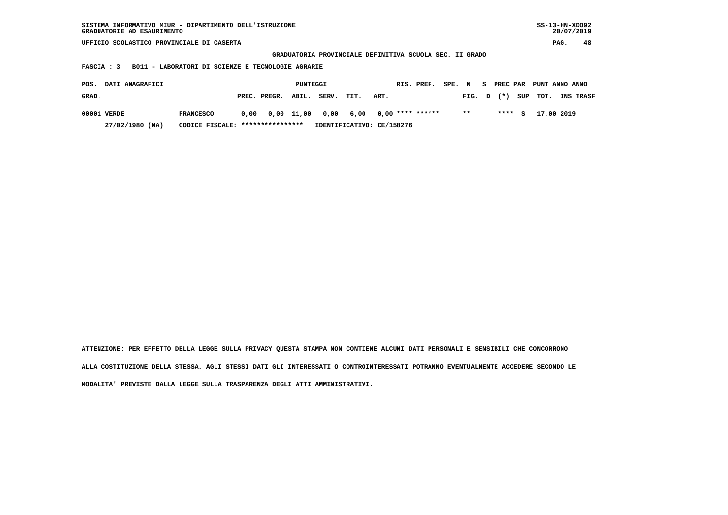SISTEMA INFORMATIVO MIUR - DIPARTIMENTO DELL'ISTRUZIONE
GRADUATORIE AD ESAURIMENTO

UFFICIO SCOLASTICO PROVINCIALE DI CASERTA

**GRADUATORIA PROVINCIALE DEFINITIVA SCUOLA SEC. II GRADO**

**FASCIA : 3 B011 - LABORATORI DI SCIENZE E TECNOLOGIE AGRARIE**

| POS. GRAD. | DATI ANAGRAFICI | | PUNTEGGI PREC. | PREGR. | ABIL. | SERV. | TIT. | ART. | RIS. | PREF. | SPE. FIG. | N D | S (*) | PREC PAR SUP | PUNT TOT. | ANNO INS | ANNO TRASF |
|---|---|---|---|---|---|---|---|---|---|---|---|---|---|---|---|---|---|
| 00001 | VERDE | FRANCESCO | 0,00 | 0,00 | 11,00 | 0,00 | 6,00 | 0,00 | **** | ****** | ** | | **** | S | 17,00 | 2019 | |
| | 27/02/1980 (NA) | CODICE FISCALE: **************** | | | | IDENTIFICATIVO: CE/158276 | | | | | | | | | | | |

ATTENZIONE: PER EFFETTO DELLA LEGGE SULLA PRIVACY QUESTA STAMPA NON CONTIENE ALCUNI DATI PERSONALI E SENSIBILI CHE CONCORRONO ALLA COSTITUZIONE DELLA STESSA. AGLI STESSI DATI GLI INTERESSATI O CONTROINTERESSATI POTRANNO EVENTUALMENTE ACCEDERE SECONDO LE MODALITA' PREVISTE DALLA LEGGE SULLA TRASPARENZA DEGLI ATTI AMMINISTRATIVI.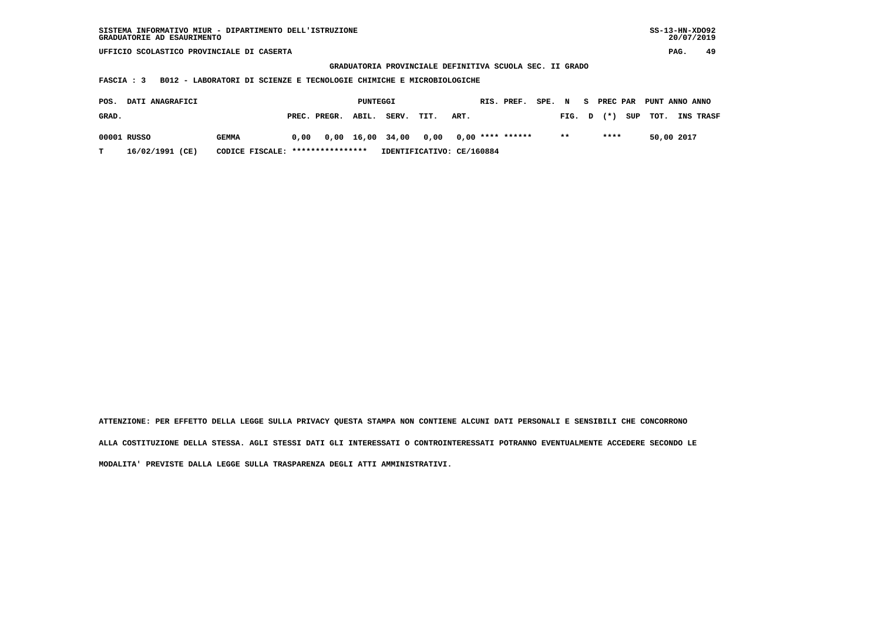SISTEMA INFORMATIVO MIUR - DIPARTIMENTO DELL'ISTRUZIONE
GRADUATORIE AD ESAURIMENTO

UFFICIO SCOLASTICO PROVINCIALE DI CASERTA

**GRADUATORIA PROVINCIALE DEFINITIVA SCUOLA SEC. II GRADO**

**FASCIA : 3 B012 - LABORATORI DI SCIENZE E TECNOLOGIE CHIMICHE E MICROBIOLOGICHE**

| POS. GRAD. | DATI ANAGRAFICI | | PUNTEGGI PREC. | PREGR. | ABIL. | SERV. | TIT. | ART. | RIS. | PREF. | SPE. | N FIG. | S D | PREC PAR (*) | SUP | PUNT TOT. | ANNO INS | ANNO TRASF |
|---|---|---|---|---|---|---|---|---|---|---|---|---|---|---|---|---|---|---|
| 00001 | RUSSO | GEMMA | 0,00 | 0,00 | 16,00 | 34,00 | 0,00 | 0,00 | **** | ****** | | ** | | **** | | 50,00 | 2017 | |
| T | 16/02/1991 (CE) | CODICE FISCALE: **************** | IDENTIFICATIVO: CE/160884 | | | | | | | | | | | | | | | |

ATTENZIONE: PER EFFETTO DELLA LEGGE SULLA PRIVACY QUESTA STAMPA NON CONTIENE ALCUNI DATI PERSONALI E SENSIBILI CHE CONCORRONO ALLA COSTITUZIONE DELLA STESSA. AGLI STESSI DATI GLI INTERESSATI O CONTROINTERESSATI POTRANNO EVENTUALMENTE ACCEDERE SECONDO LE MODALITA' PREVISTE DALLA LEGGE SULLA TRASPARENZA DEGLI ATTI AMMINISTRATIVI.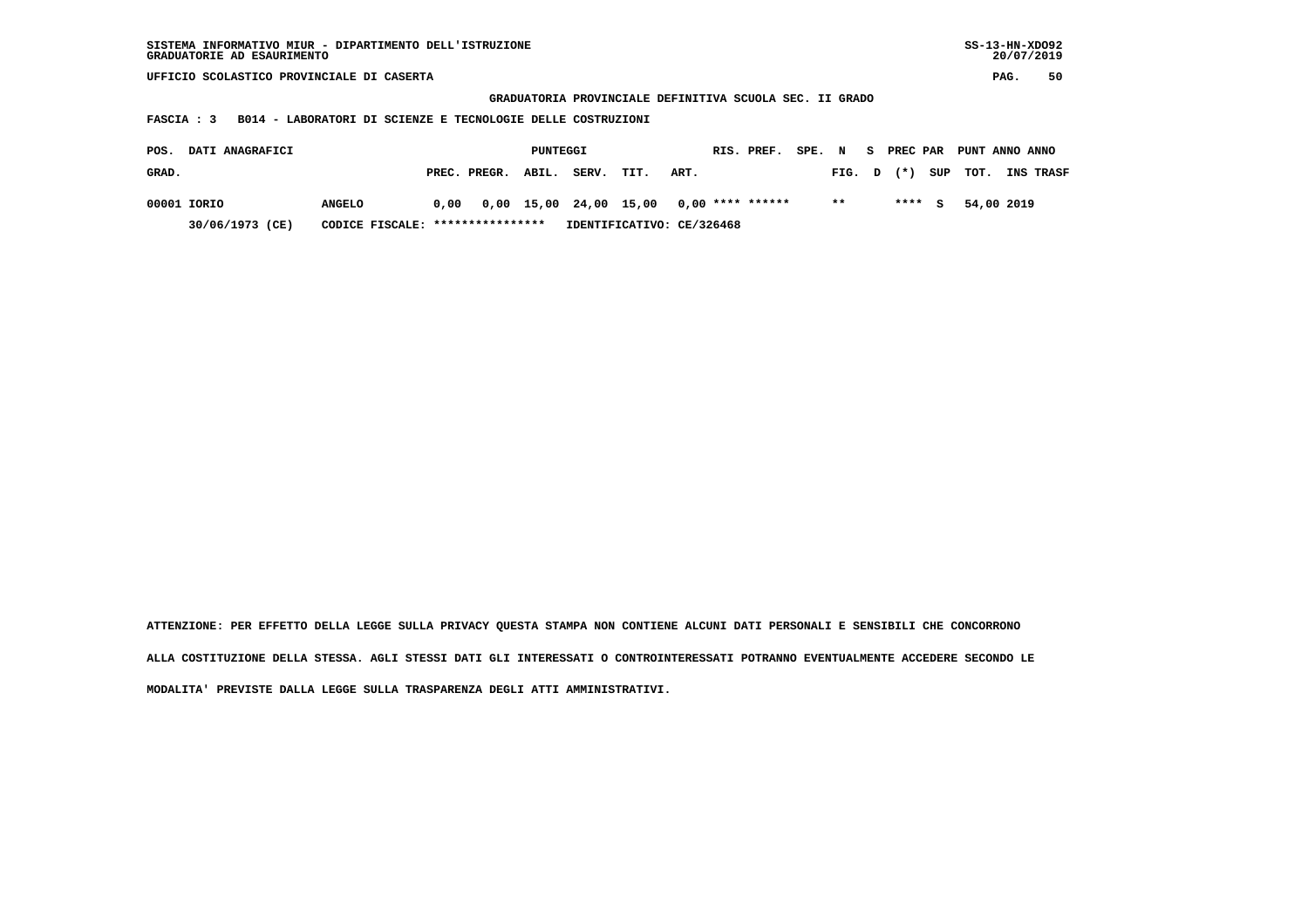SISTEMA INFORMATIVO MIUR - DIPARTIMENTO DELL'ISTRUZIONE
GRADUATORIE AD ESAURIMENTO

SS-13-HN-XDO92
20/07/2019

UFFICIO SCOLASTICO PROVINCIALE DI CASERTA

**GRADUATORIA PROVINCIALE DEFINITIVA SCUOLA SEC. II GRADO**

**FASCIA : 3 B014 - LABORATORI DI SCIENZE E TECNOLOGIE DELLE COSTRUZIONI**

| POS. GRAD. | DATI ANAGRAFICI | | PUNTEGGI PREC. | PREGR. | ABIL. | SERV. | TIT. | ART. | RIS. | PREF. | SPE. | N FIG. | S D | PREC PAR (*) | SUP | PUNT TOT. | ANNO INS | ANNO TRASF |
|---|---|---|---|---|---|---|---|---|---|---|---|---|---|---|---|---|---|---|
| 00001 | IORIO | ANGELO | 0,00 | 0,00 | 15,00 | 24,00 | 15,00 | 0,00 | **** | ****** | | ** | | **** | S | 54,00 | 2019 | |
| | 30/06/1973 (CE) | CODICE FISCALE: **************** | IDENTIFICATIVO: CE/326468 | | | | | | | | | | | | | | | |

ATTENZIONE: PER EFFETTO DELLA LEGGE SULLA PRIVACY QUESTA STAMPA NON CONTIENE ALCUNI DATI PERSONALI E SENSIBILI CHE CONCORRONO ALLA COSTITUZIONE DELLA STESSA. AGLI STESSI DATI GLI INTERESSATI O CONTROINTERESSATI POTRANNO EVENTUALMENTE ACCEDERE SECONDO LE MODALITA' PREVISTE DALLA LEGGE SULLA TRASPARENZA DEGLI ATTI AMMINISTRATIVI.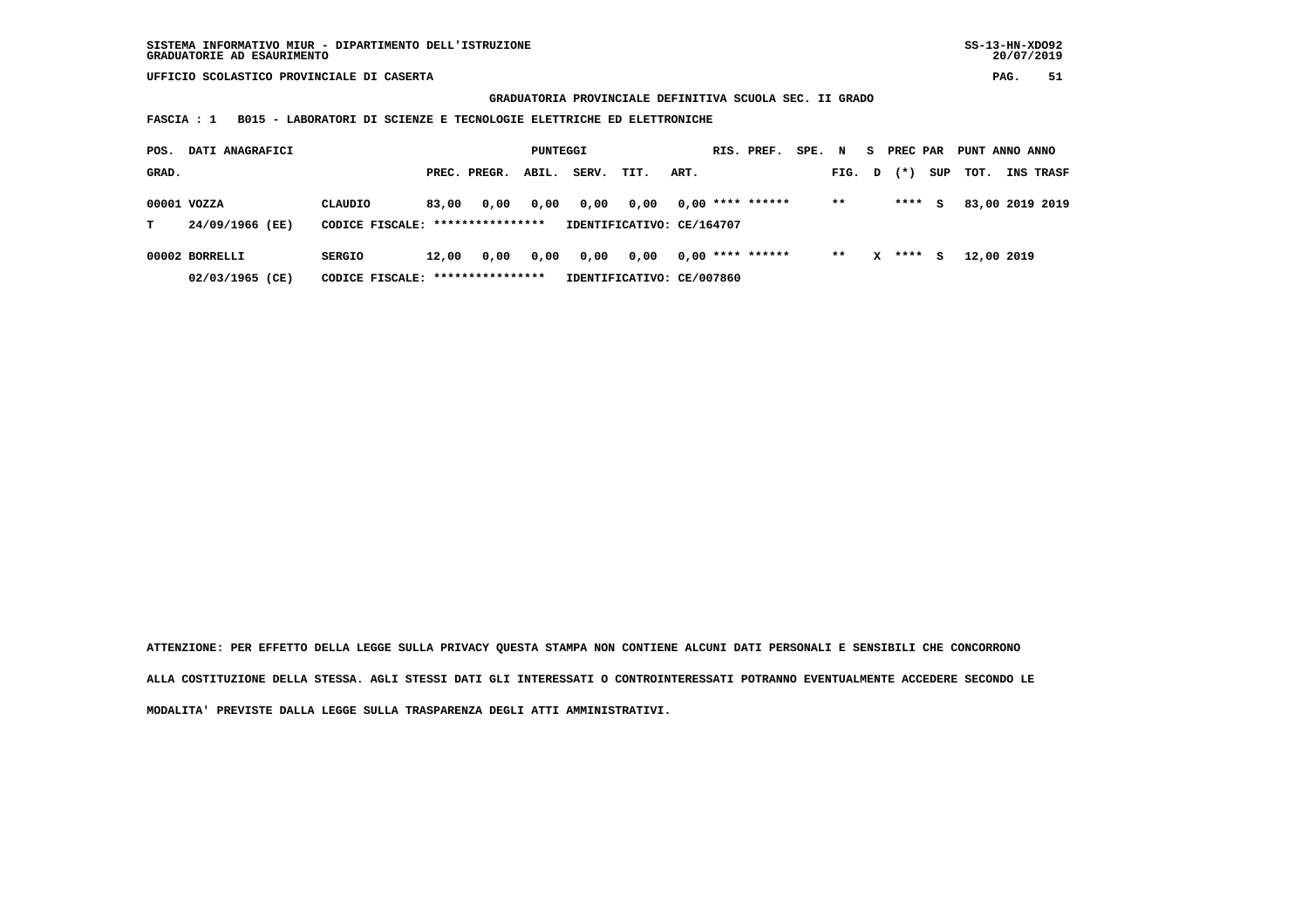SISTEMA INFORMATIVO MIUR - DIPARTIMENTO DELL'ISTRUZIONE
GRADUATORIE AD ESAURIMENTO

UFFICIO SCOLASTICO PROVINCIALE DI CASERTA

**GRADUATORIA PROVINCIALE DEFINITIVA SCUOLA SEC. II GRADO**

**FASCIA : 1 B015 - LABORATORI DI SCIENZE E TECNOLOGIE ELETTRICHE ED ELETTRONICHE**

| POS. GRAD. | DATI ANAGRAFICI | | PREC. | PREGR. | ABIL. | SERV. | TIT. | ART. | RIS. | PREF. | SPE. FIG. | N D | S (*) | PREC PAR SUP | PUNT TOT. | ANNO INS | ANNO TRASF |
|---|---|---|---|---|---|---|---|---|---|---|---|---|---|---|---|---|---|
| 00001 | VOZZA | CLAUDIO | 83,00 | 0,00 | 0,00 | 0,00 | 0,00 | 0,00 | **** | ****** | ** | | **** | S | 83,00 | 2019 | 2019 |
| T | 24/09/1966 (EE) | CODICE FISCALE: **************** | IDENTIFICATIVO: CE/164707 | | | | | | | | | | | | | | |
| 00002 | BORRELLI | SERGIO | 12,00 | 0,00 | 0,00 | 0,00 | 0,00 | 0,00 | **** | ****** | ** | X | **** | S | 12,00 | 2019 | |
| | 02/03/1965 (CE) | CODICE FISCALE: **************** | IDENTIFICATIVO: CE/007860 | | | | | | | | | | | | | | |

**ATTENZIONE: PER EFFETTO DELLA LEGGE SULLA PRIVACY QUESTA STAMPA NON CONTIENE ALCUNI DATI PERSONALI E SENSIBILI CHE CONCORRONO ALLA COSTITUZIONE DELLA STESSA. AGLI STESSI DATI GLI INTERESSATI O CONTROINTERESSATI POTRANNO EVENTUALMENTE ACCEDERE SECONDO LE MODALITA' PREVISTE DALLA LEGGE SULLA TRASPARENZA DEGLI ATTI AMMINISTRATIVI.**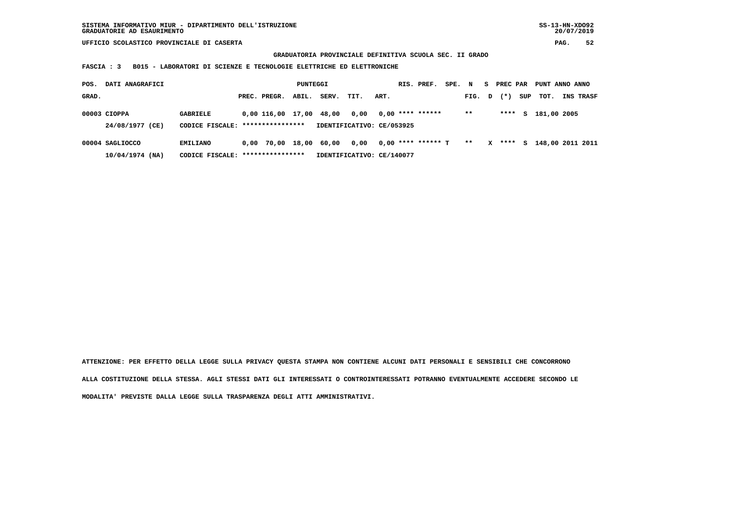SISTEMA INFORMATIVO MIUR - DIPARTIMENTO DELL'ISTRUZIONE
GRADUATORIE AD ESAURIMENTO

UFFICIO SCOLASTICO PROVINCIALE DI CASERTA

**GRADUATORIA PROVINCIALE DEFINITIVA SCUOLA SEC. II GRADO**

**FASCIA : 3 B015 - LABORATORI DI SCIENZE E TECNOLOGIE ELETTRICHE ED ELETTRONICHE**

| POS. GRAD. | DATI ANAGRAFICI | | PREC. | PREGR. | ABIL. | SERV. | TIT. | ART. | RIS. | PREF. | SPE. | N FIG. | S D | PREC (*) | PAR SUP | PUNT TOT. | ANNO INS | ANNO TRASF |
|---|---|---|---|---|---|---|---|---|---|---|---|---|---|---|---|---|---|---|
| 00003 | CIOPPA | GABRIELE | 0,00 | 116,00 | 17,00 | 48,00 | 0,00 | 0,00 | **** | ****** | | ** | | **** | S | 181,00 | 2005 | |
| | 24/08/1977 (CE) | CODICE FISCALE: **************** | IDENTIFICATIVO: CE/053925 | | | | | | | | | | | | | | | |
| 00004 | SAGLIOCCO | EMILIANO | 0,00 | 70,00 | 18,00 | 60,00 | 0,00 | 0,00 | **** | ****** | T | ** | X | **** | S | 148,00 | 2011 | 2011 |
| | 10/04/1974 (NA) | CODICE FISCALE: **************** | IDENTIFICATIVO: CE/140077 | | | | | | | | | | | | | | | |

ATTENZIONE: PER EFFETTO DELLA LEGGE SULLA PRIVACY QUESTA STAMPA NON CONTIENE ALCUNI DATI PERSONALI E SENSIBILI CHE CONCORRONO ALLA COSTITUZIONE DELLA STESSA. AGLI STESSI DATI GLI INTERESSATI O CONTROINTERESSATI POTRANNO EVENTUALMENTE ACCEDERE SECONDO LE MODALITA' PREVISTE DALLA LEGGE SULLA TRASPARENZA DEGLI ATTI AMMINISTRATIVI.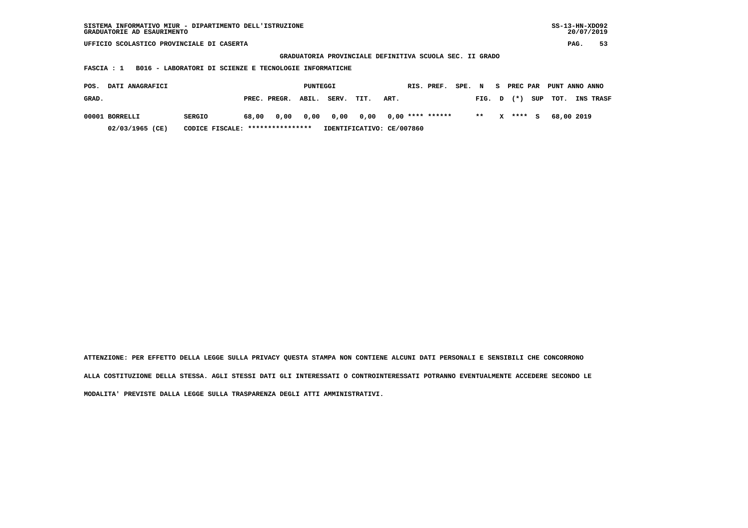SISTEMA INFORMATIVO MIUR - DIPARTIMENTO DELL'ISTRUZIONE
GRADUATORIE AD ESAURIMENTO

UFFICIO SCOLASTICO PROVINCIALE DI CASERTA

**GRADUATORIA PROVINCIALE DEFINITIVA SCUOLA SEC. II GRADO**

**FASCIA : 1 B016 - LABORATORI DI SCIENZE E TECNOLOGIE INFORMATICHE**

| POS. GRAD. | DATI ANAGRAFICI | | PUNTEGGI PREC. | PREGR. | ABIL. | SERV. | TIT. | ART. | RIS. | PREF. | SPE. | N FIG. | S D | PREC (*) | PAR SUP | PUNT TOT. | ANNO INS | ANNO TRASF |
|---|---|---|---|---|---|---|---|---|---|---|---|---|---|---|---|---|---|---|
| 00001 | BORRELLI | SERGIO | 68,00 | 0,00 | 0,00 | 0,00 | 0,00 | 0,00 | **** | ****** | | ** | X | **** | S | 68,00 | 2019 | |
| | 02/03/1965 (CE) | CODICE FISCALE: **************** | IDENTIFICATIVO: CE/007860 | | | | | | | | | | | | | | | |

ATTENZIONE: PER EFFETTO DELLA LEGGE SULLA PRIVACY QUESTA STAMPA NON CONTIENE ALCUNI DATI PERSONALI E SENSIBILI CHE CONCORRONO ALLA COSTITUZIONE DELLA STESSA. AGLI STESSI DATI GLI INTERESSATI O CONTROINTERESSATI POTRANNO EVENTUALMENTE ACCEDERE SECONDO LE MODALITA' PREVISTE DALLA LEGGE SULLA TRASPARENZA DEGLI ATTI AMMINISTRATIVI.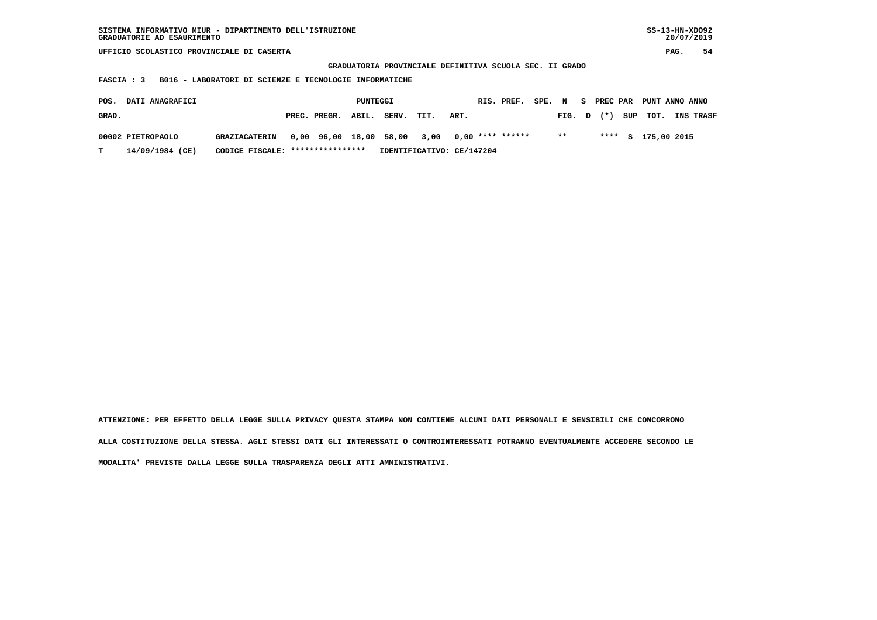SISTEMA INFORMATIVO MIUR - DIPARTIMENTO DELL'ISTRUZIONE
GRADUATORIE AD ESAURIMENTO

SS-13-HN-XDO92
20/07/2019

UFFICIO SCOLASTICO PROVINCIALE DI CASERTA

**GRADUATORIA PROVINCIALE DEFINITIVA SCUOLA SEC. II GRADO**

**FASCIA : 3 B016 - LABORATORI DI SCIENZE E TECNOLOGIE INFORMATICHE**

| POS. GRAD. | DATI ANAGRAFICI | | PREC. | PREGR. | ABIL. | SERV. | TIT. | ART. | RIS. | PREF. | SPE. | N FIG. | S D | PREC PAR (*) | SUP | PUNT TOT. | ANNO INS | ANNO TRASF |
|---|---|---|---|---|---|---|---|---|---|---|---|---|---|---|---|---|---|---|
| 00002 | PIETROPAOLO | GRAZIACATERIN | 0,00 | 96,00 | 18,00 | 58,00 | 3,00 | 0,00 | **** | ****** | | ** | | **** | S | 175,00 | 2015 | |
| T | 14/09/1984 (CE) | CODICE FISCALE: **************** | | | | IDENTIFICATIVO: CE/147204 | | | | | | | | | | | | |

ATTENZIONE: PER EFFETTO DELLA LEGGE SULLA PRIVACY QUESTA STAMPA NON CONTIENE ALCUNI DATI PERSONALI E SENSIBILI CHE CONCORRONO ALLA COSTITUZIONE DELLA STESSA. AGLI STESSI DATI GLI INTERESSATI O CONTROINTERESSATI POTRANNO EVENTUALMENTE ACCEDERE SECONDO LE MODALITA' PREVISTE DALLA LEGGE SULLA TRASPARENZA DEGLI ATTI AMMINISTRATIVI.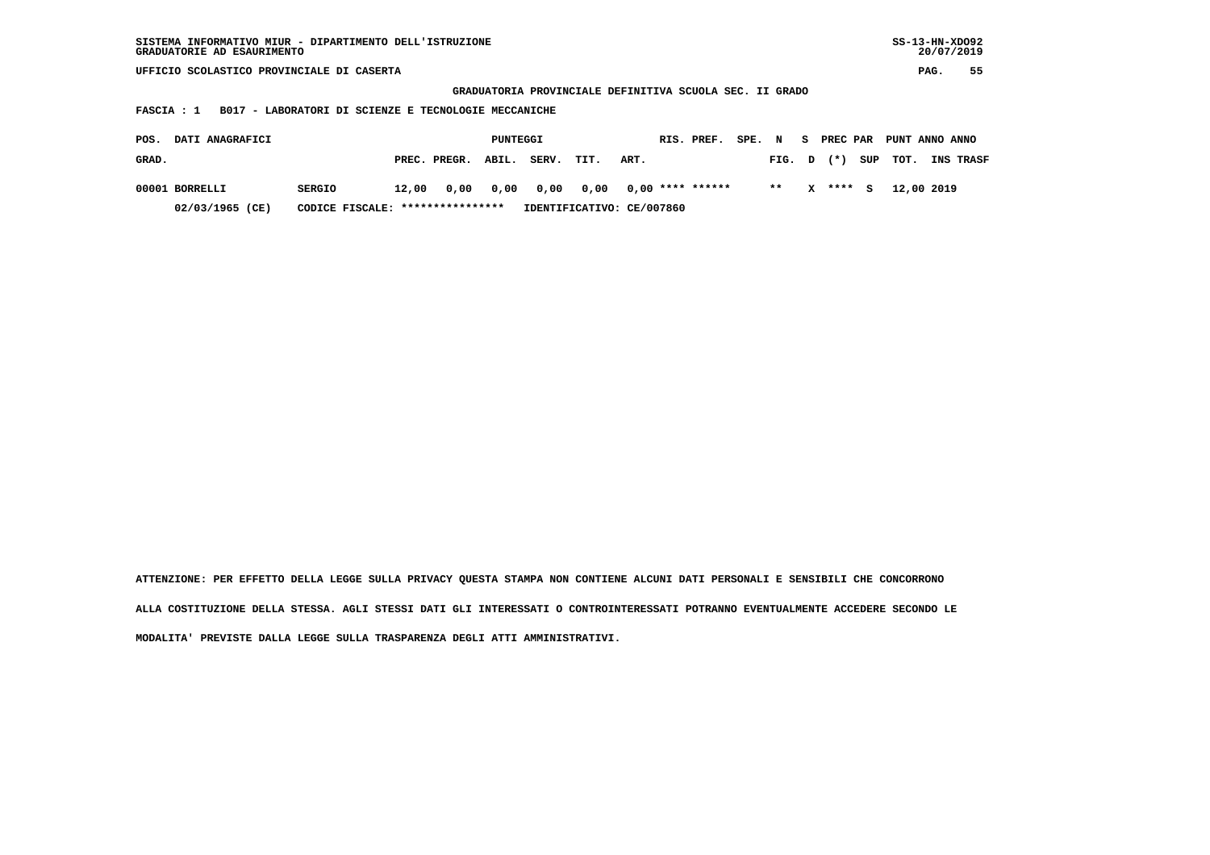SISTEMA INFORMATIVO MIUR - DIPARTIMENTO DELL'ISTRUZIONE
GRADUATORIE AD ESAURIMENTO

SS-13-HN-XDO92
20/07/2019

UFFICIO SCOLASTICO PROVINCIALE DI CASERTA

**GRADUATORIA PROVINCIALE DEFINITIVA SCUOLA SEC. II GRADO**

**FASCIA : 1 B017 - LABORATORI DI SCIENZE E TECNOLOGIE MECCANICHE**

| POS. GRAD. | DATI ANAGRAFICI | | PUNTEGGI PREC. | PREGR. | ABIL. | SERV. | TIT. | ART. | RIS. | PREF. | SPE. | N FIG. | S D | PREC PAR (*) | SUP | PUNT TOT. | ANNO INS | ANNO TRASF |
|---|---|---|---|---|---|---|---|---|---|---|---|---|---|---|---|---|---|---|
| 00001 | BORRELLI | SERGIO | 12,00 | 0,00 | 0,00 | 0,00 | 0,00 | 0,00 | **** | ****** | | ** | X | **** | S | 12,00 | 2019 | |
| | 02/03/1965 (CE) | CODICE FISCALE: **************** | IDENTIFICATIVO: CE/007860 | | | | | | | | | | | | | | | |

ATTENZIONE: PER EFFETTO DELLA LEGGE SULLA PRIVACY QUESTA STAMPA NON CONTIENE ALCUNI DATI PERSONALI E SENSIBILI CHE CONCORRONO ALLA COSTITUZIONE DELLA STESSA. AGLI STESSI DATI GLI INTERESSATI O CONTROINTERESSATI POTRANNO EVENTUALMENTE ACCEDERE SECONDO LE MODALITA' PREVISTE DALLA LEGGE SULLA TRASPARENZA DEGLI ATTI AMMINISTRATIVI.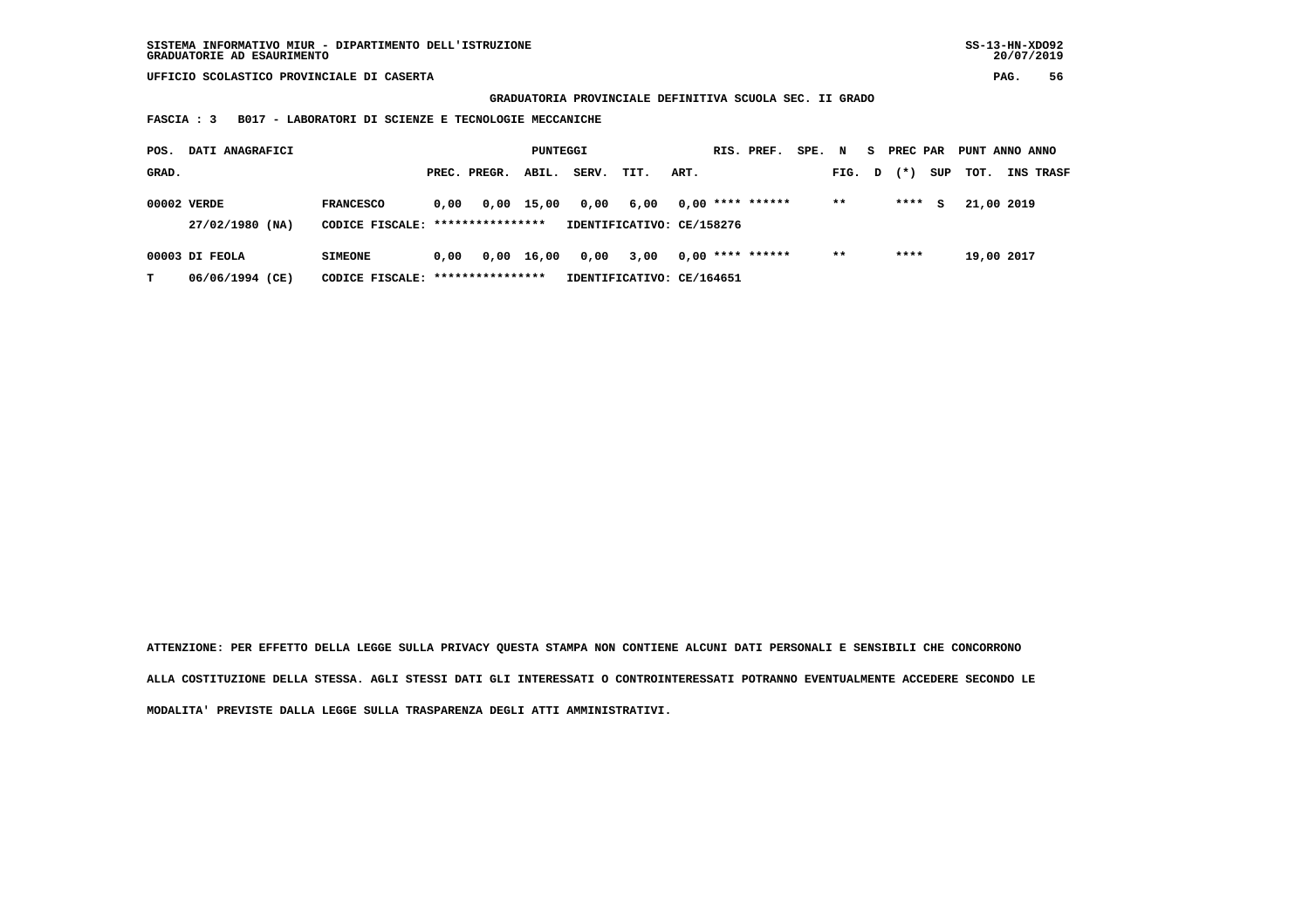GRADUATORIA PROVINCIALE DEFINITIVA SCUOLA SEC. II GRADO

**FASCIA : 3   B017 - LABORATORI DI SCIENZE E TECNOLOGIE MECCANICHE**

| POS. GRAD. | DATI ANAGRAFICI | | PREC. | PREGR. | ABIL. | SERV. | TIT. | ART. | RIS. | PREF. | SPE. | N FIG. | S D | PREC PAR (*) | SUP | PUNT TOT. | ANNO INS | ANNO TRASF |
|---|---|---|---|---|---|---|---|---|---|---|---|---|---|---|---|---|---|---|
| 00002 | VERDE 27/02/1980 (NA) | FRANCESCO CODICE FISCALE: **************** IDENTIFICATIVO: CE/158276 | 0,00 | 0,00 | 15,00 | 0,00 | 6,00 | 0,00 | **** | ****** | | ** | | **** | S | 21,00 | 2019 | |
| 00003 T | DI FEOLA 06/06/1994 (CE) | SIMEONE CODICE FISCALE: **************** IDENTIFICATIVO: CE/164651 | 0,00 | 0,00 | 16,00 | 0,00 | 3,00 | 0,00 | **** | ****** | | ** | | **** | | 19,00 | 2017 | |

ATTENZIONE: PER EFFETTO DELLA LEGGE SULLA PRIVACY QUESTA STAMPA NON CONTIENE ALCUNI DATI PERSONALI E SENSIBILI CHE CONCORRONO ALLA COSTITUZIONE DELLA STESSA. AGLI STESSI DATI GLI INTERESSATI O CONTROINTERESSATI POTRANNO EVENTUALMENTE ACCEDERE SECONDO LE MODALITA' PREVISTE DALLA LEGGE SULLA TRASPARENZA DEGLI ATTI AMMINISTRATIVI.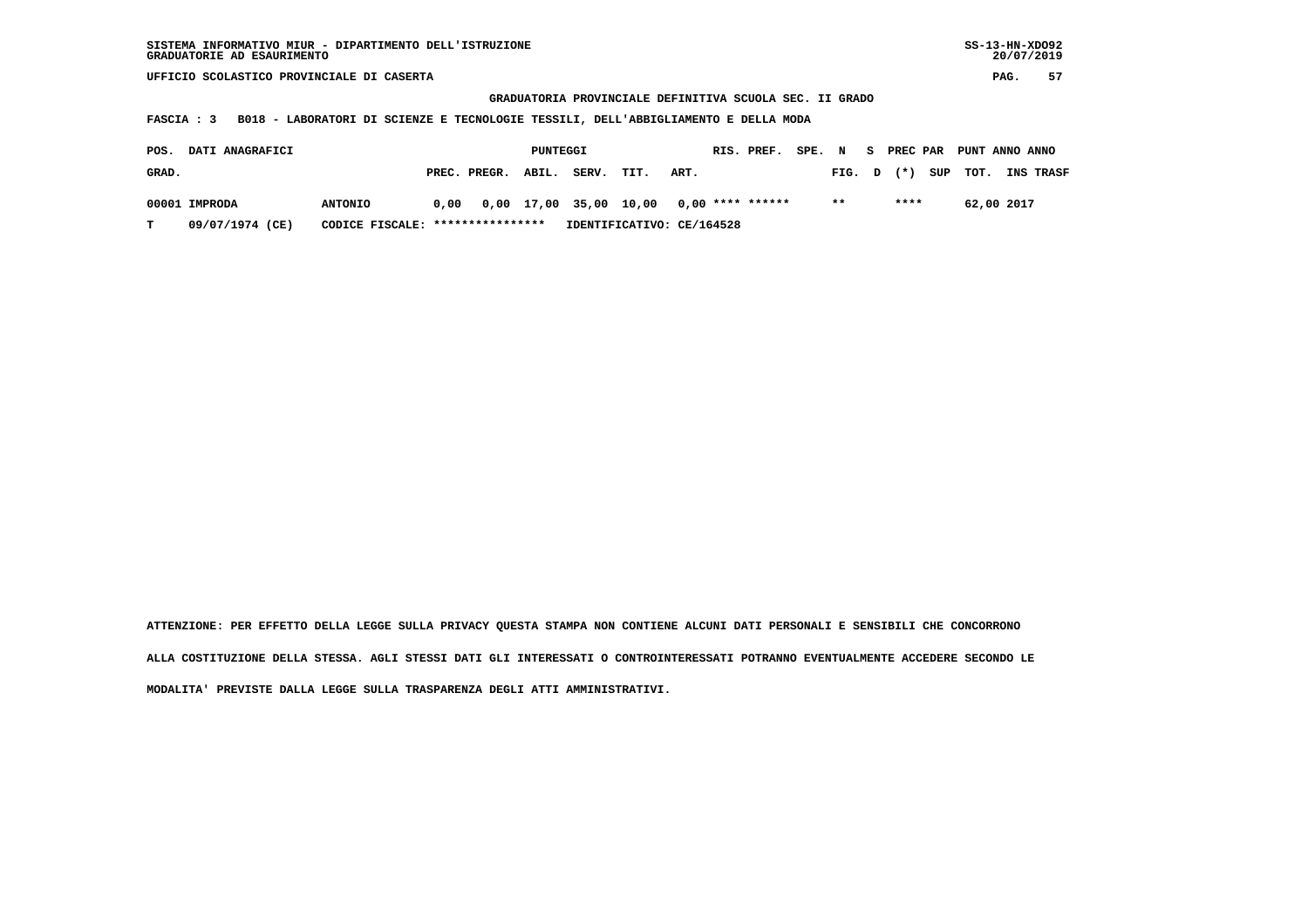SISTEMA INFORMATIVO MIUR - DIPARTIMENTO DELL'ISTRUZIONE
GRADUATORIE AD ESAURIMENTO

UFFICIO SCOLASTICO PROVINCIALE DI CASERTA

**GRADUATORIA PROVINCIALE DEFINITIVA SCUOLA SEC. II GRADO**

**FASCIA : 3 B018 - LABORATORI DI SCIENZE E TECNOLOGIE TESSILI, DELL'ABBIGLIAMENTO E DELLA MODA**

| POS. GRAD. | DATI ANAGRAFICI | | PUNTEGGI PREC. | PREGR. | ABIL. | SERV. | TIT. | ART. | RIS. | PREF. | SPE. | N FIG. | S D | PREC PAR (*) | SUP | PUNT TOT. | ANNO INS | ANNO TRASF |
|---|---|---|---|---|---|---|---|---|---|---|---|---|---|---|---|---|---|---|
| 00001 | IMPRODA | ANTONIO | 0,00 | 0,00 | 17,00 | 35,00 | 10,00 | 0,00 | **** | ****** | | ** | | **** | | 62,00 | 2017 | |
| T | 09/07/1974 (CE) | CODICE FISCALE: **************** | IDENTIFICATIVO: CE/164528 | | | | | | | | | | | | | | | |

ATTENZIONE: PER EFFETTO DELLA LEGGE SULLA PRIVACY QUESTA STAMPA NON CONTIENE ALCUNI DATI PERSONALI E SENSIBILI CHE CONCORRONO ALLA COSTITUZIONE DELLA STESSA. AGLI STESSI DATI GLI INTERESSATI O CONTROINTERESSATI POTRANNO EVENTUALMENTE ACCEDERE SECONDO LE MODALITA' PREVISTE DALLA LEGGE SULLA TRASPARENZA DEGLI ATTI AMMINISTRATIVI.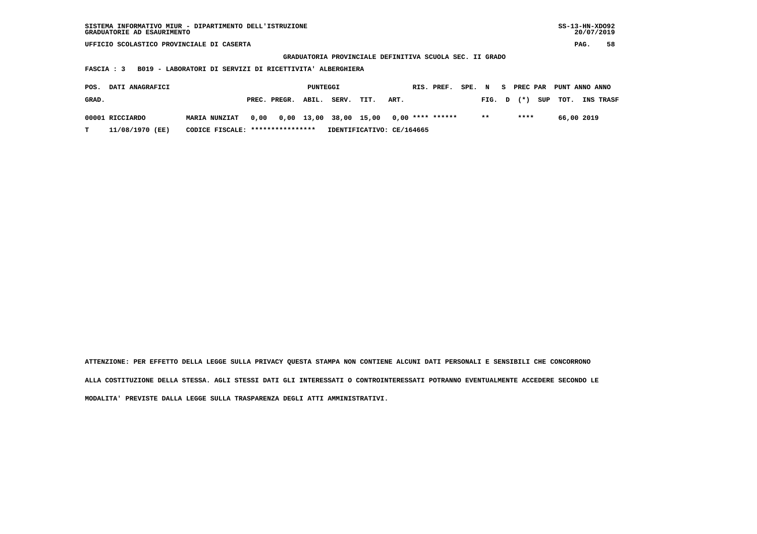SISTEMA INFORMATIVO MIUR - DIPARTIMENTO DELL'ISTRUZIONE
GRADUATORIE AD ESAURIMENTO

UFFICIO SCOLASTICO PROVINCIALE DI CASERTA

GRADUATORIA PROVINCIALE DEFINITIVA SCUOLA SEC. II GRADO

FASCIA : 3   B019 - LABORATORI DI SERVIZI DI RICETTIVITA' ALBERGHIERA

| POS. GRAD. | DATI ANAGRAFICI | | PUNTEGGI PREC. | PREGR. | ABIL. | SERV. | TIT. | ART. | RIS. | PREF. | SPE. | N FIG. | S D | PREC PAR (*) | SUP | PUNT TOT. | ANNO INS | ANNO TRASF |
|---|---|---|---|---|---|---|---|---|---|---|---|---|---|---|---|---|---|---|
| 00001 | RICCIARDO | MARIA NUNZIAT | 0,00 | 0,00 | 13,00 | 38,00 | 15,00 | 0,00 | **** | ****** | | ** | | **** | | 66,00 | 2019 | |
| T | 11/08/1970 (EE) | CODICE FISCALE: **************** | IDENTIFICATIVO: CE/164665 | | | | | | | | | | | | | | | |

ATTENZIONE: PER EFFETTO DELLA LEGGE SULLA PRIVACY QUESTA STAMPA NON CONTIENE ALCUNI DATI PERSONALI E SENSIBILI CHE CONCORRONO ALLA COSTITUZIONE DELLA STESSA. AGLI STESSI DATI GLI INTERESSATI O CONTROINTERESSATI POTRANNO EVENTUALMENTE ACCEDERE SECONDO LE MODALITA' PREVISTE DALLA LEGGE SULLA TRASPARENZA DEGLI ATTI AMMINISTRATIVI.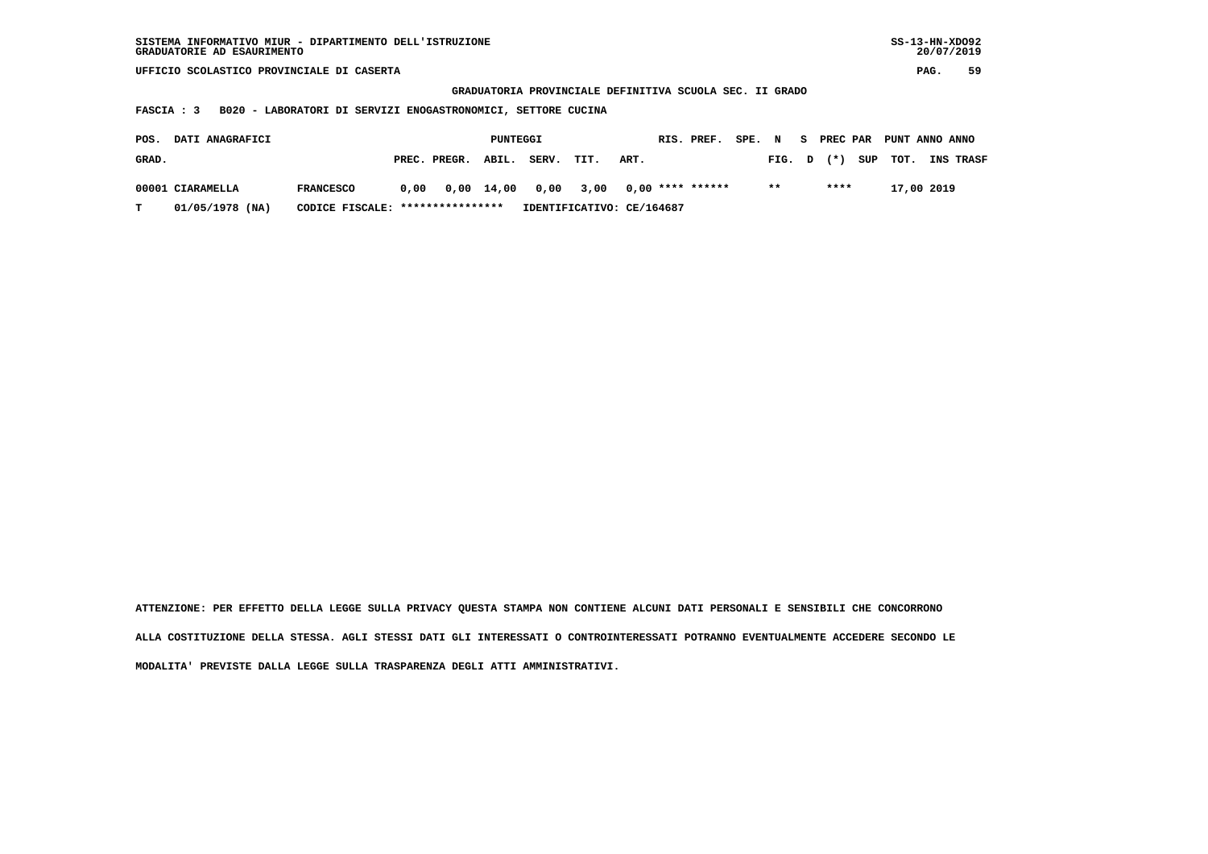SISTEMA INFORMATIVO MIUR - DIPARTIMENTO DELL'ISTRUZIONE
GRADUATORIE AD ESAURIMENTO

SS-13-HN-XDO92
20/07/2019

UFFICIO SCOLASTICO PROVINCIALE DI CASERTA

GRADUATORIA PROVINCIALE DEFINITIVA SCUOLA SEC. II GRADO

FASCIA : 3 B020 - LABORATORI DI SERVIZI ENOGASTRONOMICI, SETTORE CUCINA

| POS. GRAD. | DATI ANAGRAFICI | | PUNTEGGI PREC. | PREGR. | ABIL. | SERV. | TIT. | ART. | RIS. | PREF. | SPE. | N FIG. | S D | PREC PAR (*) | SUP | PUNT TOT. | ANNO INS | ANNO TRASF |
|---|---|---|---|---|---|---|---|---|---|---|---|---|---|---|---|---|---|---|
| 00001 | CIARAMELLA | FRANCESCO | 0,00 | 0,00 | 14,00 | 0,00 | 3,00 | 0,00 | **** | ****** | | ** | | **** | | 17,00 | 2019 | |
| T | 01/05/1978 (NA) | CODICE FISCALE: **************** | IDENTIFICATIVO: CE/164687 | | | | | | | | | | | | | | | |

ATTENZIONE: PER EFFETTO DELLA LEGGE SULLA PRIVACY QUESTA STAMPA NON CONTIENE ALCUNI DATI PERSONALI E SENSIBILI CHE CONCORRONO ALLA COSTITUZIONE DELLA STESSA. AGLI STESSI DATI GLI INTERESSATI O CONTROINTERESSATI POTRANNO EVENTUALMENTE ACCEDERE SECONDO LE MODALITA' PREVISTE DALLA LEGGE SULLA TRASPARENZA DEGLI ATTI AMMINISTRATIVI.